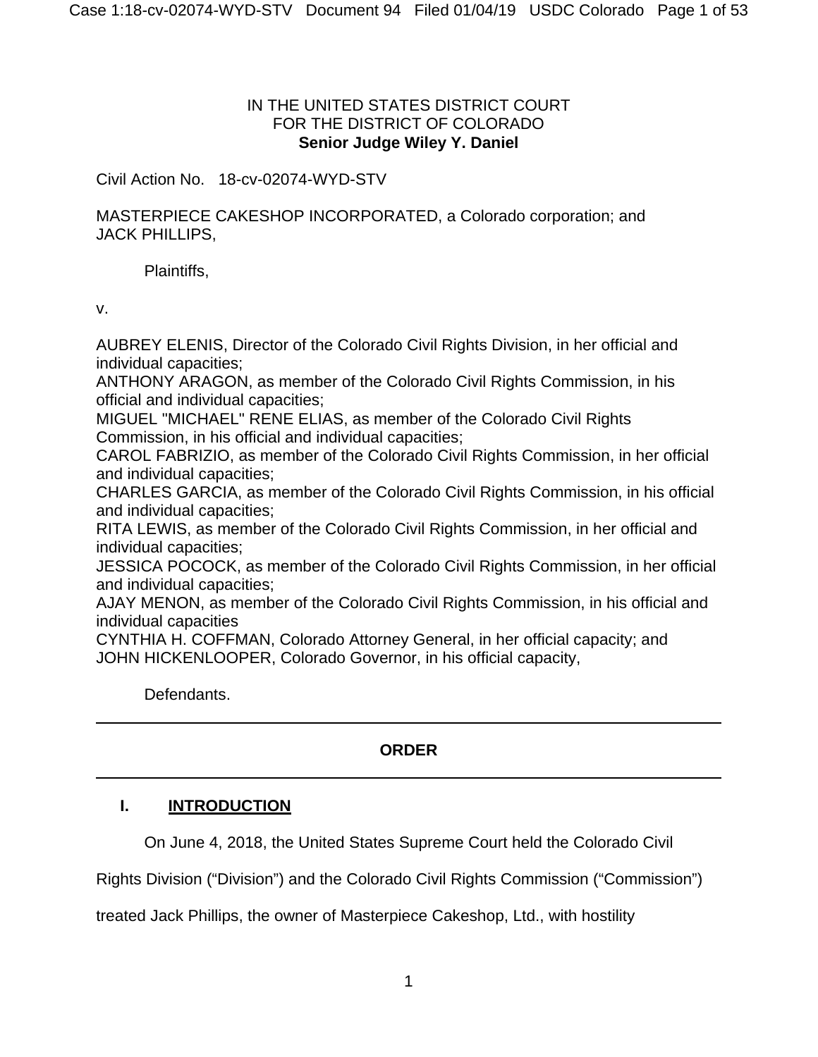IN THE UNITED STATES DISTRICT COURT
FOR THE DISTRICT OF COLORADO
**Senior Judge Wiley Y. Daniel**

Civil Action No. 18-cv-02074-WYD-STV

MASTERPIECE CAKESHOP INCORPORATED, a Colorado corporation; and
JACK PHILLIPS,

Plaintiffs,

v.

AUBREY ELENIS, Director of the Colorado Civil Rights Division, in her official and individual capacities;
ANTHONY ARAGON, as member of the Colorado Civil Rights Commission, in his official and individual capacities;
MIGUEL "MICHAEL" RENE ELIAS, as member of the Colorado Civil Rights Commission, in his official and individual capacities;
CAROL FABRIZIO, as member of the Colorado Civil Rights Commission, in her official and individual capacities;
CHARLES GARCIA, as member of the Colorado Civil Rights Commission, in his official and individual capacities;
RITA LEWIS, as member of the Colorado Civil Rights Commission, in her official and individual capacities;
JESSICA POCOCK, as member of the Colorado Civil Rights Commission, in her official and individual capacities;
AJAY MENON, as member of the Colorado Civil Rights Commission, in his official and individual capacities
CYNTHIA H. COFFMAN, Colorado Attorney General, in her official capacity; and
JOHN HICKENLOOPER, Colorado Governor, in his official capacity,

Defendants.

---

**ORDER**

---

## I. INTRODUCTION

On June 4, 2018, the United States Supreme Court held the Colorado Civil Rights Division ("Division") and the Colorado Civil Rights Commission ("Commission") treated Jack Phillips, the owner of Masterpiece Cakeshop, Ltd., with hostility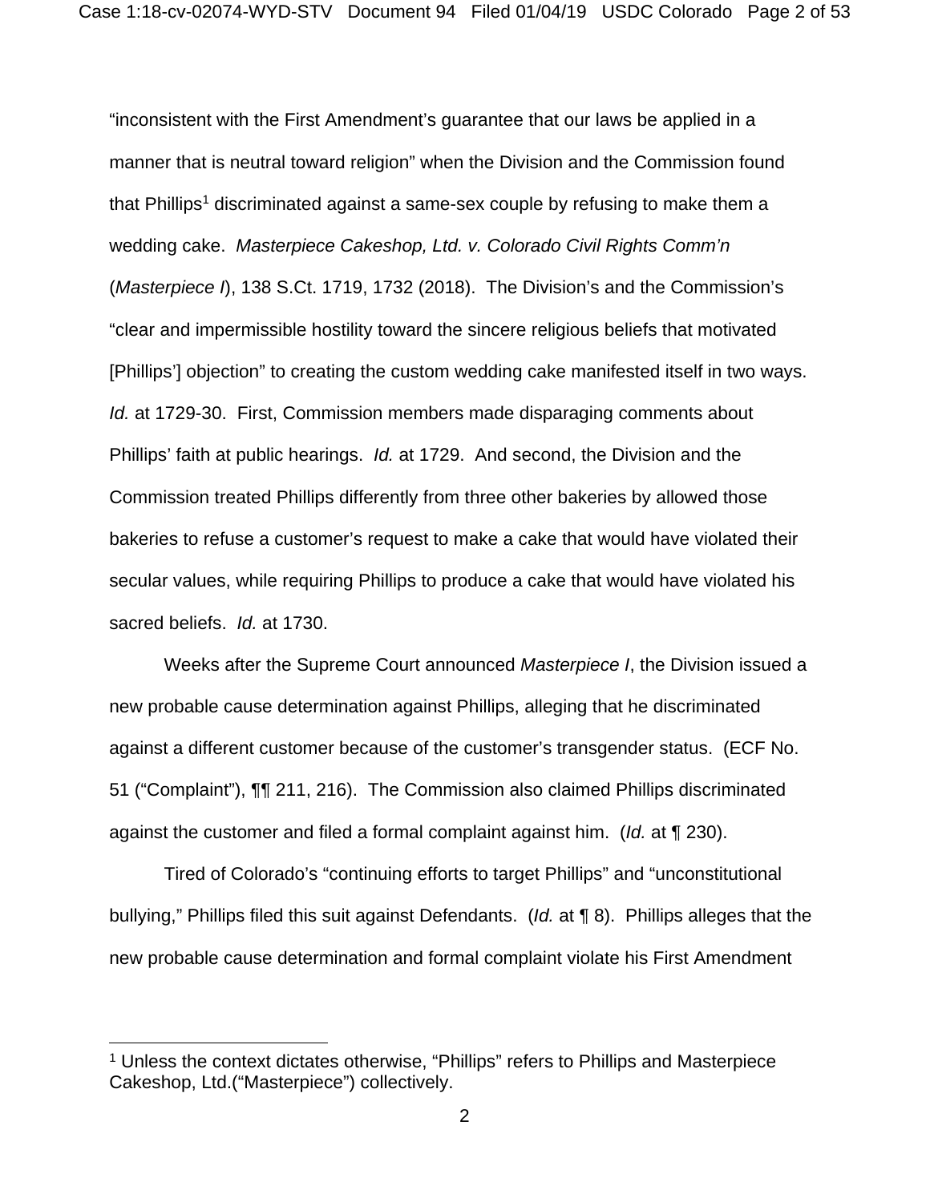"inconsistent with the First Amendment's guarantee that our laws be applied in a manner that is neutral toward religion" when the Division and the Commission found that Phillips[1] discriminated against a same-sex couple by refusing to make them a wedding cake. *Masterpiece Cakeshop, Ltd. v. Colorado Civil Rights Comm'n* (*Masterpiece I*), 138 S.Ct. 1719, 1732 (2018). The Division's and the Commission's "clear and impermissible hostility toward the sincere religious beliefs that motivated [Phillips'] objection" to creating the custom wedding cake manifested itself in two ways. *Id.* at 1729-30. First, Commission members made disparaging comments about Phillips' faith at public hearings. *Id.* at 1729. And second, the Division and the Commission treated Phillips differently from three other bakeries by allowed those bakeries to refuse a customer's request to make a cake that would have violated their secular values, while requiring Phillips to produce a cake that would have violated his sacred beliefs. *Id.* at 1730.

Weeks after the Supreme Court announced *Masterpiece I*, the Division issued a new probable cause determination against Phillips, alleging that he discriminated against a different customer because of the customer's transgender status. (ECF No. 51 ("Complaint"), ¶¶ 211, 216). The Commission also claimed Phillips discriminated against the customer and filed a formal complaint against him. (*Id.* at ¶ 230).

Tired of Colorado's "continuing efforts to target Phillips" and "unconstitutional bullying," Phillips filed this suit against Defendants. (*Id.* at ¶ 8). Phillips alleges that the new probable cause determination and formal complaint violate his First Amendment

---

[1] Unless the context dictates otherwise, "Phillips" refers to Phillips and Masterpiece Cakeshop, Ltd.("Masterpiece") collectively.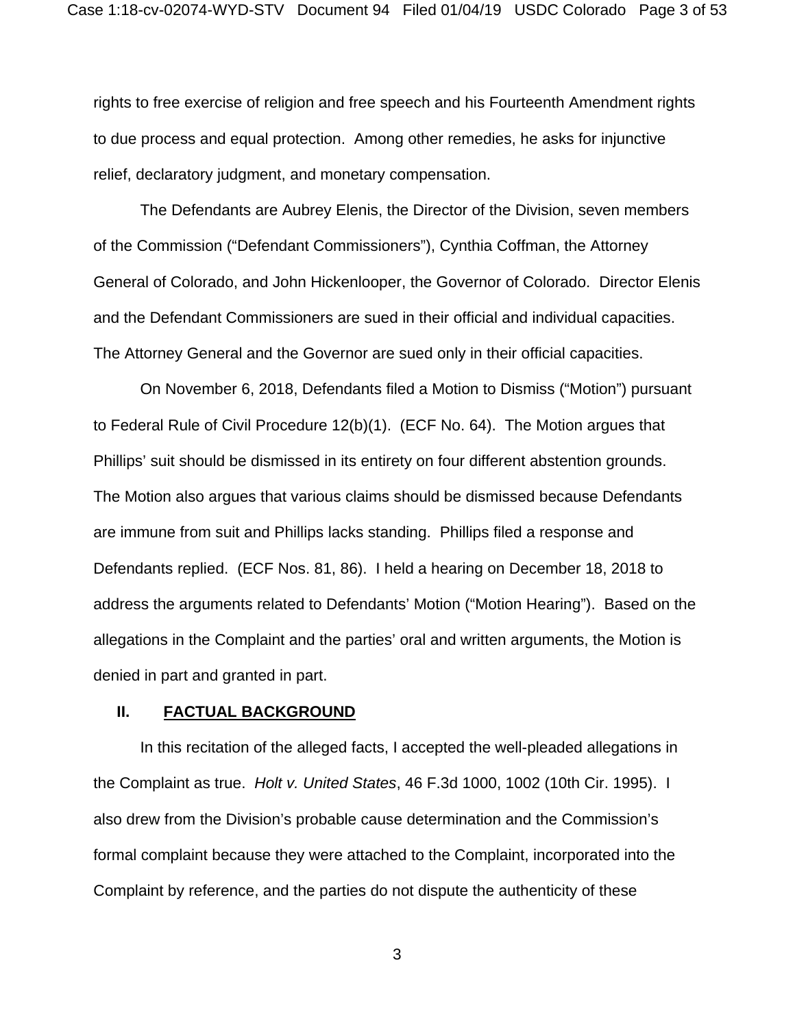rights to free exercise of religion and free speech and his Fourteenth Amendment rights to due process and equal protection. Among other remedies, he asks for injunctive relief, declaratory judgment, and monetary compensation.

The Defendants are Aubrey Elenis, the Director of the Division, seven members of the Commission ("Defendant Commissioners"), Cynthia Coffman, the Attorney General of Colorado, and John Hickenlooper, the Governor of Colorado. Director Elenis and the Defendant Commissioners are sued in their official and individual capacities. The Attorney General and the Governor are sued only in their official capacities.

On November 6, 2018, Defendants filed a Motion to Dismiss ("Motion") pursuant to Federal Rule of Civil Procedure 12(b)(1). (ECF No. 64). The Motion argues that Phillips' suit should be dismissed in its entirety on four different abstention grounds. The Motion also argues that various claims should be dismissed because Defendants are immune from suit and Phillips lacks standing. Phillips filed a response and Defendants replied. (ECF Nos. 81, 86). I held a hearing on December 18, 2018 to address the arguments related to Defendants' Motion ("Motion Hearing"). Based on the allegations in the Complaint and the parties' oral and written arguments, the Motion is denied in part and granted in part.

## II. FACTUAL BACKGROUND

In this recitation of the alleged facts, I accepted the well-pleaded allegations in the Complaint as true. *Holt v. United States*, 46 F.3d 1000, 1002 (10th Cir. 1995). I also drew from the Division's probable cause determination and the Commission's formal complaint because they were attached to the Complaint, incorporated into the Complaint by reference, and the parties do not dispute the authenticity of these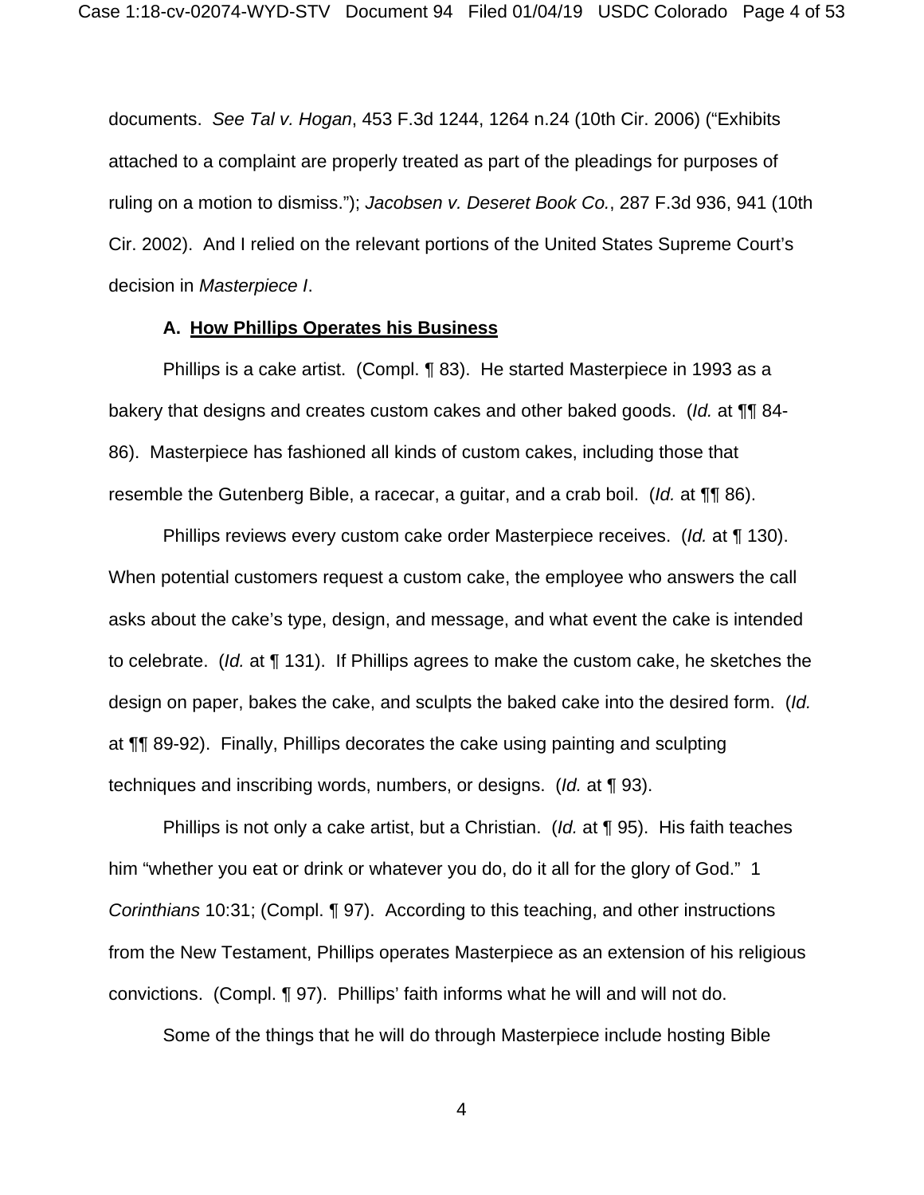documents. *See Tal v. Hogan*, 453 F.3d 1244, 1264 n.24 (10th Cir. 2006) ("Exhibits attached to a complaint are properly treated as part of the pleadings for purposes of ruling on a motion to dismiss."); *Jacobsen v. Deseret Book Co.*, 287 F.3d 936, 941 (10th Cir. 2002). And I relied on the relevant portions of the United States Supreme Court's decision in *Masterpiece I*.

### A. How Phillips Operates his Business

Phillips is a cake artist. (Compl. ¶ 83). He started Masterpiece in 1993 as a bakery that designs and creates custom cakes and other baked goods. (*Id.* at ¶¶ 84-86). Masterpiece has fashioned all kinds of custom cakes, including those that resemble the Gutenberg Bible, a racecar, a guitar, and a crab boil. (*Id.* at ¶¶ 86).

Phillips reviews every custom cake order Masterpiece receives. (*Id.* at ¶ 130). When potential customers request a custom cake, the employee who answers the call asks about the cake's type, design, and message, and what event the cake is intended to celebrate. (*Id.* at ¶ 131). If Phillips agrees to make the custom cake, he sketches the design on paper, bakes the cake, and sculpts the baked cake into the desired form. (*Id.* at ¶¶ 89-92). Finally, Phillips decorates the cake using painting and sculpting techniques and inscribing words, numbers, or designs. (*Id.* at ¶ 93).

Phillips is not only a cake artist, but a Christian. (*Id.* at ¶ 95). His faith teaches him "whether you eat or drink or whatever you do, do it all for the glory of God." 1 *Corinthians* 10:31; (Compl. ¶ 97). According to this teaching, and other instructions from the New Testament, Phillips operates Masterpiece as an extension of his religious convictions. (Compl. ¶ 97). Phillips' faith informs what he will and will not do.

Some of the things that he will do through Masterpiece include hosting Bible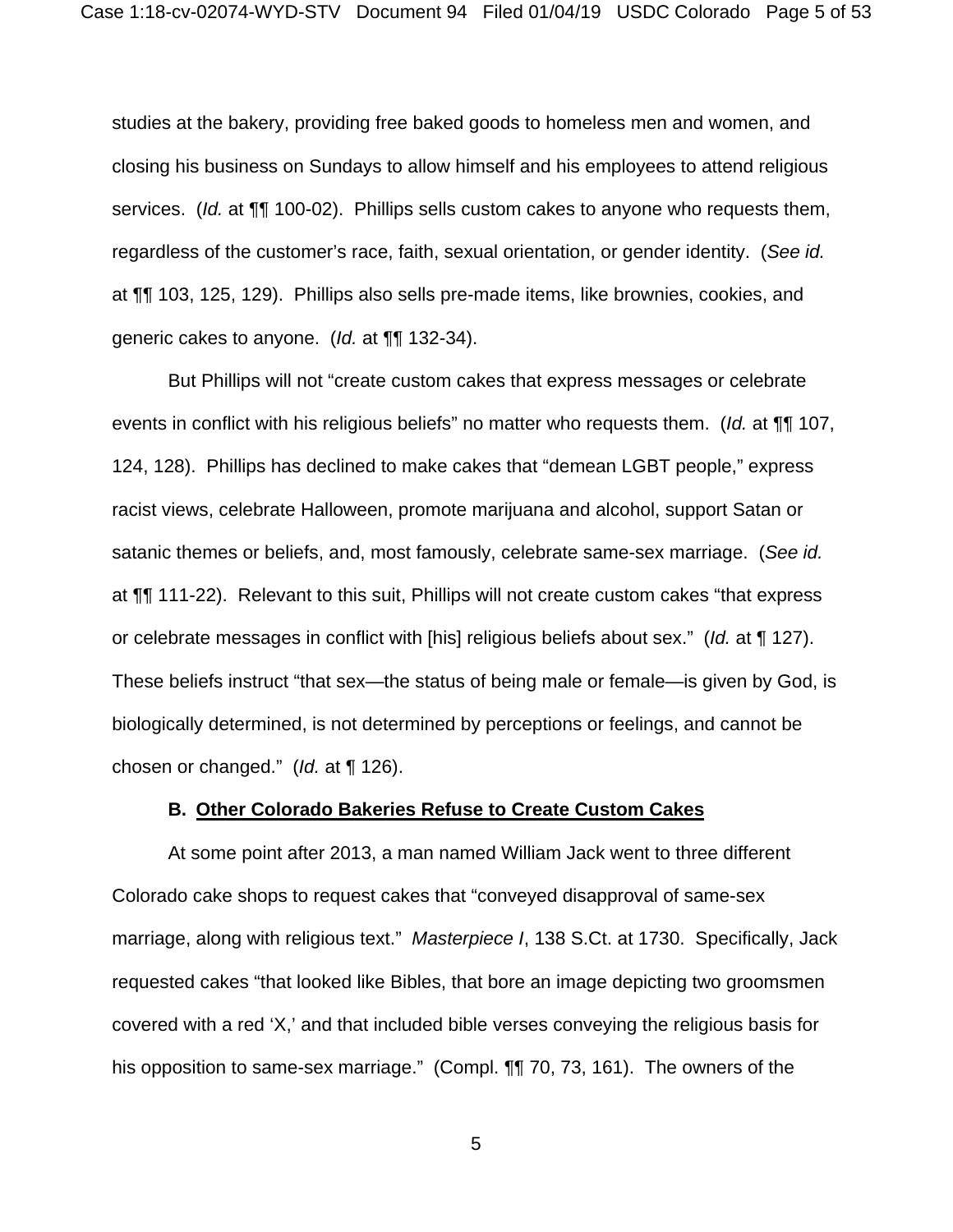studies at the bakery, providing free baked goods to homeless men and women, and closing his business on Sundays to allow himself and his employees to attend religious services. (*Id.* at ¶¶ 100-02). Phillips sells custom cakes to anyone who requests them, regardless of the customer's race, faith, sexual orientation, or gender identity. (*See id.* at ¶¶ 103, 125, 129). Phillips also sells pre-made items, like brownies, cookies, and generic cakes to anyone. (*Id.* at ¶¶ 132-34).

But Phillips will not "create custom cakes that express messages or celebrate events in conflict with his religious beliefs" no matter who requests them. (*Id.* at ¶¶ 107, 124, 128). Phillips has declined to make cakes that "demean LGBT people," express racist views, celebrate Halloween, promote marijuana and alcohol, support Satan or satanic themes or beliefs, and, most famously, celebrate same-sex marriage. (*See id.* at ¶¶ 111-22). Relevant to this suit, Phillips will not create custom cakes "that express or celebrate messages in conflict with [his] religious beliefs about sex." (*Id.* at ¶ 127). These beliefs instruct "that sex—the status of being male or female—is given by God, is biologically determined, is not determined by perceptions or feelings, and cannot be chosen or changed." (*Id.* at ¶ 126).

### B. Other Colorado Bakeries Refuse to Create Custom Cakes

At some point after 2013, a man named William Jack went to three different Colorado cake shops to request cakes that "conveyed disapproval of same-sex marriage, along with religious text." *Masterpiece I*, 138 S.Ct. at 1730. Specifically, Jack requested cakes "that looked like Bibles, that bore an image depicting two groomsmen covered with a red 'X,' and that included bible verses conveying the religious basis for his opposition to same-sex marriage." (Compl. ¶¶ 70, 73, 161). The owners of the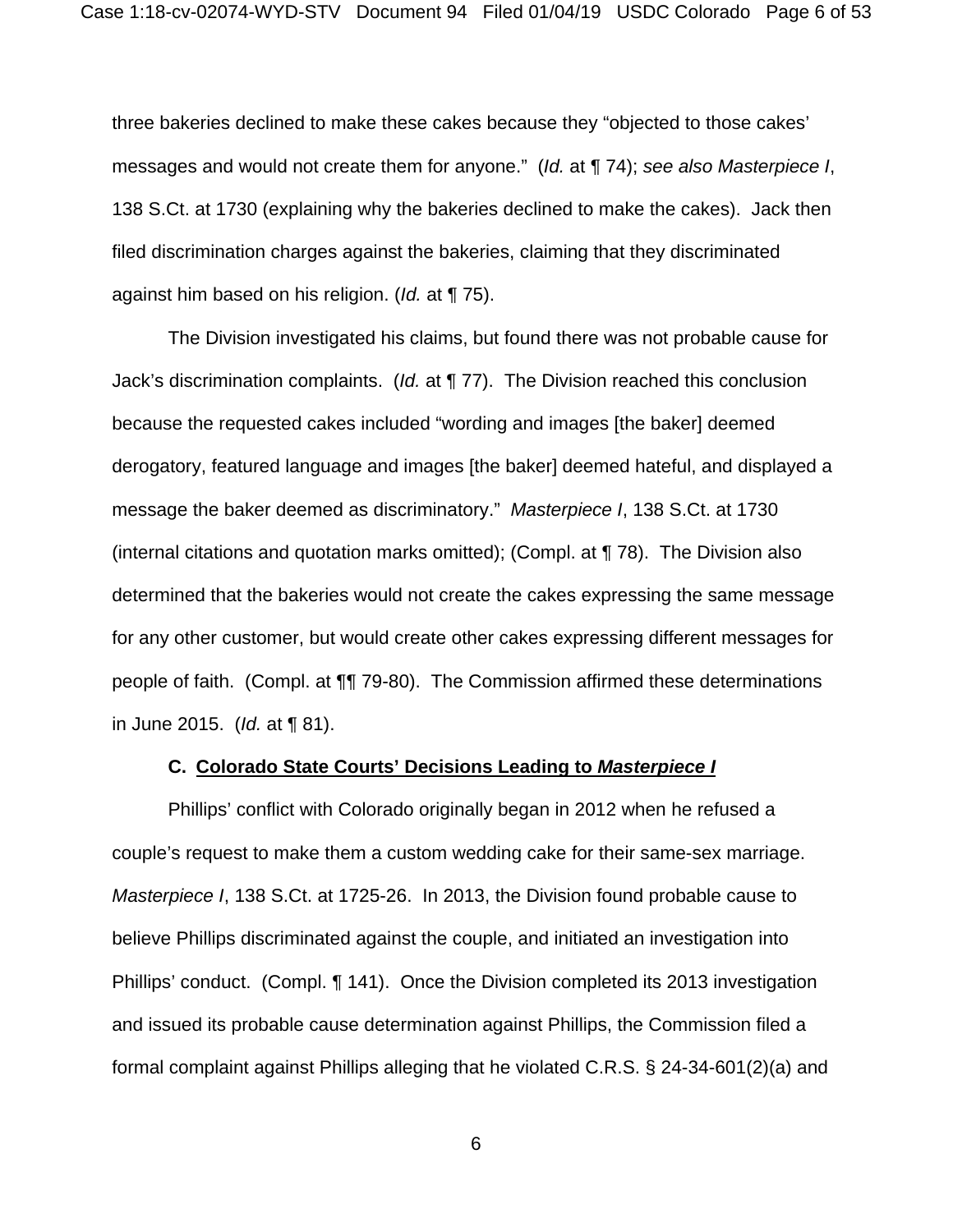three bakeries declined to make these cakes because they "objected to those cakes' messages and would not create them for anyone." (*Id.* at ¶ 74); *see also Masterpiece I*, 138 S.Ct. at 1730 (explaining why the bakeries declined to make the cakes). Jack then filed discrimination charges against the bakeries, claiming that they discriminated against him based on his religion. (*Id.* at ¶ 75).

The Division investigated his claims, but found there was not probable cause for Jack's discrimination complaints. (*Id.* at ¶ 77). The Division reached this conclusion because the requested cakes included "wording and images [the baker] deemed derogatory, featured language and images [the baker] deemed hateful, and displayed a message the baker deemed as discriminatory." *Masterpiece I*, 138 S.Ct. at 1730 (internal citations and quotation marks omitted); (Compl. at ¶ 78). The Division also determined that the bakeries would not create the cakes expressing the same message for any other customer, but would create other cakes expressing different messages for people of faith. (Compl. at ¶¶ 79-80). The Commission affirmed these determinations in June 2015. (*Id.* at ¶ 81).

### C. Colorado State Courts' Decisions Leading to *Masterpiece I*

Phillips' conflict with Colorado originally began in 2012 when he refused a couple's request to make them a custom wedding cake for their same-sex marriage. *Masterpiece I*, 138 S.Ct. at 1725-26. In 2013, the Division found probable cause to believe Phillips discriminated against the couple, and initiated an investigation into Phillips' conduct. (Compl. ¶ 141). Once the Division completed its 2013 investigation and issued its probable cause determination against Phillips, the Commission filed a formal complaint against Phillips alleging that he violated C.R.S. § 24-34-601(2)(a) and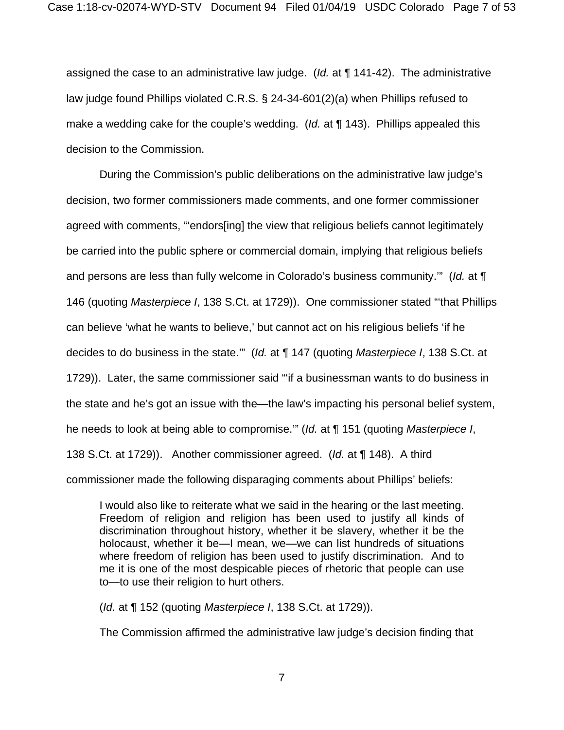assigned the case to an administrative law judge. (*Id.* at ¶ 141-42). The administrative law judge found Phillips violated C.R.S. § 24-34-601(2)(a) when Phillips refused to make a wedding cake for the couple's wedding. (*Id.* at ¶ 143). Phillips appealed this decision to the Commission.

During the Commission's public deliberations on the administrative law judge's decision, two former commissioners made comments, and one former commissioner agreed with comments, "'endors[ing] the view that religious beliefs cannot legitimately be carried into the public sphere or commercial domain, implying that religious beliefs and persons are less than fully welcome in Colorado's business community.'" (*Id.* at ¶ 146 (quoting *Masterpiece I*, 138 S.Ct. at 1729)). One commissioner stated "'that Phillips can believe 'what he wants to believe,' but cannot act on his religious beliefs 'if he decides to do business in the state.'" (*Id.* at ¶ 147 (quoting *Masterpiece I*, 138 S.Ct. at 1729)). Later, the same commissioner said "'if a businessman wants to do business in the state and he's got an issue with the—the law's impacting his personal belief system, he needs to look at being able to compromise.'" (*Id.* at ¶ 151 (quoting *Masterpiece I*, 138 S.Ct. at 1729)). Another commissioner agreed. (*Id.* at ¶ 148). A third commissioner made the following disparaging comments about Phillips' beliefs:

> I would also like to reiterate what we said in the hearing or the last meeting. Freedom of religion and religion has been used to justify all kinds of discrimination throughout history, whether it be slavery, whether it be the holocaust, whether it be—I mean, we—we can list hundreds of situations where freedom of religion has been used to justify discrimination. And to me it is one of the most despicable pieces of rhetoric that people can use to—to use their religion to hurt others.
>
> (*Id.* at ¶ 152 (quoting *Masterpiece I*, 138 S.Ct. at 1729)).

The Commission affirmed the administrative law judge's decision finding that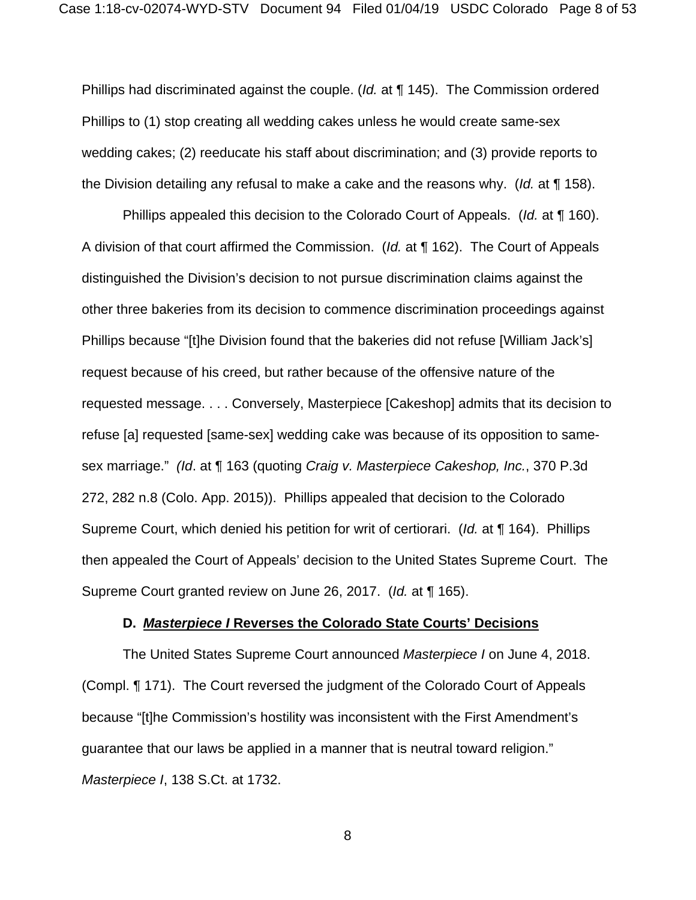Phillips had discriminated against the couple. (*Id.* at ¶ 145). The Commission ordered Phillips to (1) stop creating all wedding cakes unless he would create same-sex wedding cakes; (2) reeducate his staff about discrimination; and (3) provide reports to the Division detailing any refusal to make a cake and the reasons why. (*Id.* at ¶ 158).

Phillips appealed this decision to the Colorado Court of Appeals. (*Id.* at ¶ 160). A division of that court affirmed the Commission. (*Id.* at ¶ 162). The Court of Appeals distinguished the Division's decision to not pursue discrimination claims against the other three bakeries from its decision to commence discrimination proceedings against Phillips because "[t]he Division found that the bakeries did not refuse [William Jack's] request because of his creed, but rather because of the offensive nature of the requested message. . . . Conversely, Masterpiece [Cakeshop] admits that its decision to refuse [a] requested [same-sex] wedding cake was because of its opposition to same-sex marriage." *(Id*. at ¶ 163 (quoting *Craig v. Masterpiece Cakeshop, Inc.*, 370 P.3d 272, 282 n.8 (Colo. App. 2015)). Phillips appealed that decision to the Colorado Supreme Court, which denied his petition for writ of certiorari. (*Id.* at ¶ 164). Phillips then appealed the Court of Appeals' decision to the United States Supreme Court. The Supreme Court granted review on June 26, 2017. (*Id.* at ¶ 165).

### D. ***Masterpiece I*** **Reverses the Colorado State Courts' Decisions**

The United States Supreme Court announced *Masterpiece I* on June 4, 2018. (Compl. ¶ 171). The Court reversed the judgment of the Colorado Court of Appeals because "[t]he Commission's hostility was inconsistent with the First Amendment's guarantee that our laws be applied in a manner that is neutral toward religion." *Masterpiece I*, 138 S.Ct. at 1732.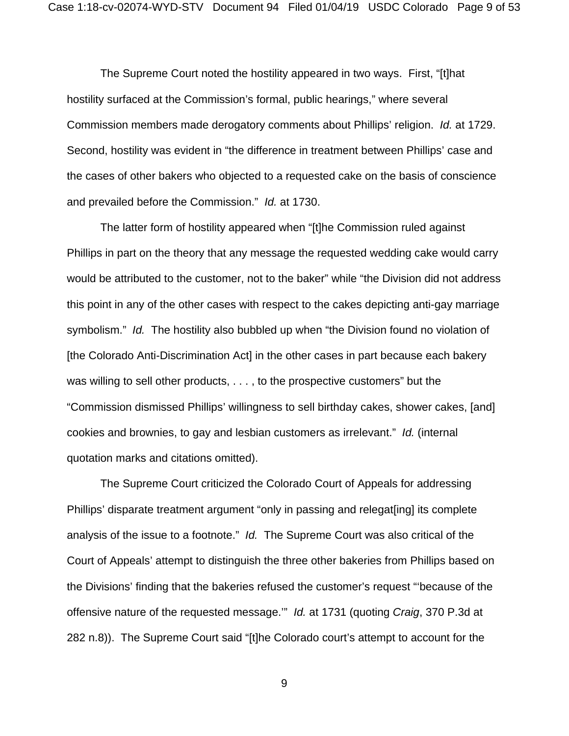The Supreme Court noted the hostility appeared in two ways. First, "[t]hat hostility surfaced at the Commission's formal, public hearings," where several Commission members made derogatory comments about Phillips' religion. *Id.* at 1729. Second, hostility was evident in "the difference in treatment between Phillips' case and the cases of other bakers who objected to a requested cake on the basis of conscience and prevailed before the Commission." *Id.* at 1730.

The latter form of hostility appeared when "[t]he Commission ruled against Phillips in part on the theory that any message the requested wedding cake would carry would be attributed to the customer, not to the baker" while "the Division did not address this point in any of the other cases with respect to the cakes depicting anti-gay marriage symbolism." *Id.* The hostility also bubbled up when "the Division found no violation of [the Colorado Anti-Discrimination Act] in the other cases in part because each bakery was willing to sell other products, . . . , to the prospective customers" but the "Commission dismissed Phillips' willingness to sell birthday cakes, shower cakes, [and] cookies and brownies, to gay and lesbian customers as irrelevant." *Id.* (internal quotation marks and citations omitted).

The Supreme Court criticized the Colorado Court of Appeals for addressing Phillips' disparate treatment argument "only in passing and relegat[ing] its complete analysis of the issue to a footnote." *Id.* The Supreme Court was also critical of the Court of Appeals' attempt to distinguish the three other bakeries from Phillips based on the Divisions' finding that the bakeries refused the customer's request "'because of the offensive nature of the requested message.'" *Id.* at 1731 (quoting *Craig*, 370 P.3d at 282 n.8)). The Supreme Court said "[t]he Colorado court's attempt to account for the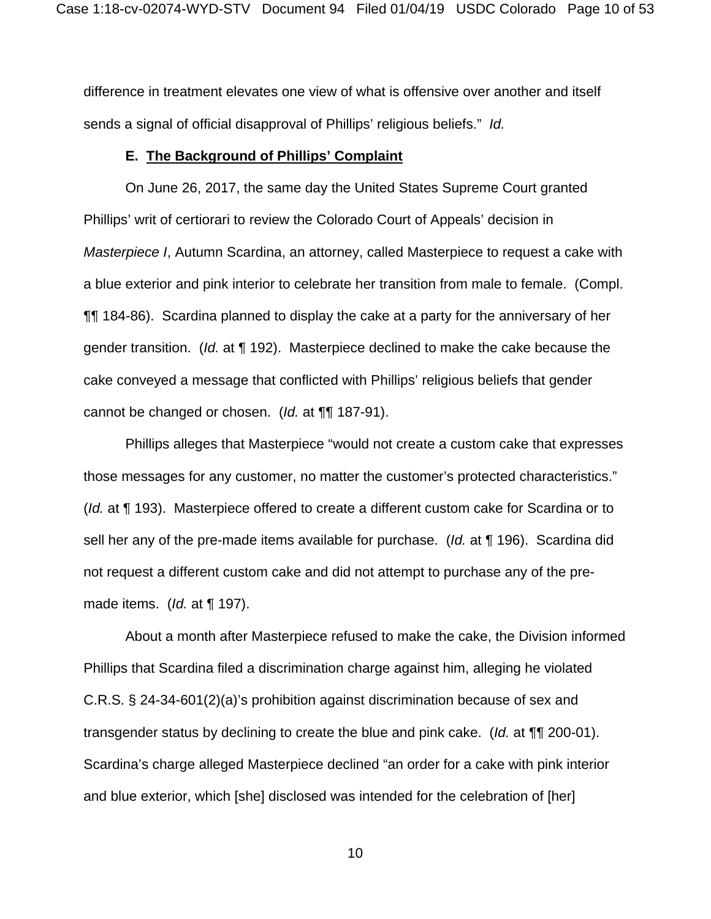difference in treatment elevates one view of what is offensive over another and itself sends a signal of official disapproval of Phillips' religious beliefs." *Id.*

### E. The Background of Phillips' Complaint

On June 26, 2017, the same day the United States Supreme Court granted Phillips' writ of certiorari to review the Colorado Court of Appeals' decision in *Masterpiece I*, Autumn Scardina, an attorney, called Masterpiece to request a cake with a blue exterior and pink interior to celebrate her transition from male to female. (Compl. ¶¶ 184-86). Scardina planned to display the cake at a party for the anniversary of her gender transition. (*Id.* at ¶ 192). Masterpiece declined to make the cake because the cake conveyed a message that conflicted with Phillips' religious beliefs that gender cannot be changed or chosen. (*Id.* at ¶¶ 187-91).

Phillips alleges that Masterpiece "would not create a custom cake that expresses those messages for any customer, no matter the customer's protected characteristics." (*Id.* at ¶ 193). Masterpiece offered to create a different custom cake for Scardina or to sell her any of the pre-made items available for purchase. (*Id.* at ¶ 196). Scardina did not request a different custom cake and did not attempt to purchase any of the pre-made items. (*Id.* at ¶ 197).

About a month after Masterpiece refused to make the cake, the Division informed Phillips that Scardina filed a discrimination charge against him, alleging he violated C.R.S. § 24-34-601(2)(a)'s prohibition against discrimination because of sex and transgender status by declining to create the blue and pink cake. (*Id.* at ¶¶ 200-01). Scardina's charge alleged Masterpiece declined "an order for a cake with pink interior and blue exterior, which [she] disclosed was intended for the celebration of [her]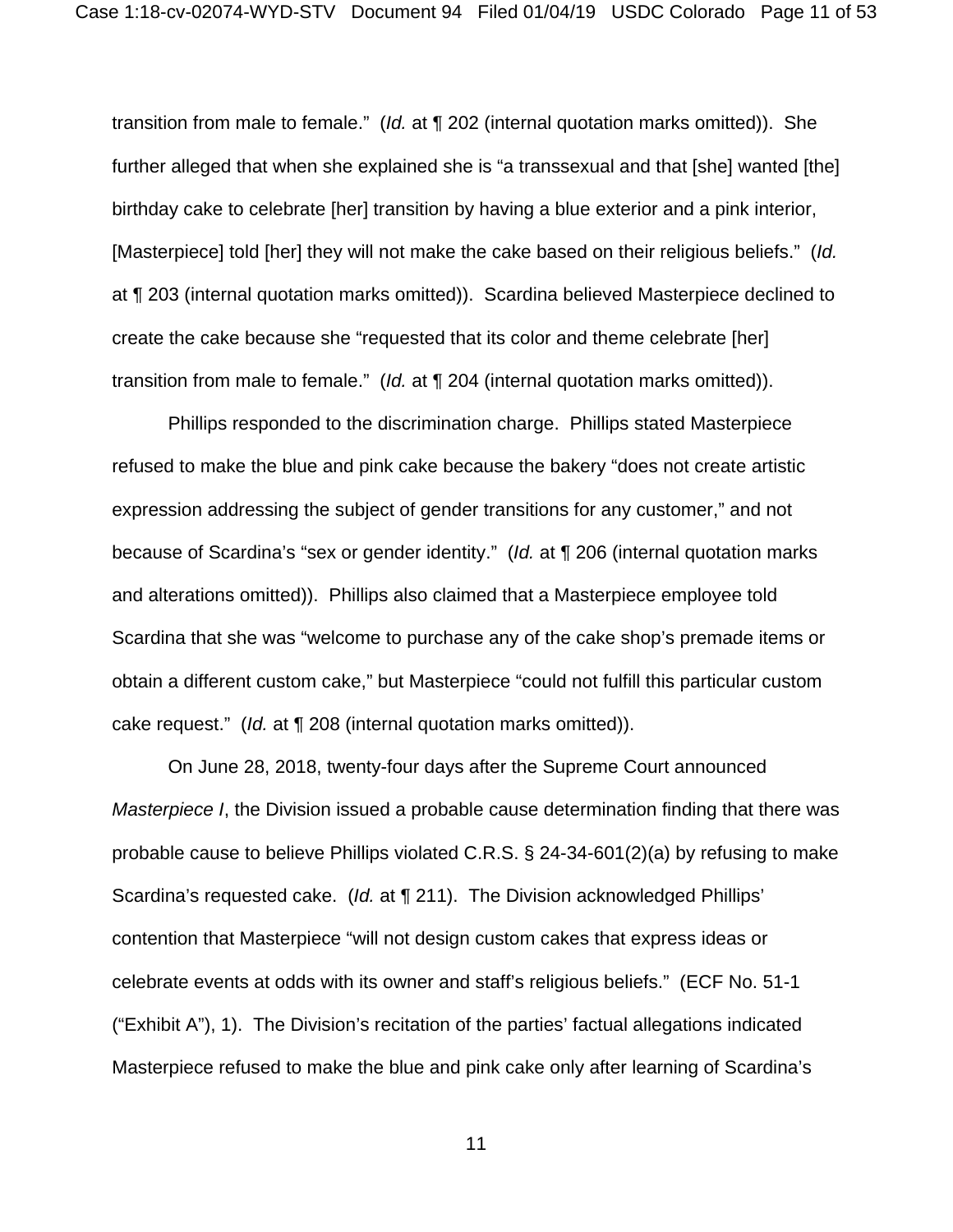transition from male to female." (*Id.* at ¶ 202 (internal quotation marks omitted)). She further alleged that when she explained she is "a transsexual and that [she] wanted [the] birthday cake to celebrate [her] transition by having a blue exterior and a pink interior, [Masterpiece] told [her] they will not make the cake based on their religious beliefs." (*Id.* at ¶ 203 (internal quotation marks omitted)). Scardina believed Masterpiece declined to create the cake because she "requested that its color and theme celebrate [her] transition from male to female." (*Id.* at ¶ 204 (internal quotation marks omitted)).

Phillips responded to the discrimination charge. Phillips stated Masterpiece refused to make the blue and pink cake because the bakery "does not create artistic expression addressing the subject of gender transitions for any customer," and not because of Scardina's "sex or gender identity." (*Id.* at ¶ 206 (internal quotation marks and alterations omitted)). Phillips also claimed that a Masterpiece employee told Scardina that she was "welcome to purchase any of the cake shop's premade items or obtain a different custom cake," but Masterpiece "could not fulfill this particular custom cake request." (*Id.* at ¶ 208 (internal quotation marks omitted)).

On June 28, 2018, twenty-four days after the Supreme Court announced *Masterpiece I*, the Division issued a probable cause determination finding that there was probable cause to believe Phillips violated C.R.S. § 24-34-601(2)(a) by refusing to make Scardina's requested cake. (*Id.* at ¶ 211). The Division acknowledged Phillips' contention that Masterpiece "will not design custom cakes that express ideas or celebrate events at odds with its owner and staff's religious beliefs." (ECF No. 51-1 ("Exhibit A"), 1). The Division's recitation of the parties' factual allegations indicated Masterpiece refused to make the blue and pink cake only after learning of Scardina's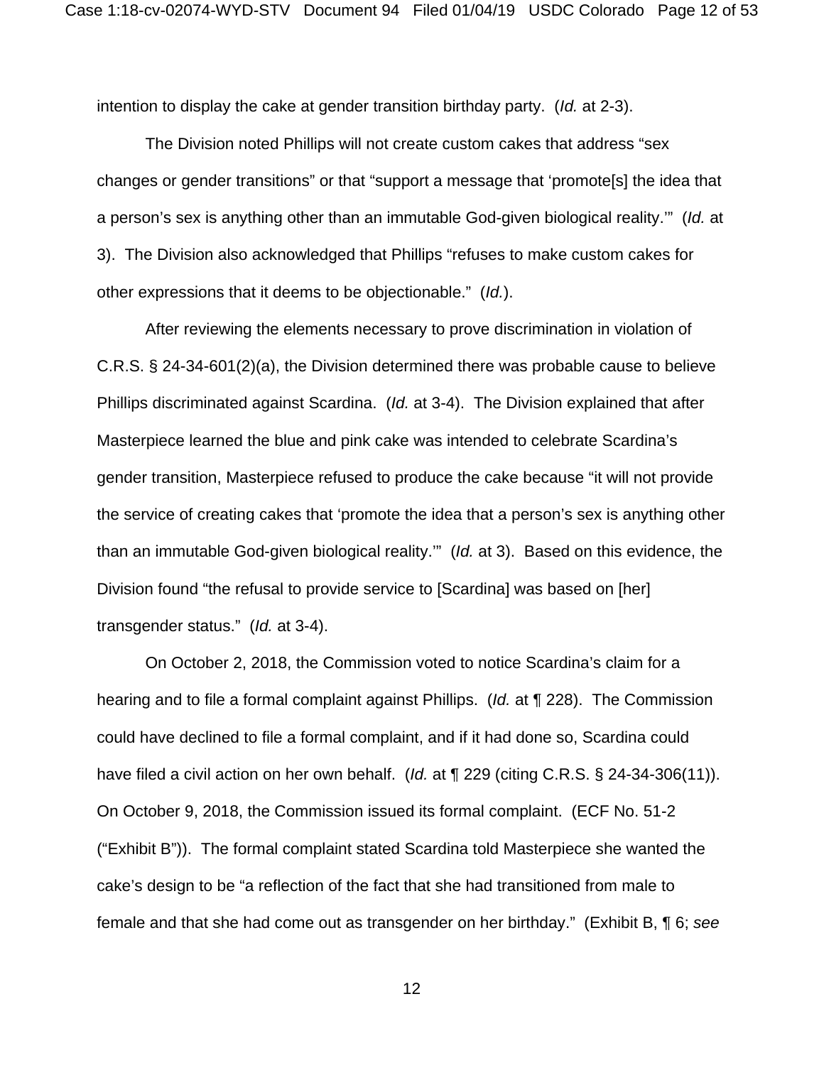intention to display the cake at gender transition birthday party. (*Id.* at 2-3).

The Division noted Phillips will not create custom cakes that address "sex changes or gender transitions" or that "support a message that 'promote[s] the idea that a person's sex is anything other than an immutable God-given biological reality.'" (*Id.* at 3). The Division also acknowledged that Phillips "refuses to make custom cakes for other expressions that it deems to be objectionable." (*Id.*).

After reviewing the elements necessary to prove discrimination in violation of C.R.S. § 24-34-601(2)(a), the Division determined there was probable cause to believe Phillips discriminated against Scardina. (*Id.* at 3-4). The Division explained that after Masterpiece learned the blue and pink cake was intended to celebrate Scardina's gender transition, Masterpiece refused to produce the cake because "it will not provide the service of creating cakes that 'promote the idea that a person's sex is anything other than an immutable God-given biological reality.'" (*Id.* at 3). Based on this evidence, the Division found "the refusal to provide service to [Scardina] was based on [her] transgender status." (*Id.* at 3-4).

On October 2, 2018, the Commission voted to notice Scardina's claim for a hearing and to file a formal complaint against Phillips. (*Id.* at ¶ 228). The Commission could have declined to file a formal complaint, and if it had done so, Scardina could have filed a civil action on her own behalf. (*Id.* at ¶ 229 (citing C.R.S. § 24-34-306(11)). On October 9, 2018, the Commission issued its formal complaint. (ECF No. 51-2 ("Exhibit B")). The formal complaint stated Scardina told Masterpiece she wanted the cake's design to be "a reflection of the fact that she had transitioned from male to female and that she had come out as transgender on her birthday." (Exhibit B, ¶ 6; *see*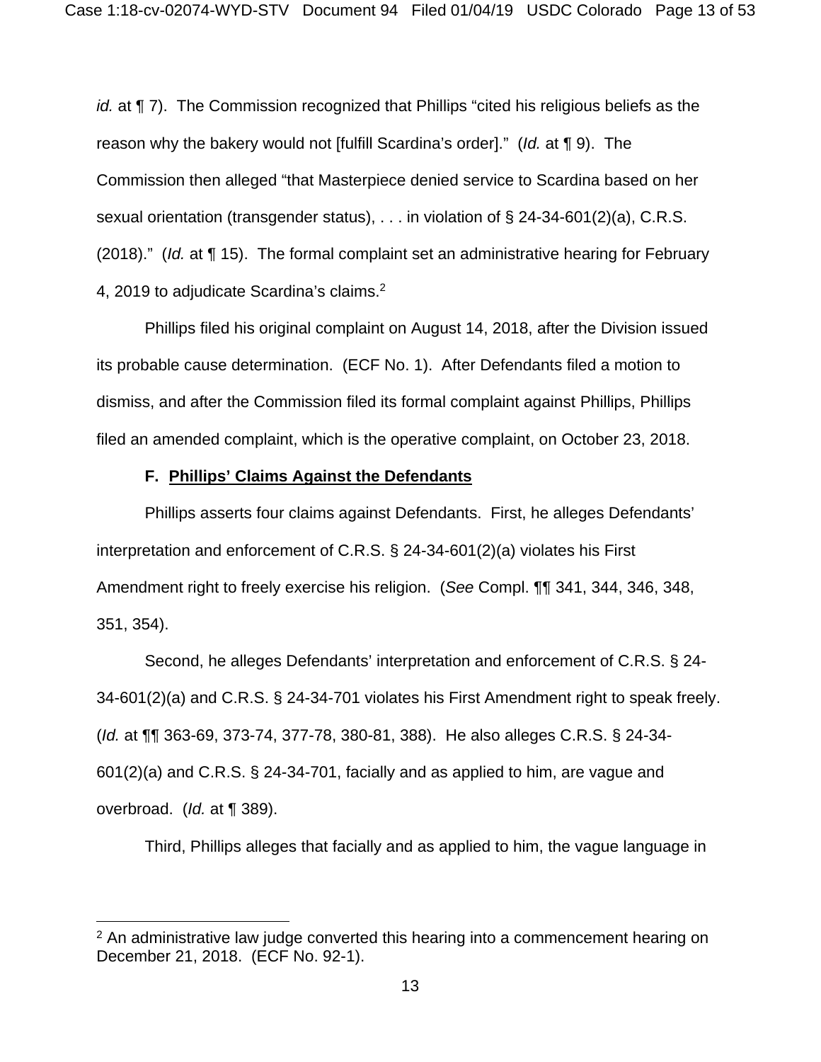*id.* at ¶ 7). The Commission recognized that Phillips "cited his religious beliefs as the reason why the bakery would not [fulfill Scardina's order]." (*Id.* at ¶ 9). The Commission then alleged "that Masterpiece denied service to Scardina based on her sexual orientation (transgender status), . . . in violation of § 24-34-601(2)(a), C.R.S. (2018)." (*Id.* at ¶ 15). The formal complaint set an administrative hearing for February 4, 2019 to adjudicate Scardina's claims.[2]

Phillips filed his original complaint on August 14, 2018, after the Division issued its probable cause determination. (ECF No. 1). After Defendants filed a motion to dismiss, and after the Commission filed its formal complaint against Phillips, Phillips filed an amended complaint, which is the operative complaint, on October 23, 2018.

**F. <u>Phillips' Claims Against the Defendants</u>**

Phillips asserts four claims against Defendants. First, he alleges Defendants' interpretation and enforcement of C.R.S. § 24-34-601(2)(a) violates his First Amendment right to freely exercise his religion. (*See* Compl. ¶¶ 341, 344, 346, 348, 351, 354).

Second, he alleges Defendants' interpretation and enforcement of C.R.S. § 24-34-601(2)(a) and C.R.S. § 24-34-701 violates his First Amendment right to speak freely. (*Id.* at ¶¶ 363-69, 373-74, 377-78, 380-81, 388). He also alleges C.R.S. § 24-34-601(2)(a) and C.R.S. § 24-34-701, facially and as applied to him, are vague and overbroad. (*Id.* at ¶ 389).

Third, Phillips alleges that facially and as applied to him, the vague language in

---

[2] An administrative law judge converted this hearing into a commencement hearing on December 21, 2018. (ECF No. 92-1).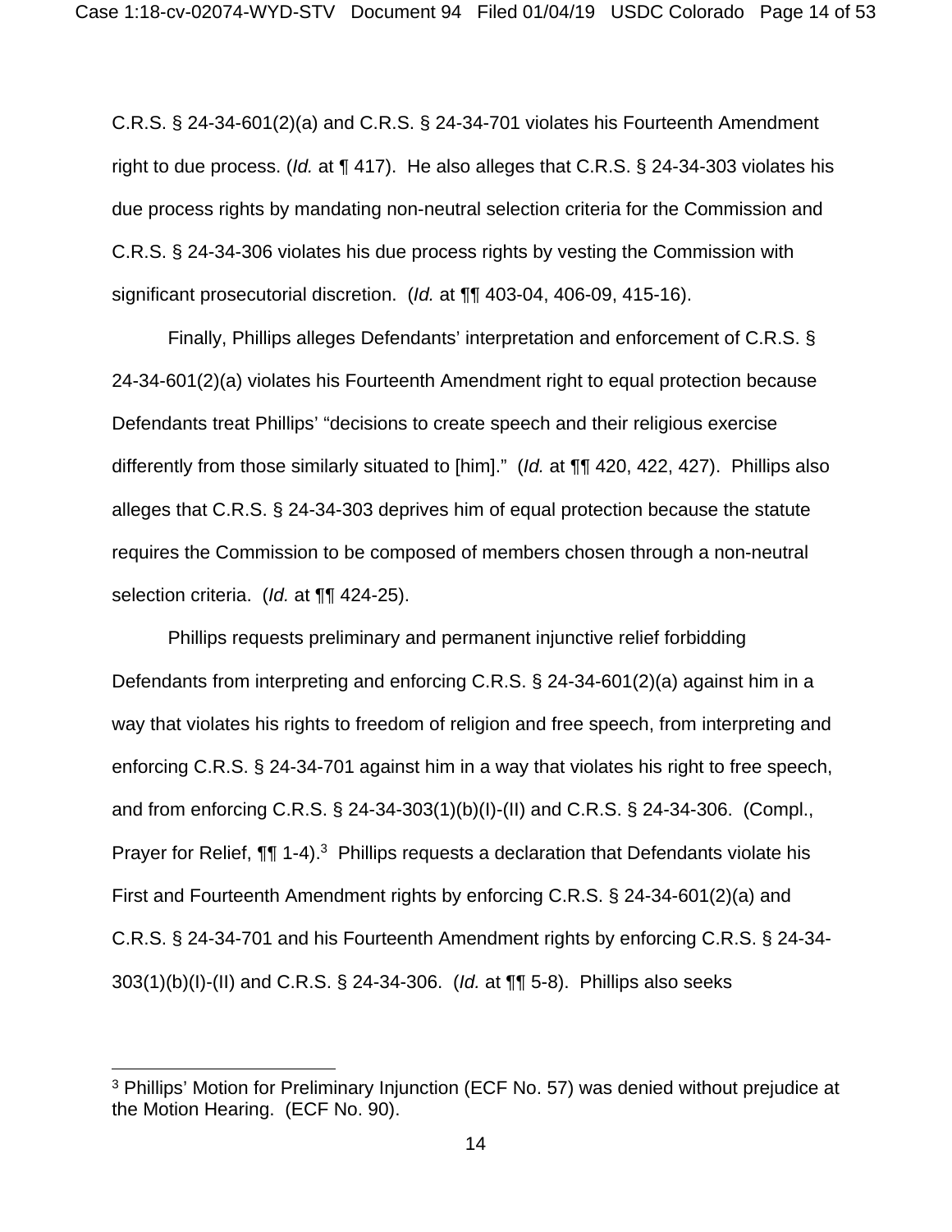C.R.S. § 24-34-601(2)(a) and C.R.S. § 24-34-701 violates his Fourteenth Amendment right to due process. (*Id.* at ¶ 417). He also alleges that C.R.S. § 24-34-303 violates his due process rights by mandating non-neutral selection criteria for the Commission and C.R.S. § 24-34-306 violates his due process rights by vesting the Commission with significant prosecutorial discretion. (*Id.* at ¶¶ 403-04, 406-09, 415-16).

Finally, Phillips alleges Defendants' interpretation and enforcement of C.R.S. § 24-34-601(2)(a) violates his Fourteenth Amendment right to equal protection because Defendants treat Phillips' "decisions to create speech and their religious exercise differently from those similarly situated to [him]." (*Id.* at ¶¶ 420, 422, 427). Phillips also alleges that C.R.S. § 24-34-303 deprives him of equal protection because the statute requires the Commission to be composed of members chosen through a non-neutral selection criteria. (*Id.* at ¶¶ 424-25).

Phillips requests preliminary and permanent injunctive relief forbidding Defendants from interpreting and enforcing C.R.S. § 24-34-601(2)(a) against him in a way that violates his rights to freedom of religion and free speech, from interpreting and enforcing C.R.S. § 24-34-701 against him in a way that violates his right to free speech, and from enforcing C.R.S. § 24-34-303(1)(b)(I)-(II) and C.R.S. § 24-34-306. (Compl., Prayer for Relief, ¶¶ 1-4).[3] Phillips requests a declaration that Defendants violate his First and Fourteenth Amendment rights by enforcing C.R.S. § 24-34-601(2)(a) and C.R.S. § 24-34-701 and his Fourteenth Amendment rights by enforcing C.R.S. § 24-34-303(1)(b)(I)-(II) and C.R.S. § 24-34-306. (*Id.* at ¶¶ 5-8). Phillips also seeks

---

[3] Phillips' Motion for Preliminary Injunction (ECF No. 57) was denied without prejudice at the Motion Hearing. (ECF No. 90).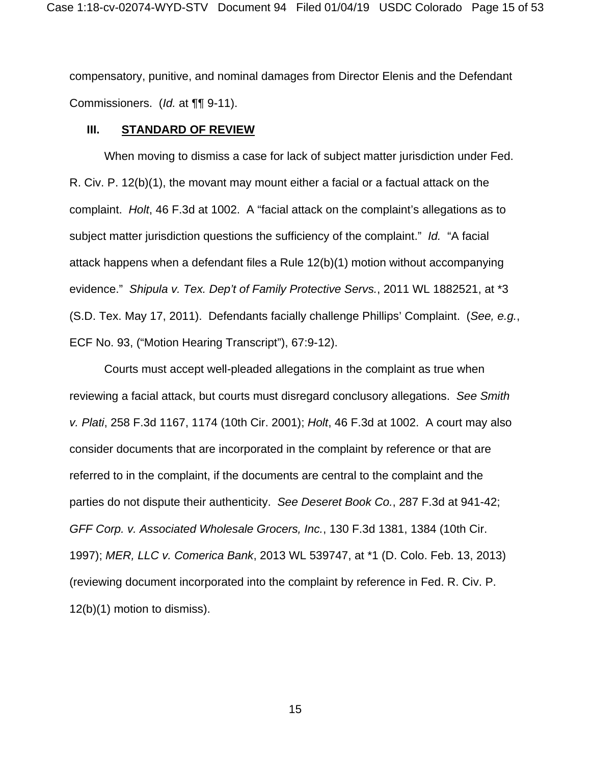compensatory, punitive, and nominal damages from Director Elenis and the Defendant Commissioners. (*Id.* at ¶¶ 9-11).

## III. STANDARD OF REVIEW

When moving to dismiss a case for lack of subject matter jurisdiction under Fed. R. Civ. P. 12(b)(1), the movant may mount either a facial or a factual attack on the complaint. *Holt*, 46 F.3d at 1002. A "facial attack on the complaint's allegations as to subject matter jurisdiction questions the sufficiency of the complaint." *Id.* "A facial attack happens when a defendant files a Rule 12(b)(1) motion without accompanying evidence." *Shipula v. Tex. Dep't of Family Protective Servs.*, 2011 WL 1882521, at *3 (S.D. Tex. May 17, 2011). Defendants facially challenge Phillips' Complaint. (*See, e.g.*, ECF No. 93, ("Motion Hearing Transcript"), 67:9-12).

Courts must accept well-pleaded allegations in the complaint as true when reviewing a facial attack, but courts must disregard conclusory allegations. *See Smith v. Plati*, 258 F.3d 1167, 1174 (10th Cir. 2001); *Holt*, 46 F.3d at 1002. A court may also consider documents that are incorporated in the complaint by reference or that are referred to in the complaint, if the documents are central to the complaint and the parties do not dispute their authenticity. *See Deseret Book Co.*, 287 F.3d at 941-42; *GFF Corp. v. Associated Wholesale Grocers, Inc.*, 130 F.3d 1381, 1384 (10th Cir. 1997); *MER, LLC v. Comerica Bank*, 2013 WL 539747, at *1 (D. Colo. Feb. 13, 2013) (reviewing document incorporated into the complaint by reference in Fed. R. Civ. P. 12(b)(1) motion to dismiss).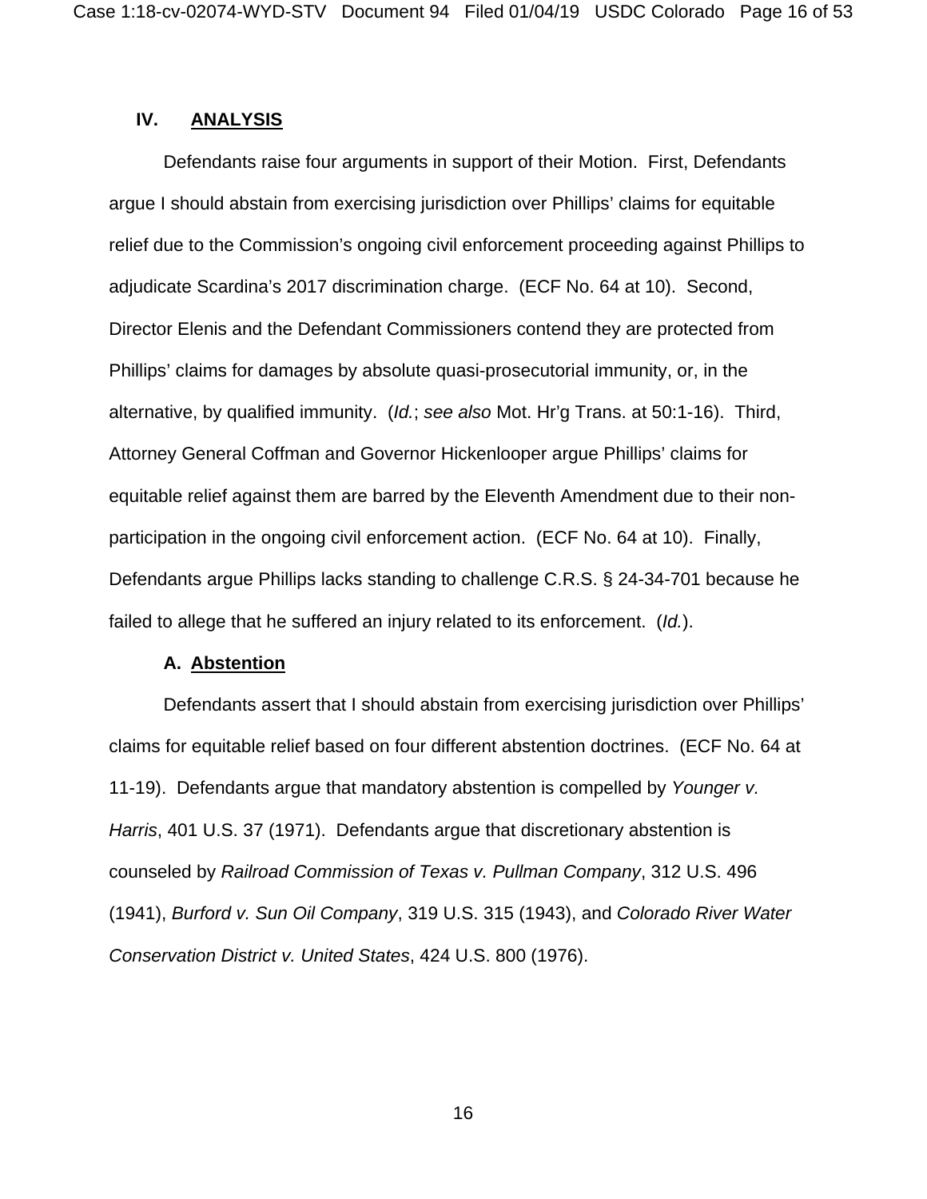## IV. ANALYSIS

Defendants raise four arguments in support of their Motion. First, Defendants argue I should abstain from exercising jurisdiction over Phillips' claims for equitable relief due to the Commission's ongoing civil enforcement proceeding against Phillips to adjudicate Scardina's 2017 discrimination charge. (ECF No. 64 at 10). Second, Director Elenis and the Defendant Commissioners contend they are protected from Phillips' claims for damages by absolute quasi-prosecutorial immunity, or, in the alternative, by qualified immunity. (*Id.*; *see also* Mot. Hr'g Trans. at 50:1-16). Third, Attorney General Coffman and Governor Hickenlooper argue Phillips' claims for equitable relief against them are barred by the Eleventh Amendment due to their non-participation in the ongoing civil enforcement action. (ECF No. 64 at 10). Finally, Defendants argue Phillips lacks standing to challenge C.R.S. § 24-34-701 because he failed to allege that he suffered an injury related to its enforcement. (*Id.*).

### A. Abstention

Defendants assert that I should abstain from exercising jurisdiction over Phillips' claims for equitable relief based on four different abstention doctrines. (ECF No. 64 at 11-19). Defendants argue that mandatory abstention is compelled by *Younger v. Harris*, 401 U.S. 37 (1971). Defendants argue that discretionary abstention is counseled by *Railroad Commission of Texas v. Pullman Company*, 312 U.S. 496 (1941), *Burford v. Sun Oil Company*, 319 U.S. 315 (1943), and *Colorado River Water Conservation District v. United States*, 424 U.S. 800 (1976).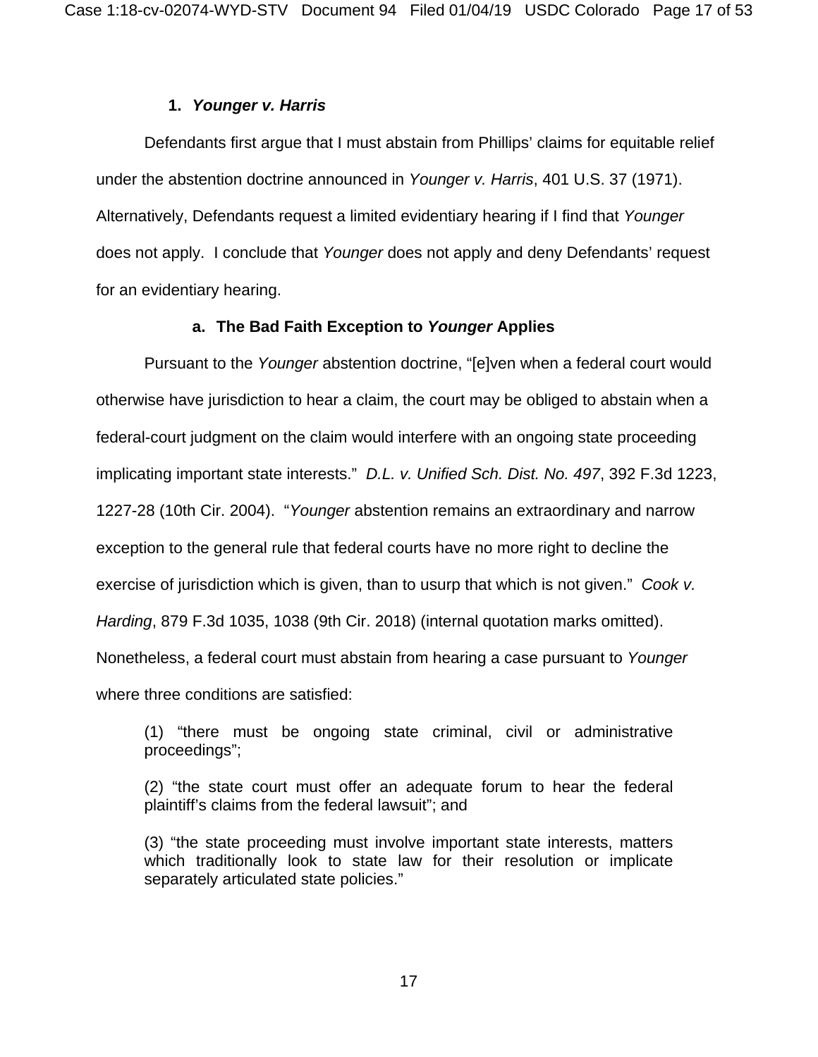### 1. *Younger v. Harris*

Defendants first argue that I must abstain from Phillips' claims for equitable relief under the abstention doctrine announced in *Younger v. Harris*, 401 U.S. 37 (1971). Alternatively, Defendants request a limited evidentiary hearing if I find that *Younger* does not apply. I conclude that *Younger* does not apply and deny Defendants' request for an evidentiary hearing.

#### a. The Bad Faith Exception to *Younger* Applies

Pursuant to the *Younger* abstention doctrine, "[e]ven when a federal court would otherwise have jurisdiction to hear a claim, the court may be obliged to abstain when a federal-court judgment on the claim would interfere with an ongoing state proceeding implicating important state interests." *D.L. v. Unified Sch. Dist. No. 497*, 392 F.3d 1223, 1227-28 (10th Cir. 2004). "*Younger* abstention remains an extraordinary and narrow exception to the general rule that federal courts have no more right to decline the exercise of jurisdiction which is given, than to usurp that which is not given." *Cook v. Harding*, 879 F.3d 1035, 1038 (9th Cir. 2018) (internal quotation marks omitted). Nonetheless, a federal court must abstain from hearing a case pursuant to *Younger* where three conditions are satisfied:

> (1) "there must be ongoing state criminal, civil or administrative proceedings";
>
> (2) "the state court must offer an adequate forum to hear the federal plaintiff's claims from the federal lawsuit"; and
>
> (3) "the state proceeding must involve important state interests, matters which traditionally look to state law for their resolution or implicate separately articulated state policies."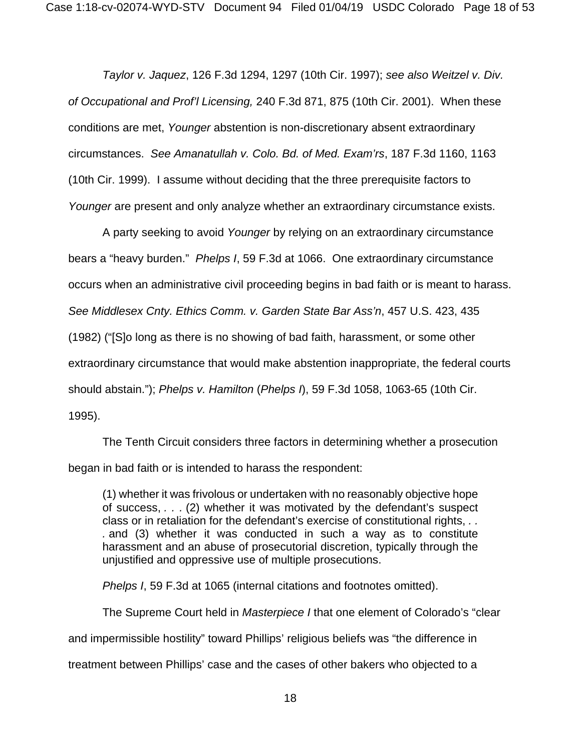*Taylor v. Jaquez*, 126 F.3d 1294, 1297 (10th Cir. 1997); *see also Weitzel v. Div. of Occupational and Prof'l Licensing,* 240 F.3d 871, 875 (10th Cir. 2001). When these conditions are met, *Younger* abstention is non-discretionary absent extraordinary circumstances. *See Amanatullah v. Colo. Bd. of Med. Exam'rs*, 187 F.3d 1160, 1163 (10th Cir. 1999). I assume without deciding that the three prerequisite factors to *Younger* are present and only analyze whether an extraordinary circumstance exists.

A party seeking to avoid *Younger* by relying on an extraordinary circumstance bears a "heavy burden." *Phelps I*, 59 F.3d at 1066. One extraordinary circumstance occurs when an administrative civil proceeding begins in bad faith or is meant to harass. *See Middlesex Cnty. Ethics Comm. v. Garden State Bar Ass'n*, 457 U.S. 423, 435 (1982) ("[S]o long as there is no showing of bad faith, harassment, or some other extraordinary circumstance that would make abstention inappropriate, the federal courts should abstain."); *Phelps v. Hamilton* (*Phelps I*), 59 F.3d 1058, 1063-65 (10th Cir. 1995).

The Tenth Circuit considers three factors in determining whether a prosecution began in bad faith or is intended to harass the respondent:

> (1) whether it was frivolous or undertaken with no reasonably objective hope of success, . . . (2) whether it was motivated by the defendant's suspect class or in retaliation for the defendant's exercise of constitutional rights, . . . and (3) whether it was conducted in such a way as to constitute harassment and an abuse of prosecutorial discretion, typically through the unjustified and oppressive use of multiple prosecutions.

*Phelps I*, 59 F.3d at 1065 (internal citations and footnotes omitted).

The Supreme Court held in *Masterpiece I* that one element of Colorado's "clear and impermissible hostility" toward Phillips' religious beliefs was "the difference in treatment between Phillips' case and the cases of other bakers who objected to a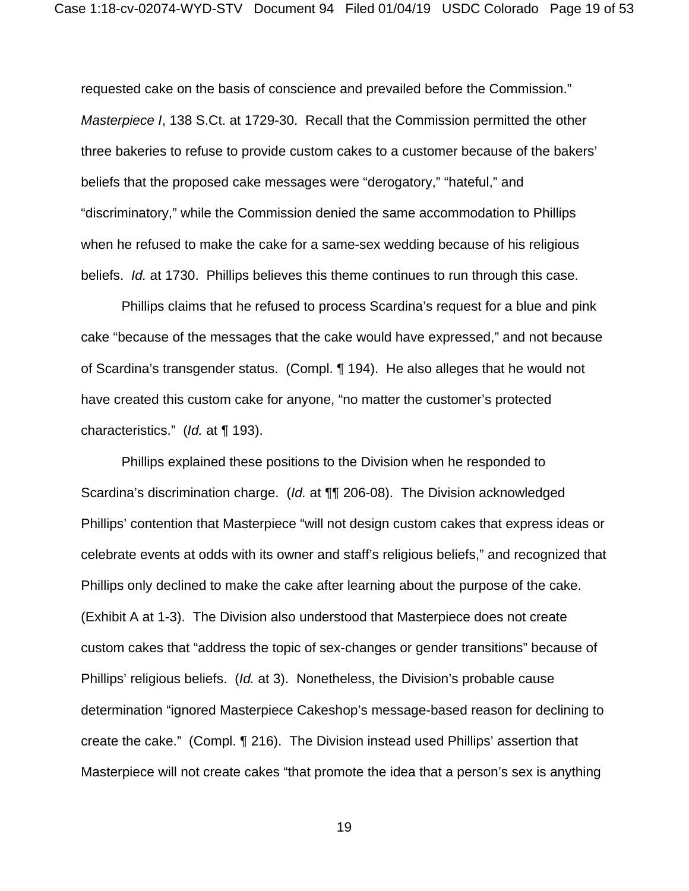requested cake on the basis of conscience and prevailed before the Commission." *Masterpiece I*, 138 S.Ct. at 1729-30. Recall that the Commission permitted the other three bakeries to refuse to provide custom cakes to a customer because of the bakers' beliefs that the proposed cake messages were "derogatory," "hateful," and "discriminatory," while the Commission denied the same accommodation to Phillips when he refused to make the cake for a same-sex wedding because of his religious beliefs. *Id.* at 1730. Phillips believes this theme continues to run through this case.

Phillips claims that he refused to process Scardina's request for a blue and pink cake "because of the messages that the cake would have expressed," and not because of Scardina's transgender status. (Compl. ¶ 194). He also alleges that he would not have created this custom cake for anyone, "no matter the customer's protected characteristics." (*Id.* at ¶ 193).

Phillips explained these positions to the Division when he responded to Scardina's discrimination charge. (*Id.* at ¶¶ 206-08). The Division acknowledged Phillips' contention that Masterpiece "will not design custom cakes that express ideas or celebrate events at odds with its owner and staff's religious beliefs," and recognized that Phillips only declined to make the cake after learning about the purpose of the cake. (Exhibit A at 1-3). The Division also understood that Masterpiece does not create custom cakes that "address the topic of sex-changes or gender transitions" because of Phillips' religious beliefs. (*Id.* at 3). Nonetheless, the Division's probable cause determination "ignored Masterpiece Cakeshop's message-based reason for declining to create the cake." (Compl. ¶ 216). The Division instead used Phillips' assertion that Masterpiece will not create cakes "that promote the idea that a person's sex is anything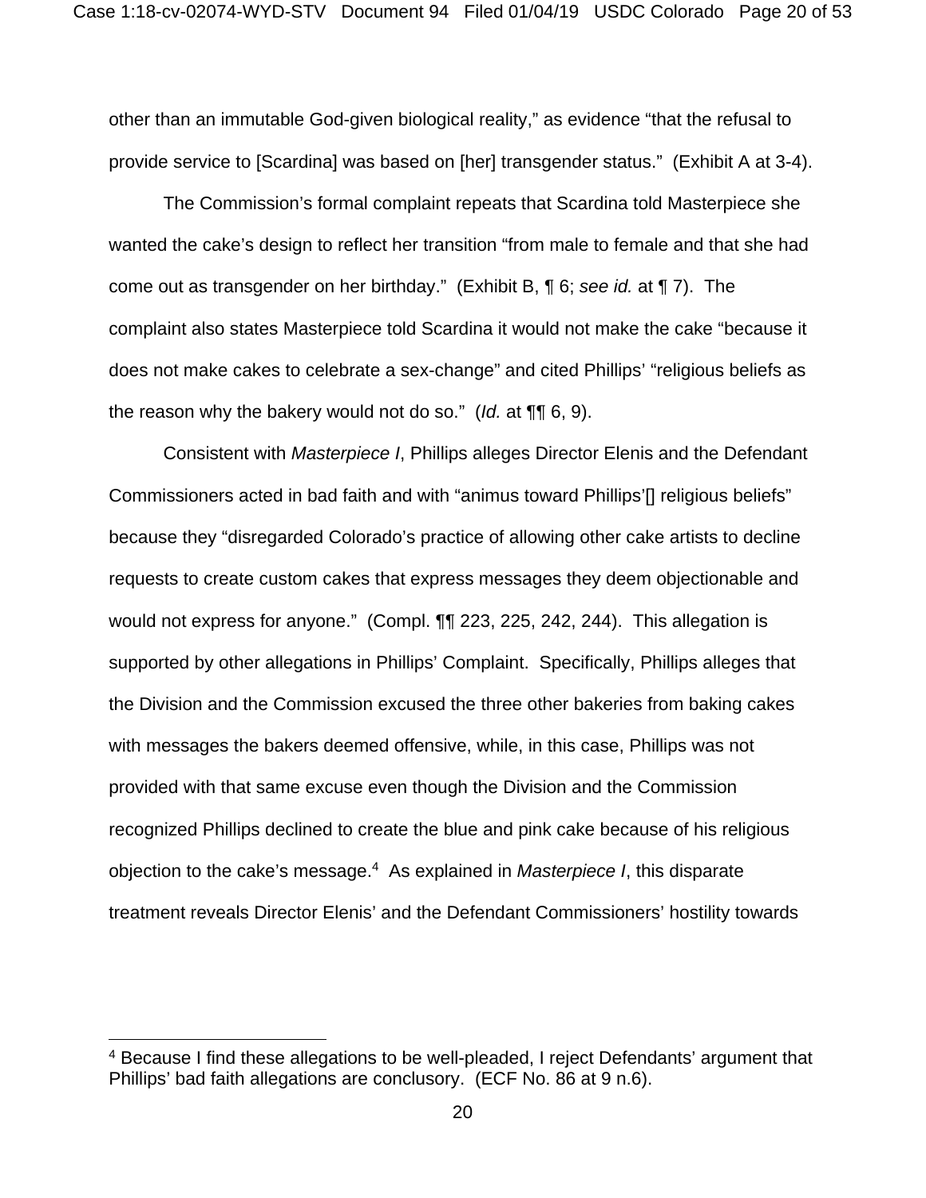other than an immutable God-given biological reality," as evidence "that the refusal to provide service to [Scardina] was based on [her] transgender status." (Exhibit A at 3-4).

The Commission's formal complaint repeats that Scardina told Masterpiece she wanted the cake's design to reflect her transition "from male to female and that she had come out as transgender on her birthday." (Exhibit B, ¶ 6; *see id.* at ¶ 7). The complaint also states Masterpiece told Scardina it would not make the cake "because it does not make cakes to celebrate a sex-change" and cited Phillips' "religious beliefs as the reason why the bakery would not do so." (*Id.* at ¶¶ 6, 9).

Consistent with *Masterpiece I*, Phillips alleges Director Elenis and the Defendant Commissioners acted in bad faith and with "animus toward Phillips'[] religious beliefs" because they "disregarded Colorado's practice of allowing other cake artists to decline requests to create custom cakes that express messages they deem objectionable and would not express for anyone." (Compl. ¶¶ 223, 225, 242, 244). This allegation is supported by other allegations in Phillips' Complaint. Specifically, Phillips alleges that the Division and the Commission excused the three other bakeries from baking cakes with messages the bakers deemed offensive, while, in this case, Phillips was not provided with that same excuse even though the Division and the Commission recognized Phillips declined to create the blue and pink cake because of his religious objection to the cake's message.[4] As explained in *Masterpiece I*, this disparate treatment reveals Director Elenis' and the Defendant Commissioners' hostility towards

[4] Because I find these allegations to be well-pleaded, I reject Defendants' argument that Phillips' bad faith allegations are conclusory. (ECF No. 86 at 9 n.6).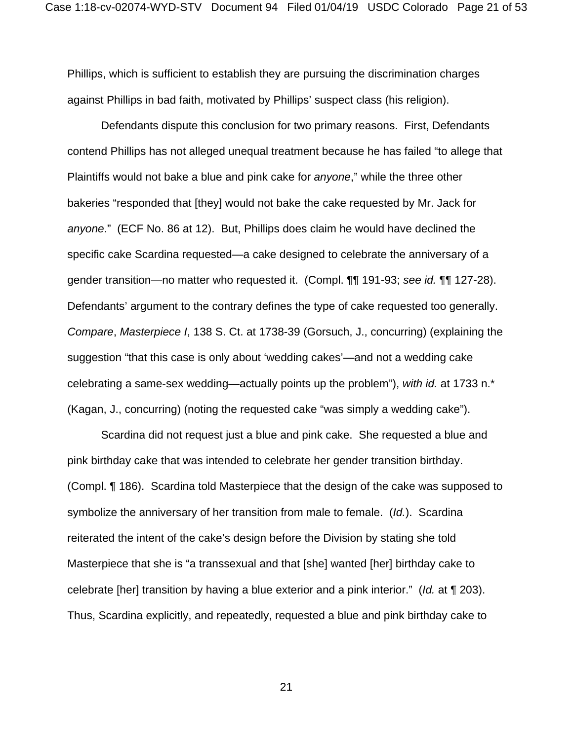Phillips, which is sufficient to establish they are pursuing the discrimination charges against Phillips in bad faith, motivated by Phillips' suspect class (his religion).

Defendants dispute this conclusion for two primary reasons. First, Defendants contend Phillips has not alleged unequal treatment because he has failed "to allege that Plaintiffs would not bake a blue and pink cake for *anyone*," while the three other bakeries "responded that [they] would not bake the cake requested by Mr. Jack for *anyone*." (ECF No. 86 at 12). But, Phillips does claim he would have declined the specific cake Scardina requested—a cake designed to celebrate the anniversary of a gender transition—no matter who requested it. (Compl. ¶¶ 191-93; *see id.* ¶¶ 127-28). Defendants' argument to the contrary defines the type of cake requested too generally. *Compare*, *Masterpiece I*, 138 S. Ct. at 1738-39 (Gorsuch, J., concurring) (explaining the suggestion "that this case is only about 'wedding cakes'—and not a wedding cake celebrating a same-sex wedding—actually points up the problem"), *with id.* at 1733 n.* (Kagan, J., concurring) (noting the requested cake "was simply a wedding cake").

Scardina did not request just a blue and pink cake. She requested a blue and pink birthday cake that was intended to celebrate her gender transition birthday. (Compl. ¶ 186). Scardina told Masterpiece that the design of the cake was supposed to symbolize the anniversary of her transition from male to female. (*Id.*). Scardina reiterated the intent of the cake's design before the Division by stating she told Masterpiece that she is "a transsexual and that [she] wanted [her] birthday cake to celebrate [her] transition by having a blue exterior and a pink interior." (*Id.* at ¶ 203). Thus, Scardina explicitly, and repeatedly, requested a blue and pink birthday cake to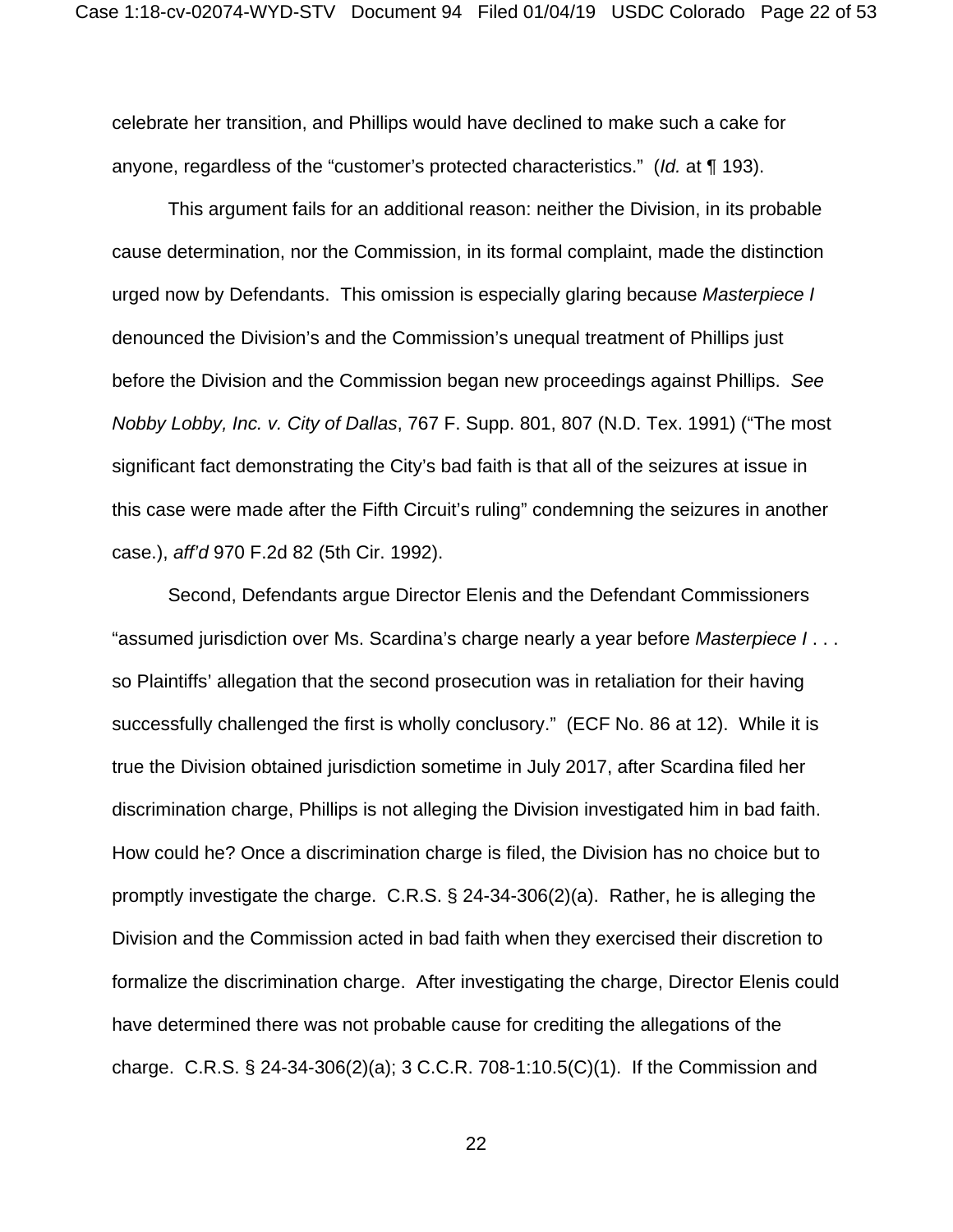celebrate her transition, and Phillips would have declined to make such a cake for anyone, regardless of the "customer's protected characteristics." (*Id.* at ¶ 193).

This argument fails for an additional reason: neither the Division, in its probable cause determination, nor the Commission, in its formal complaint, made the distinction urged now by Defendants. This omission is especially glaring because *Masterpiece I* denounced the Division's and the Commission's unequal treatment of Phillips just before the Division and the Commission began new proceedings against Phillips. *See Nobby Lobby, Inc. v. City of Dallas*, 767 F. Supp. 801, 807 (N.D. Tex. 1991) ("The most significant fact demonstrating the City's bad faith is that all of the seizures at issue in this case were made after the Fifth Circuit's ruling" condemning the seizures in another case.), *aff'd* 970 F.2d 82 (5th Cir. 1992).

Second, Defendants argue Director Elenis and the Defendant Commissioners "assumed jurisdiction over Ms. Scardina's charge nearly a year before *Masterpiece I* . . . so Plaintiffs' allegation that the second prosecution was in retaliation for their having successfully challenged the first is wholly conclusory." (ECF No. 86 at 12). While it is true the Division obtained jurisdiction sometime in July 2017, after Scardina filed her discrimination charge, Phillips is not alleging the Division investigated him in bad faith. How could he? Once a discrimination charge is filed, the Division has no choice but to promptly investigate the charge. C.R.S. § 24-34-306(2)(a). Rather, he is alleging the Division and the Commission acted in bad faith when they exercised their discretion to formalize the discrimination charge. After investigating the charge, Director Elenis could have determined there was not probable cause for crediting the allegations of the charge. C.R.S. § 24-34-306(2)(a); 3 C.C.R. 708-1:10.5(C)(1). If the Commission and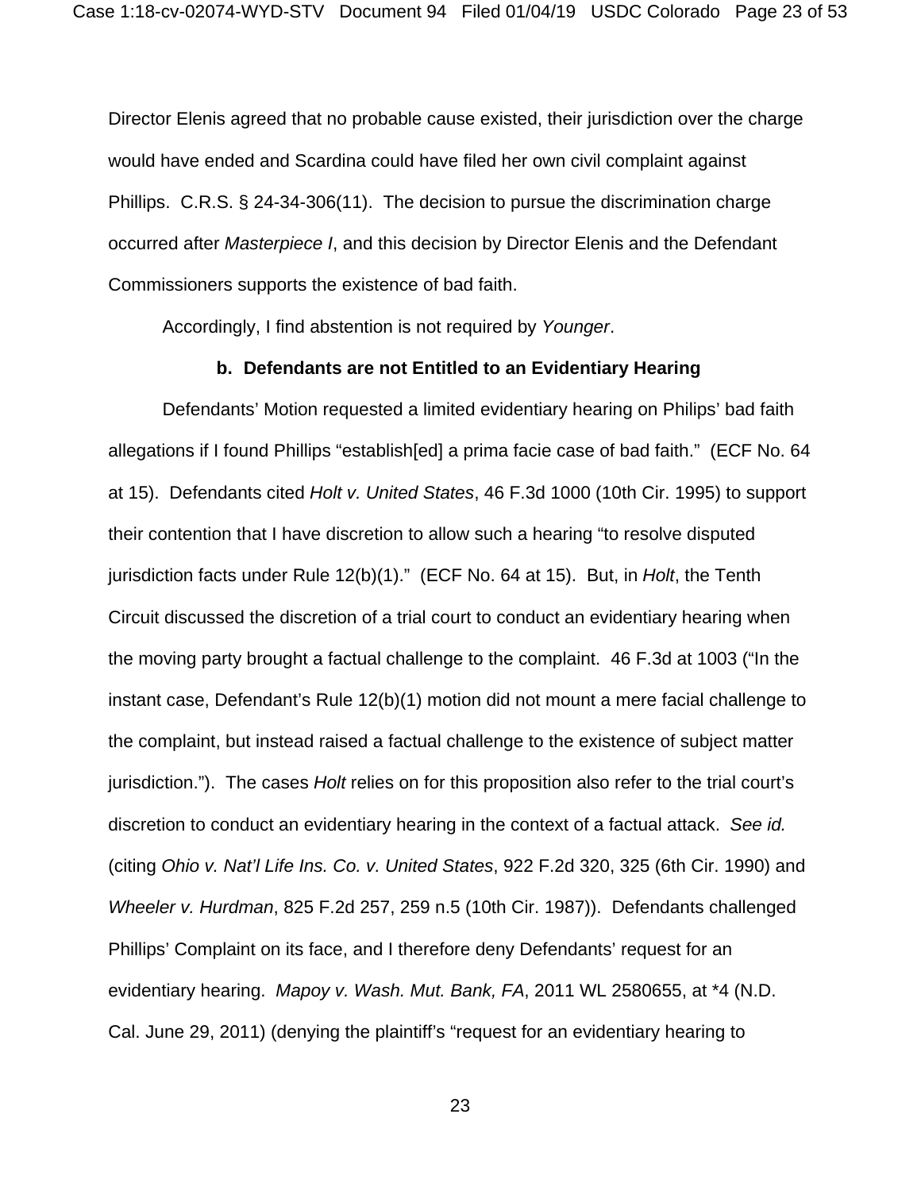Director Elenis agreed that no probable cause existed, their jurisdiction over the charge would have ended and Scardina could have filed her own civil complaint against Phillips. C.R.S. § 24-34-306(11). The decision to pursue the discrimination charge occurred after *Masterpiece I*, and this decision by Director Elenis and the Defendant Commissioners supports the existence of bad faith.

Accordingly, I find abstention is not required by *Younger*.

**b. Defendants are not Entitled to an Evidentiary Hearing**

Defendants' Motion requested a limited evidentiary hearing on Philips' bad faith allegations if I found Phillips "establish[ed] a prima facie case of bad faith." (ECF No. 64 at 15). Defendants cited *Holt v. United States*, 46 F.3d 1000 (10th Cir. 1995) to support their contention that I have discretion to allow such a hearing "to resolve disputed jurisdiction facts under Rule 12(b)(1)." (ECF No. 64 at 15). But, in *Holt*, the Tenth Circuit discussed the discretion of a trial court to conduct an evidentiary hearing when the moving party brought a factual challenge to the complaint. 46 F.3d at 1003 ("In the instant case, Defendant's Rule 12(b)(1) motion did not mount a mere facial challenge to the complaint, but instead raised a factual challenge to the existence of subject matter jurisdiction."). The cases *Holt* relies on for this proposition also refer to the trial court's discretion to conduct an evidentiary hearing in the context of a factual attack. *See id.* (citing *Ohio v. Nat'l Life Ins. Co. v. United States*, 922 F.2d 320, 325 (6th Cir. 1990) and *Wheeler v. Hurdman*, 825 F.2d 257, 259 n.5 (10th Cir. 1987)). Defendants challenged Phillips' Complaint on its face, and I therefore deny Defendants' request for an evidentiary hearing. *Mapoy v. Wash. Mut. Bank, FA*, 2011 WL 2580655, at *4 (N.D. Cal. June 29, 2011) (denying the plaintiff's "request for an evidentiary hearing to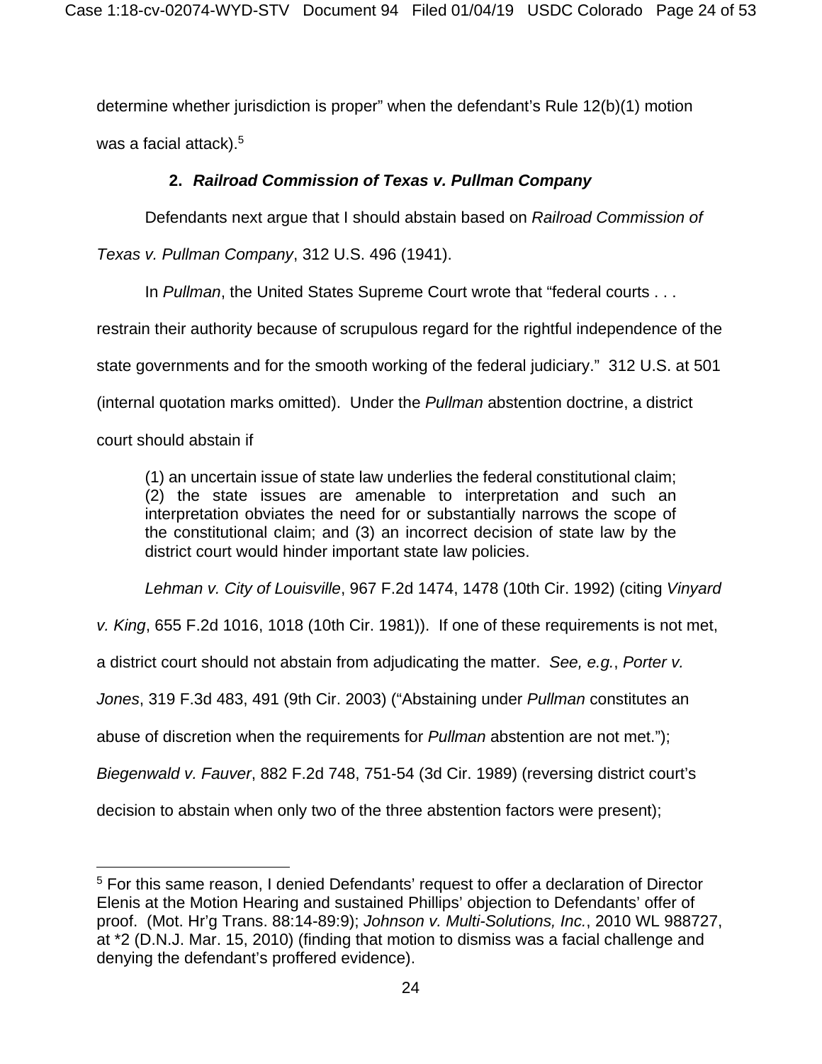determine whether jurisdiction is proper" when the defendant's Rule 12(b)(1) motion was a facial attack).[5]

### 2. *Railroad Commission of Texas v. Pullman Company*

Defendants next argue that I should abstain based on *Railroad Commission of Texas v. Pullman Company*, 312 U.S. 496 (1941).

In *Pullman*, the United States Supreme Court wrote that "federal courts . . . restrain their authority because of scrupulous regard for the rightful independence of the state governments and for the smooth working of the federal judiciary." 312 U.S. at 501 (internal quotation marks omitted). Under the *Pullman* abstention doctrine, a district court should abstain if

> (1) an uncertain issue of state law underlies the federal constitutional claim; (2) the state issues are amenable to interpretation and such an interpretation obviates the need for or substantially narrows the scope of the constitutional claim; and (3) an incorrect decision of state law by the district court would hinder important state law policies.

*Lehman v. City of Louisville*, 967 F.2d 1474, 1478 (10th Cir. 1992) (citing *Vinyard v. King*, 655 F.2d 1016, 1018 (10th Cir. 1981)). If one of these requirements is not met, a district court should not abstain from adjudicating the matter. *See, e.g.*, *Porter v. Jones*, 319 F.3d 483, 491 (9th Cir. 2003) ("Abstaining under *Pullman* constitutes an abuse of discretion when the requirements for *Pullman* abstention are not met."); *Biegenwald v. Fauver*, 882 F.2d 748, 751-54 (3d Cir. 1989) (reversing district court's decision to abstain when only two of the three abstention factors were present);

---

[5] For this same reason, I denied Defendants' request to offer a declaration of Director Elenis at the Motion Hearing and sustained Phillips' objection to Defendants' offer of proof. (Mot. Hr'g Trans. 88:14-89:9); *Johnson v. Multi-Solutions, Inc.*, 2010 WL 988727, at *2 (D.N.J. Mar. 15, 2010) (finding that motion to dismiss was a facial challenge and denying the defendant's proffered evidence).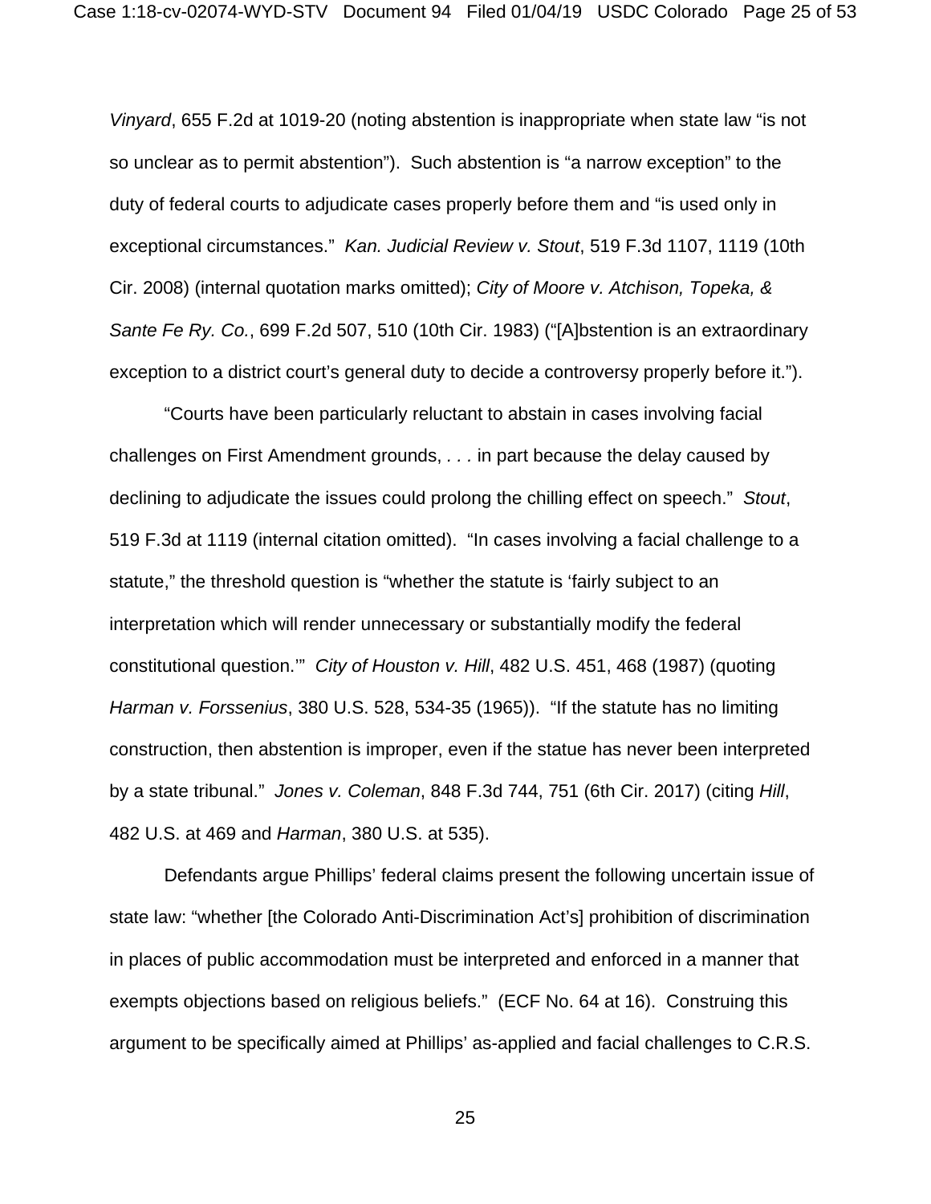*Vinyard*, 655 F.2d at 1019-20 (noting abstention is inappropriate when state law "is not so unclear as to permit abstention"). Such abstention is "a narrow exception" to the duty of federal courts to adjudicate cases properly before them and "is used only in exceptional circumstances." *Kan. Judicial Review v. Stout*, 519 F.3d 1107, 1119 (10th Cir. 2008) (internal quotation marks omitted); *City of Moore v. Atchison, Topeka, & Sante Fe Ry. Co.*, 699 F.2d 507, 510 (10th Cir. 1983) ("[A]bstention is an extraordinary exception to a district court's general duty to decide a controversy properly before it.").

"Courts have been particularly reluctant to abstain in cases involving facial challenges on First Amendment grounds, . . . in part because the delay caused by declining to adjudicate the issues could prolong the chilling effect on speech." *Stout*, 519 F.3d at 1119 (internal citation omitted). "In cases involving a facial challenge to a statute," the threshold question is "whether the statute is 'fairly subject to an interpretation which will render unnecessary or substantially modify the federal constitutional question.'" *City of Houston v. Hill*, 482 U.S. 451, 468 (1987) (quoting *Harman v. Forssenius*, 380 U.S. 528, 534-35 (1965)). "If the statute has no limiting construction, then abstention is improper, even if the statue has never been interpreted by a state tribunal." *Jones v. Coleman*, 848 F.3d 744, 751 (6th Cir. 2017) (citing *Hill*, 482 U.S. at 469 and *Harman*, 380 U.S. at 535).

Defendants argue Phillips' federal claims present the following uncertain issue of state law: "whether [the Colorado Anti-Discrimination Act's] prohibition of discrimination in places of public accommodation must be interpreted and enforced in a manner that exempts objections based on religious beliefs." (ECF No. 64 at 16). Construing this argument to be specifically aimed at Phillips' as-applied and facial challenges to C.R.S.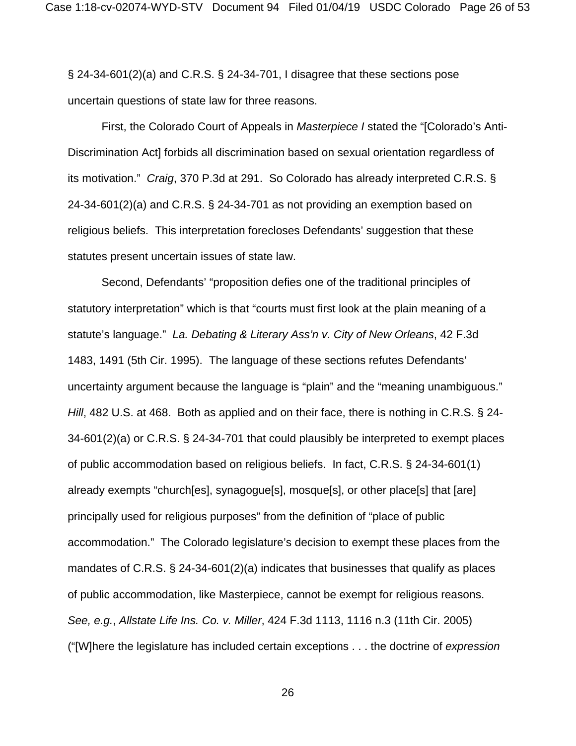§ 24-34-601(2)(a) and C.R.S. § 24-34-701, I disagree that these sections pose uncertain questions of state law for three reasons.

First, the Colorado Court of Appeals in *Masterpiece I* stated the "[Colorado's Anti-Discrimination Act] forbids all discrimination based on sexual orientation regardless of its motivation." *Craig*, 370 P.3d at 291. So Colorado has already interpreted C.R.S. § 24-34-601(2)(a) and C.R.S. § 24-34-701 as not providing an exemption based on religious beliefs. This interpretation forecloses Defendants' suggestion that these statutes present uncertain issues of state law.

Second, Defendants' "proposition defies one of the traditional principles of statutory interpretation" which is that "courts must first look at the plain meaning of a statute's language." *La. Debating & Literary Ass'n v. City of New Orleans*, 42 F.3d 1483, 1491 (5th Cir. 1995). The language of these sections refutes Defendants' uncertainty argument because the language is "plain" and the "meaning unambiguous." *Hill*, 482 U.S. at 468. Both as applied and on their face, there is nothing in C.R.S. § 24-34-601(2)(a) or C.R.S. § 24-34-701 that could plausibly be interpreted to exempt places of public accommodation based on religious beliefs. In fact, C.R.S. § 24-34-601(1) already exempts "church[es], synagogue[s], mosque[s], or other place[s] that [are] principally used for religious purposes" from the definition of "place of public accommodation." The Colorado legislature's decision to exempt these places from the mandates of C.R.S. § 24-34-601(2)(a) indicates that businesses that qualify as places of public accommodation, like Masterpiece, cannot be exempt for religious reasons. *See, e.g.*, *Allstate Life Ins. Co. v. Miller*, 424 F.3d 1113, 1116 n.3 (11th Cir. 2005) ("[W]here the legislature has included certain exceptions . . . the doctrine of *expression*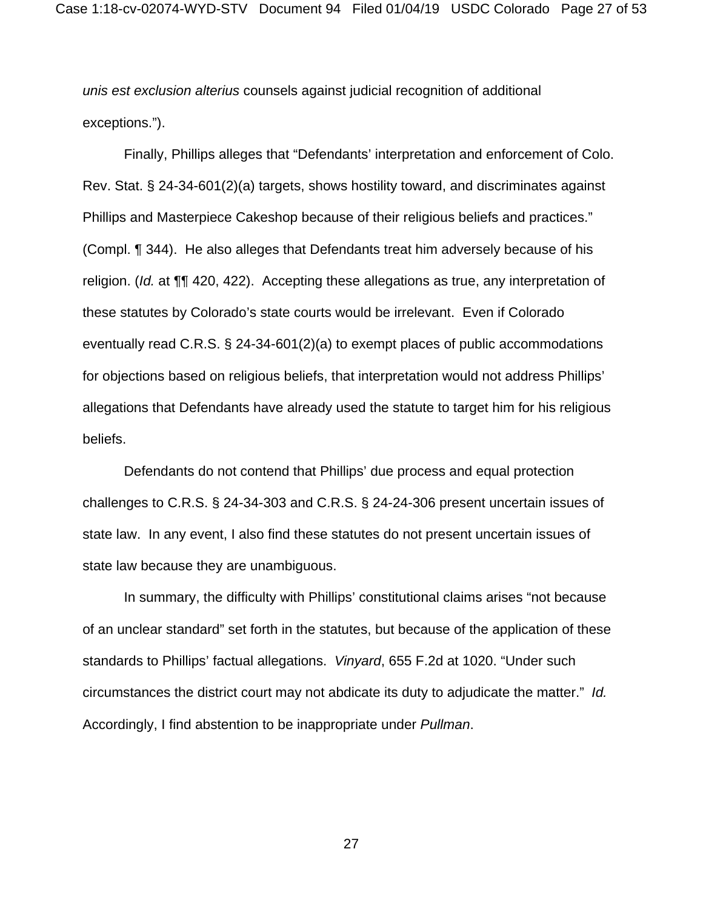*unis est exclusion alterius* counsels against judicial recognition of additional exceptions.").

Finally, Phillips alleges that "Defendants' interpretation and enforcement of Colo. Rev. Stat. § 24-34-601(2)(a) targets, shows hostility toward, and discriminates against Phillips and Masterpiece Cakeshop because of their religious beliefs and practices." (Compl. ¶ 344). He also alleges that Defendants treat him adversely because of his religion. (*Id.* at ¶¶ 420, 422). Accepting these allegations as true, any interpretation of these statutes by Colorado's state courts would be irrelevant. Even if Colorado eventually read C.R.S. § 24-34-601(2)(a) to exempt places of public accommodations for objections based on religious beliefs, that interpretation would not address Phillips' allegations that Defendants have already used the statute to target him for his religious beliefs.

Defendants do not contend that Phillips' due process and equal protection challenges to C.R.S. § 24-34-303 and C.R.S. § 24-24-306 present uncertain issues of state law. In any event, I also find these statutes do not present uncertain issues of state law because they are unambiguous.

In summary, the difficulty with Phillips' constitutional claims arises "not because of an unclear standard" set forth in the statutes, but because of the application of these standards to Phillips' factual allegations. *Vinyard*, 655 F.2d at 1020. "Under such circumstances the district court may not abdicate its duty to adjudicate the matter." *Id.* Accordingly, I find abstention to be inappropriate under *Pullman*.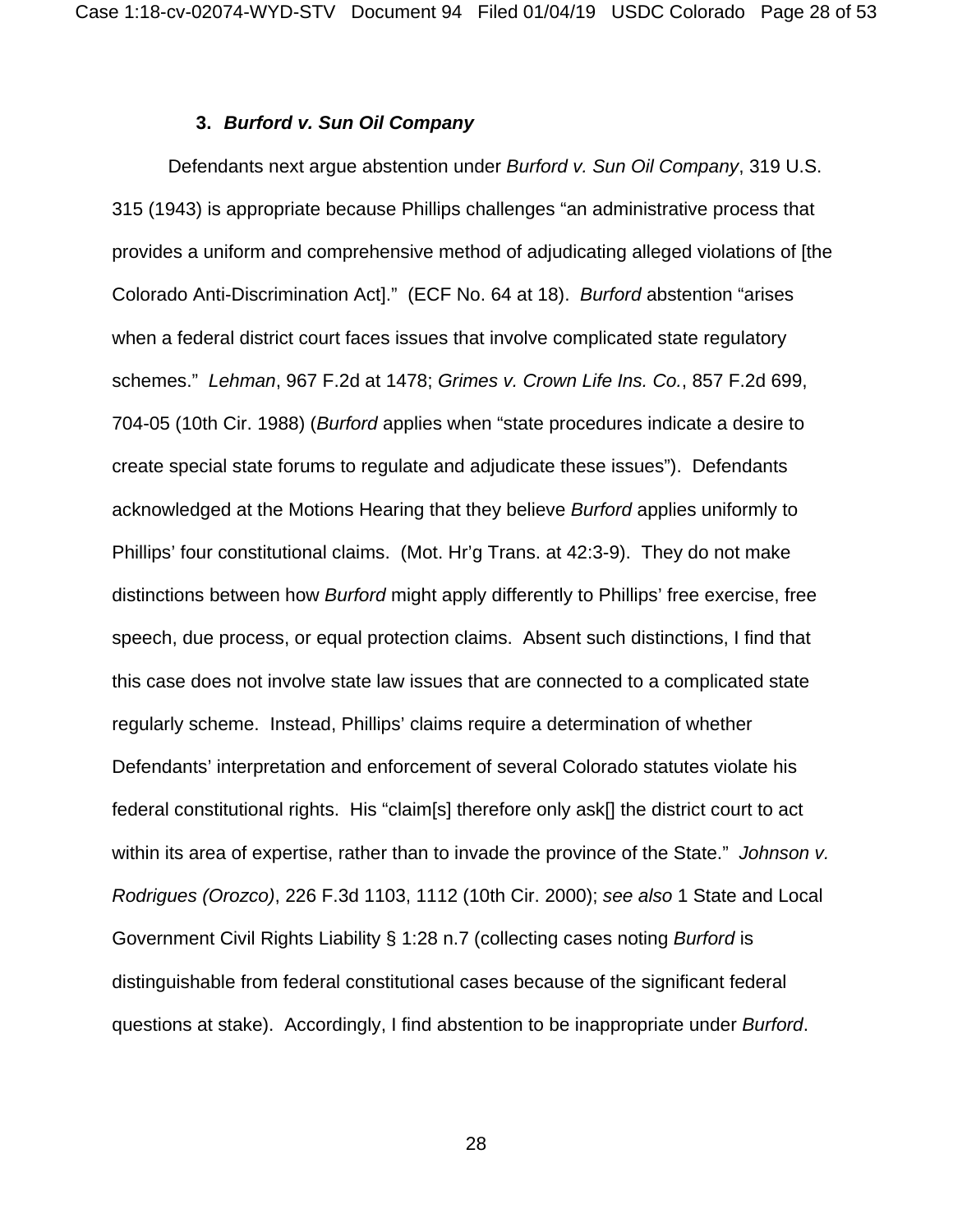### 3. *Burford v. Sun Oil Company*

Defendants next argue abstention under *Burford v. Sun Oil Company*, 319 U.S. 315 (1943) is appropriate because Phillips challenges "an administrative process that provides a uniform and comprehensive method of adjudicating alleged violations of [the Colorado Anti-Discrimination Act]." (ECF No. 64 at 18). *Burford* abstention "arises when a federal district court faces issues that involve complicated state regulatory schemes." *Lehman*, 967 F.2d at 1478; *Grimes v. Crown Life Ins. Co.*, 857 F.2d 699, 704-05 (10th Cir. 1988) (*Burford* applies when "state procedures indicate a desire to create special state forums to regulate and adjudicate these issues"). Defendants acknowledged at the Motions Hearing that they believe *Burford* applies uniformly to Phillips' four constitutional claims. (Mot. Hr'g Trans. at 42:3-9). They do not make distinctions between how *Burford* might apply differently to Phillips' free exercise, free speech, due process, or equal protection claims. Absent such distinctions, I find that this case does not involve state law issues that are connected to a complicated state regularly scheme. Instead, Phillips' claims require a determination of whether Defendants' interpretation and enforcement of several Colorado statutes violate his federal constitutional rights. His "claim[s] therefore only ask[] the district court to act within its area of expertise, rather than to invade the province of the State." *Johnson v. Rodrigues (Orozco)*, 226 F.3d 1103, 1112 (10th Cir. 2000); *see also* 1 State and Local Government Civil Rights Liability § 1:28 n.7 (collecting cases noting *Burford* is distinguishable from federal constitutional cases because of the significant federal questions at stake). Accordingly, I find abstention to be inappropriate under *Burford*.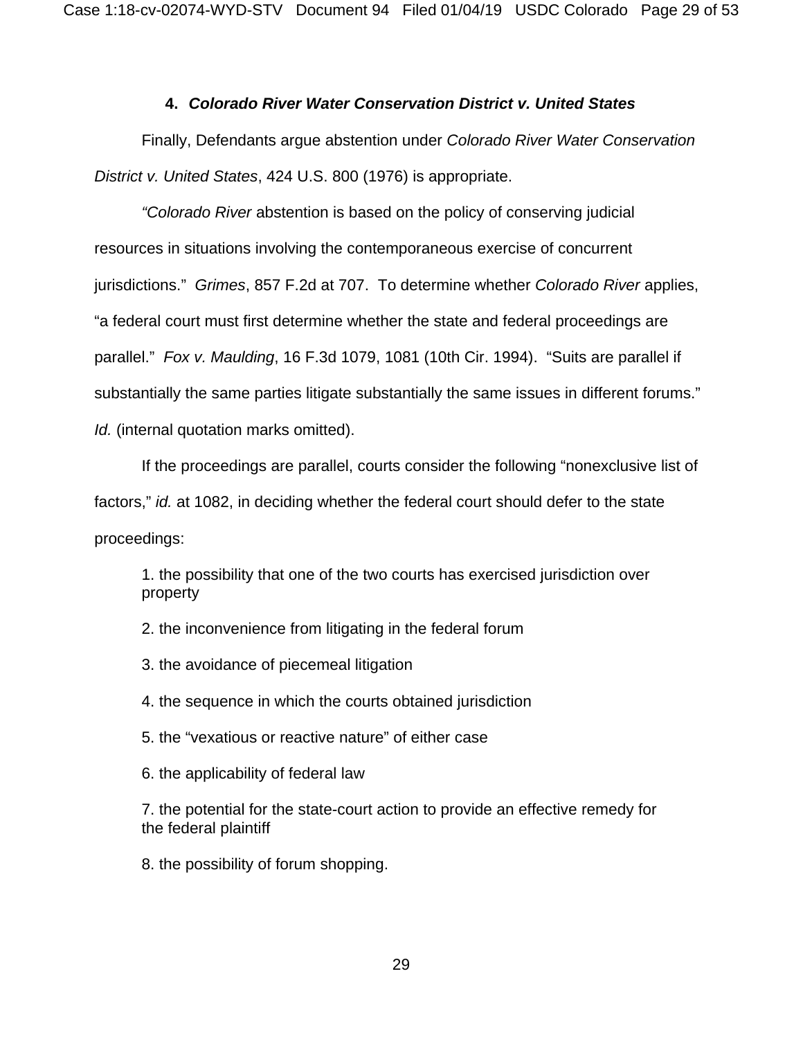#### 4. ***Colorado River Water Conservation District v. United States***

Finally, Defendants argue abstention under *Colorado River Water Conservation District v. United States*, 424 U.S. 800 (1976) is appropriate.

*"Colorado River* abstention is based on the policy of conserving judicial resources in situations involving the contemporaneous exercise of concurrent jurisdictions." *Grimes*, 857 F.2d at 707. To determine whether *Colorado River* applies, "a federal court must first determine whether the state and federal proceedings are parallel." *Fox v. Maulding*, 16 F.3d 1079, 1081 (10th Cir. 1994). "Suits are parallel if substantially the same parties litigate substantially the same issues in different forums." *Id.* (internal quotation marks omitted).

If the proceedings are parallel, courts consider the following "nonexclusive list of factors," *id.* at 1082, in deciding whether the federal court should defer to the state proceedings:

1. the possibility that one of the two courts has exercised jurisdiction over property
2. the inconvenience from litigating in the federal forum
3. the avoidance of piecemeal litigation
4. the sequence in which the courts obtained jurisdiction
5. the "vexatious or reactive nature" of either case
6. the applicability of federal law
7. the potential for the state-court action to provide an effective remedy for the federal plaintiff
8. the possibility of forum shopping.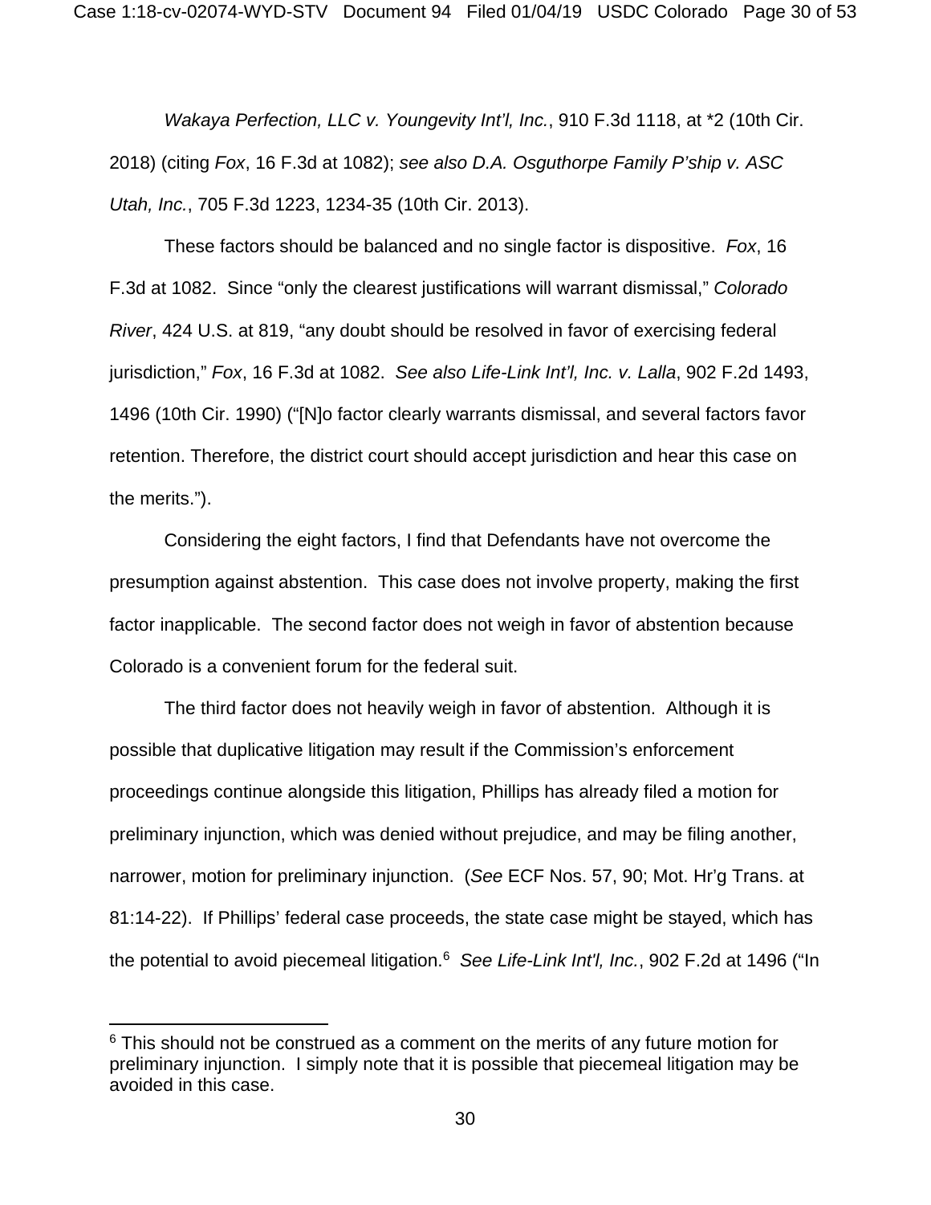*Wakaya Perfection, LLC v. Youngevity Int'l, Inc.*, 910 F.3d 1118, at *2 (10th Cir. 2018) (citing *Fox*, 16 F.3d at 1082); *see also D.A. Osguthorpe Family P'ship v. ASC Utah, Inc.*, 705 F.3d 1223, 1234-35 (10th Cir. 2013).

These factors should be balanced and no single factor is dispositive. *Fox*, 16 F.3d at 1082. Since "only the clearest justifications will warrant dismissal," *Colorado River*, 424 U.S. at 819, "any doubt should be resolved in favor of exercising federal jurisdiction," *Fox*, 16 F.3d at 1082. *See also Life-Link Int'l, Inc. v. Lalla*, 902 F.2d 1493, 1496 (10th Cir. 1990) ("[N]o factor clearly warrants dismissal, and several factors favor retention. Therefore, the district court should accept jurisdiction and hear this case on the merits.").

Considering the eight factors, I find that Defendants have not overcome the presumption against abstention. This case does not involve property, making the first factor inapplicable. The second factor does not weigh in favor of abstention because Colorado is a convenient forum for the federal suit.

The third factor does not heavily weigh in favor of abstention. Although it is possible that duplicative litigation may result if the Commission's enforcement proceedings continue alongside this litigation, Phillips has already filed a motion for preliminary injunction, which was denied without prejudice, and may be filing another, narrower, motion for preliminary injunction. (*See* ECF Nos. 57, 90; Mot. Hr'g Trans. at 81:14-22). If Phillips' federal case proceeds, the state case might be stayed, which has the potential to avoid piecemeal litigation.[6] *See Life-Link Int'l, Inc.*, 902 F.2d at 1496 ("In

[6] This should not be construed as a comment on the merits of any future motion for preliminary injunction. I simply note that it is possible that piecemeal litigation may be avoided in this case.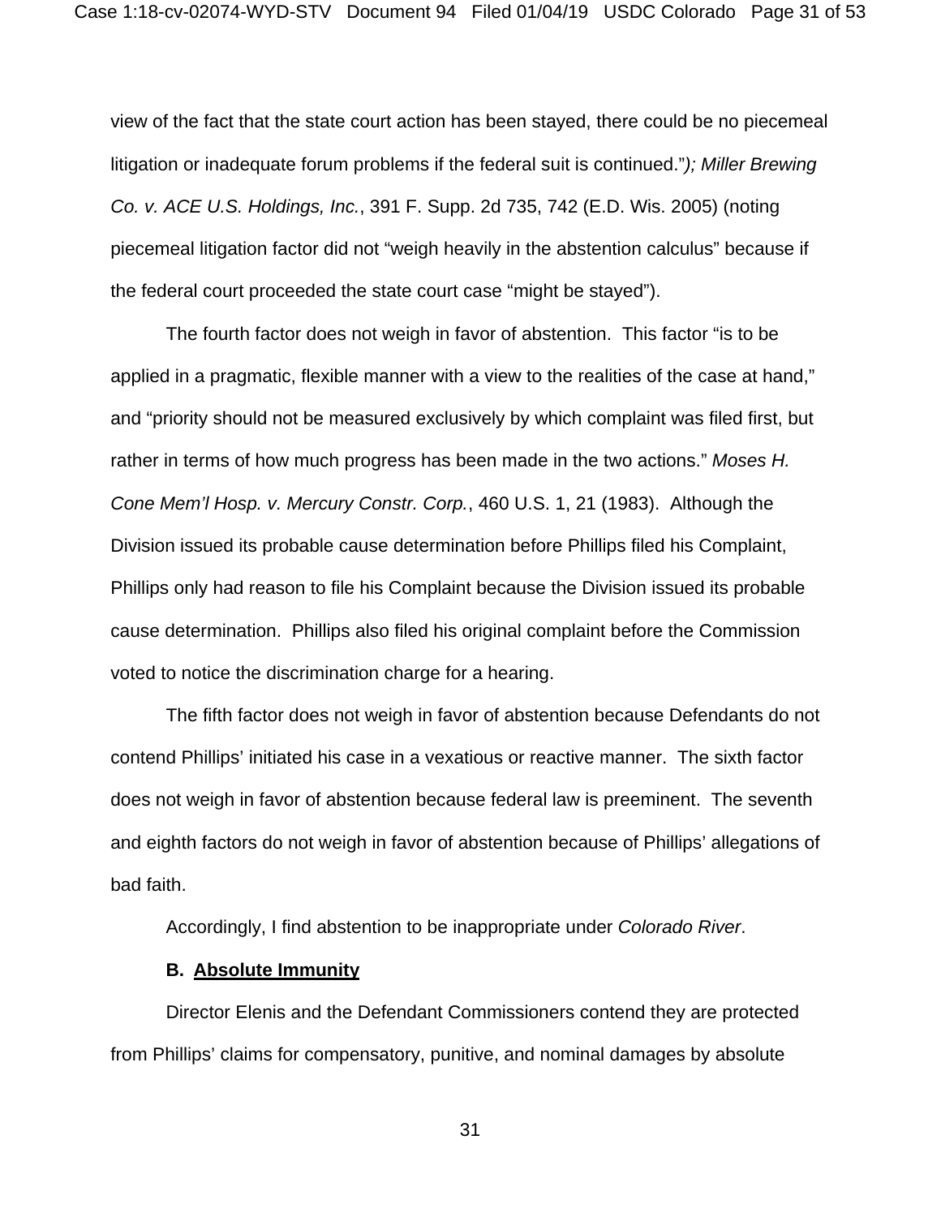view of the fact that the state court action has been stayed, there could be no piecemeal litigation or inadequate forum problems if the federal suit is continued."*); Miller Brewing Co. v. ACE U.S. Holdings, Inc.*, 391 F. Supp. 2d 735, 742 (E.D. Wis. 2005) (noting piecemeal litigation factor did not "weigh heavily in the abstention calculus" because if the federal court proceeded the state court case "might be stayed").

The fourth factor does not weigh in favor of abstention. This factor "is to be applied in a pragmatic, flexible manner with a view to the realities of the case at hand," and "priority should not be measured exclusively by which complaint was filed first, but rather in terms of how much progress has been made in the two actions." *Moses H. Cone Mem'l Hosp. v. Mercury Constr. Corp.*, 460 U.S. 1, 21 (1983). Although the Division issued its probable cause determination before Phillips filed his Complaint, Phillips only had reason to file his Complaint because the Division issued its probable cause determination. Phillips also filed his original complaint before the Commission voted to notice the discrimination charge for a hearing.

The fifth factor does not weigh in favor of abstention because Defendants do not contend Phillips' initiated his case in a vexatious or reactive manner. The sixth factor does not weigh in favor of abstention because federal law is preeminent. The seventh and eighth factors do not weigh in favor of abstention because of Phillips' allegations of bad faith.

Accordingly, I find abstention to be inappropriate under *Colorado River*.

### B. Absolute Immunity

Director Elenis and the Defendant Commissioners contend they are protected from Phillips' claims for compensatory, punitive, and nominal damages by absolute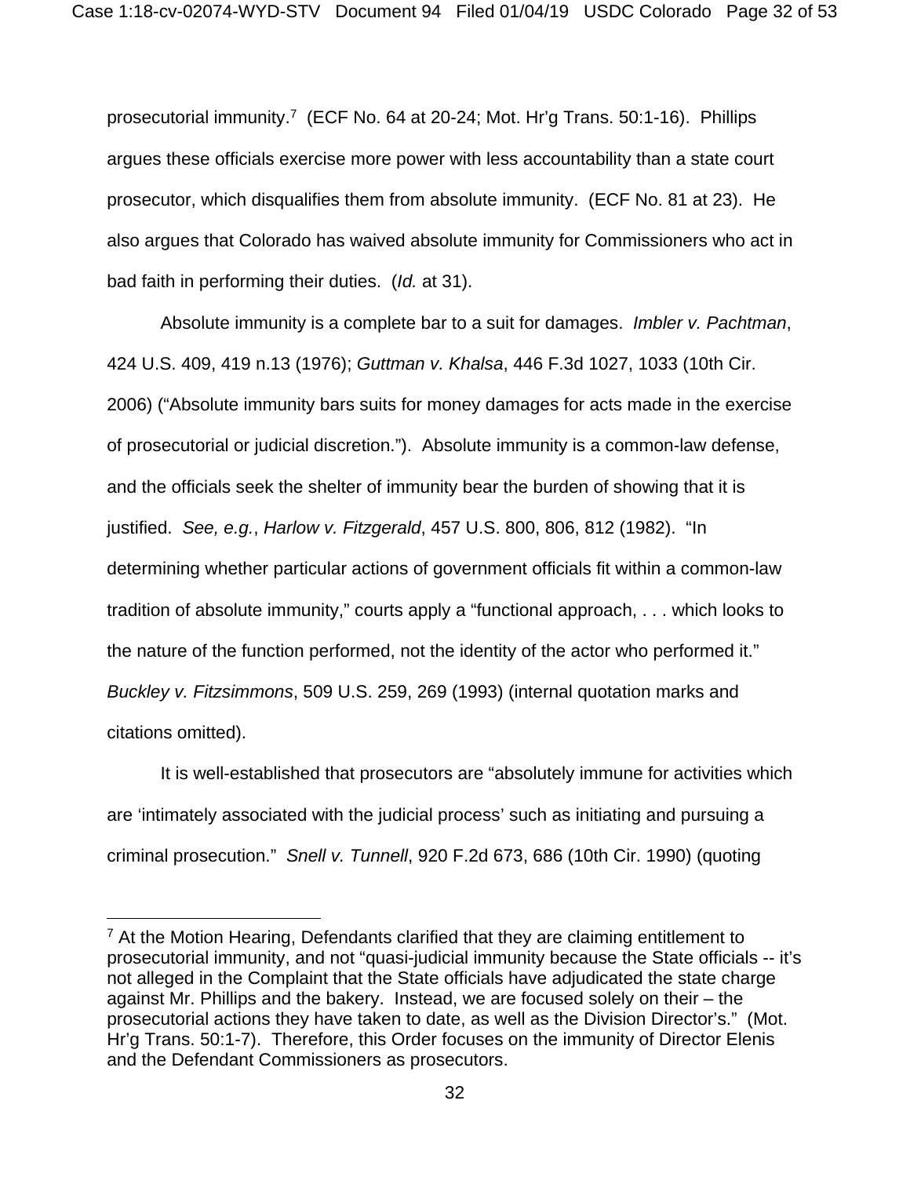prosecutorial immunity.[7] (ECF No. 64 at 20-24; Mot. Hr'g Trans. 50:1-16). Phillips argues these officials exercise more power with less accountability than a state court prosecutor, which disqualifies them from absolute immunity. (ECF No. 81 at 23). He also argues that Colorado has waived absolute immunity for Commissioners who act in bad faith in performing their duties. (*Id.* at 31).

Absolute immunity is a complete bar to a suit for damages. *Imbler v. Pachtman*, 424 U.S. 409, 419 n.13 (1976); *Guttman v. Khalsa*, 446 F.3d 1027, 1033 (10th Cir. 2006) ("Absolute immunity bars suits for money damages for acts made in the exercise of prosecutorial or judicial discretion."). Absolute immunity is a common-law defense, and the officials seek the shelter of immunity bear the burden of showing that it is justified. *See, e.g.*, *Harlow v. Fitzgerald*, 457 U.S. 800, 806, 812 (1982). "In determining whether particular actions of government officials fit within a common-law tradition of absolute immunity," courts apply a "functional approach, . . . which looks to the nature of the function performed, not the identity of the actor who performed it." *Buckley v. Fitzsimmons*, 509 U.S. 259, 269 (1993) (internal quotation marks and citations omitted).

It is well-established that prosecutors are "absolutely immune for activities which are 'intimately associated with the judicial process' such as initiating and pursuing a criminal prosecution." *Snell v. Tunnell*, 920 F.2d 673, 686 (10th Cir. 1990) (quoting

---

[7] At the Motion Hearing, Defendants clarified that they are claiming entitlement to prosecutorial immunity, and not "quasi-judicial immunity because the State officials -- it's not alleged in the Complaint that the State officials have adjudicated the state charge against Mr. Phillips and the bakery. Instead, we are focused solely on their – the prosecutorial actions they have taken to date, as well as the Division Director's." (Mot. Hr'g Trans. 50:1-7). Therefore, this Order focuses on the immunity of Director Elenis and the Defendant Commissioners as prosecutors.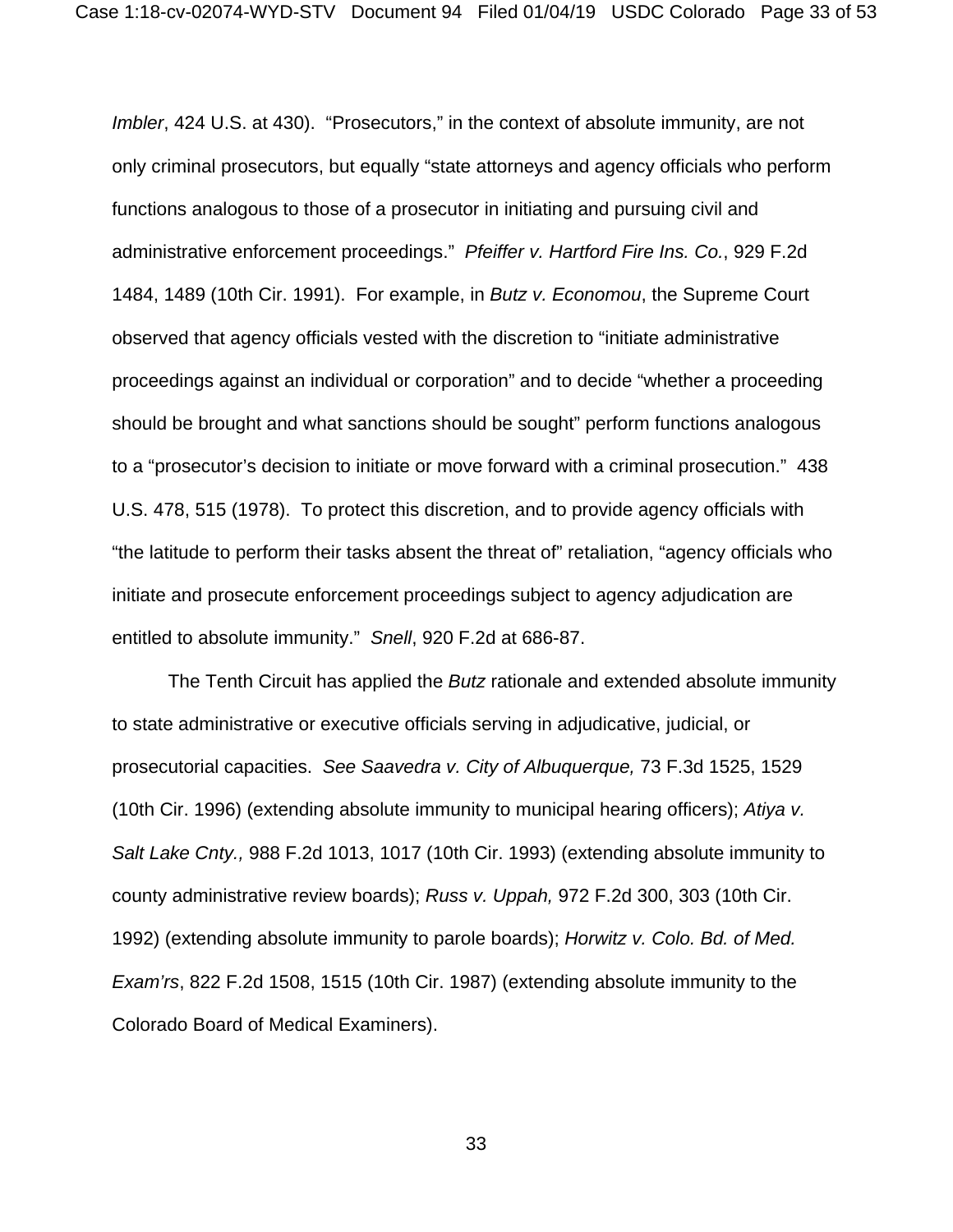*Imbler*, 424 U.S. at 430). "Prosecutors," in the context of absolute immunity, are not only criminal prosecutors, but equally "state attorneys and agency officials who perform functions analogous to those of a prosecutor in initiating and pursuing civil and administrative enforcement proceedings." *Pfeiffer v. Hartford Fire Ins. Co.*, 929 F.2d 1484, 1489 (10th Cir. 1991). For example, in *Butz v. Economou*, the Supreme Court observed that agency officials vested with the discretion to "initiate administrative proceedings against an individual or corporation" and to decide "whether a proceeding should be brought and what sanctions should be sought" perform functions analogous to a "prosecutor's decision to initiate or move forward with a criminal prosecution." 438 U.S. 478, 515 (1978). To protect this discretion, and to provide agency officials with "the latitude to perform their tasks absent the threat of" retaliation, "agency officials who initiate and prosecute enforcement proceedings subject to agency adjudication are entitled to absolute immunity." *Snell*, 920 F.2d at 686-87.

The Tenth Circuit has applied the *Butz* rationale and extended absolute immunity to state administrative or executive officials serving in adjudicative, judicial, or prosecutorial capacities. *See Saavedra v. City of Albuquerque,* 73 F.3d 1525, 1529 (10th Cir. 1996) (extending absolute immunity to municipal hearing officers); *Atiya v. Salt Lake Cnty.,* 988 F.2d 1013, 1017 (10th Cir. 1993) (extending absolute immunity to county administrative review boards); *Russ v. Uppah,* 972 F.2d 300, 303 (10th Cir. 1992) (extending absolute immunity to parole boards); *Horwitz v. Colo. Bd. of Med. Exam'rs*, 822 F.2d 1508, 1515 (10th Cir. 1987) (extending absolute immunity to the Colorado Board of Medical Examiners).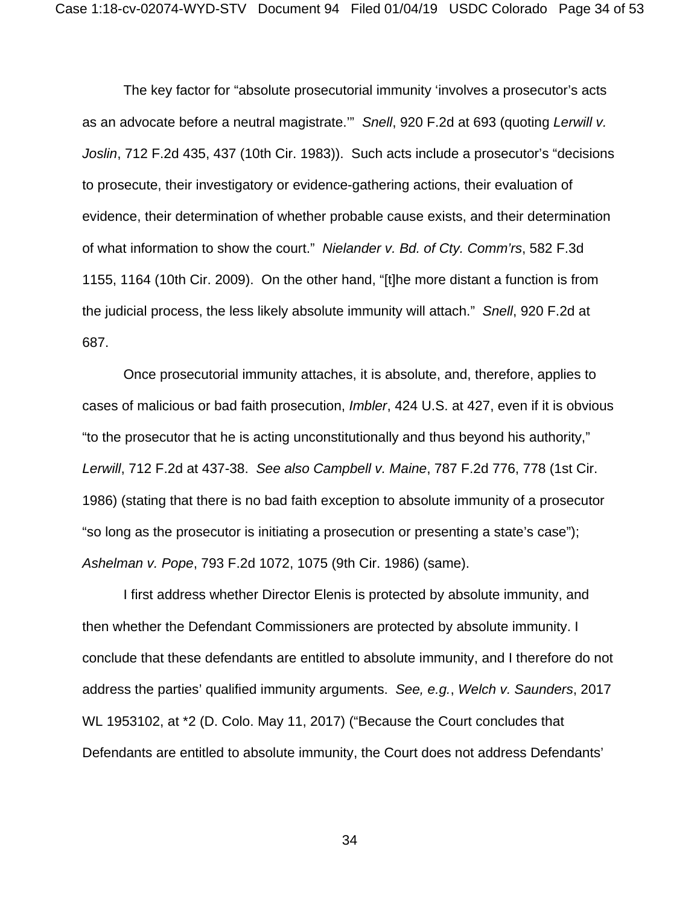The key factor for "absolute prosecutorial immunity 'involves a prosecutor's acts as an advocate before a neutral magistrate.'" *Snell*, 920 F.2d at 693 (quoting *Lerwill v. Joslin*, 712 F.2d 435, 437 (10th Cir. 1983)). Such acts include a prosecutor's "decisions to prosecute, their investigatory or evidence-gathering actions, their evaluation of evidence, their determination of whether probable cause exists, and their determination of what information to show the court." *Nielander v. Bd. of Cty. Comm'rs*, 582 F.3d 1155, 1164 (10th Cir. 2009). On the other hand, "[t]he more distant a function is from the judicial process, the less likely absolute immunity will attach." *Snell*, 920 F.2d at 687.

Once prosecutorial immunity attaches, it is absolute, and, therefore, applies to cases of malicious or bad faith prosecution, *Imbler*, 424 U.S. at 427, even if it is obvious "to the prosecutor that he is acting unconstitutionally and thus beyond his authority," *Lerwill*, 712 F.2d at 437-38. *See also Campbell v. Maine*, 787 F.2d 776, 778 (1st Cir. 1986) (stating that there is no bad faith exception to absolute immunity of a prosecutor "so long as the prosecutor is initiating a prosecution or presenting a state's case"); *Ashelman v. Pope*, 793 F.2d 1072, 1075 (9th Cir. 1986) (same).

I first address whether Director Elenis is protected by absolute immunity, and then whether the Defendant Commissioners are protected by absolute immunity. I conclude that these defendants are entitled to absolute immunity, and I therefore do not address the parties' qualified immunity arguments. *See, e.g.*, *Welch v. Saunders*, 2017 WL 1953102, at *2 (D. Colo. May 11, 2017) ("Because the Court concludes that Defendants are entitled to absolute immunity, the Court does not address Defendants'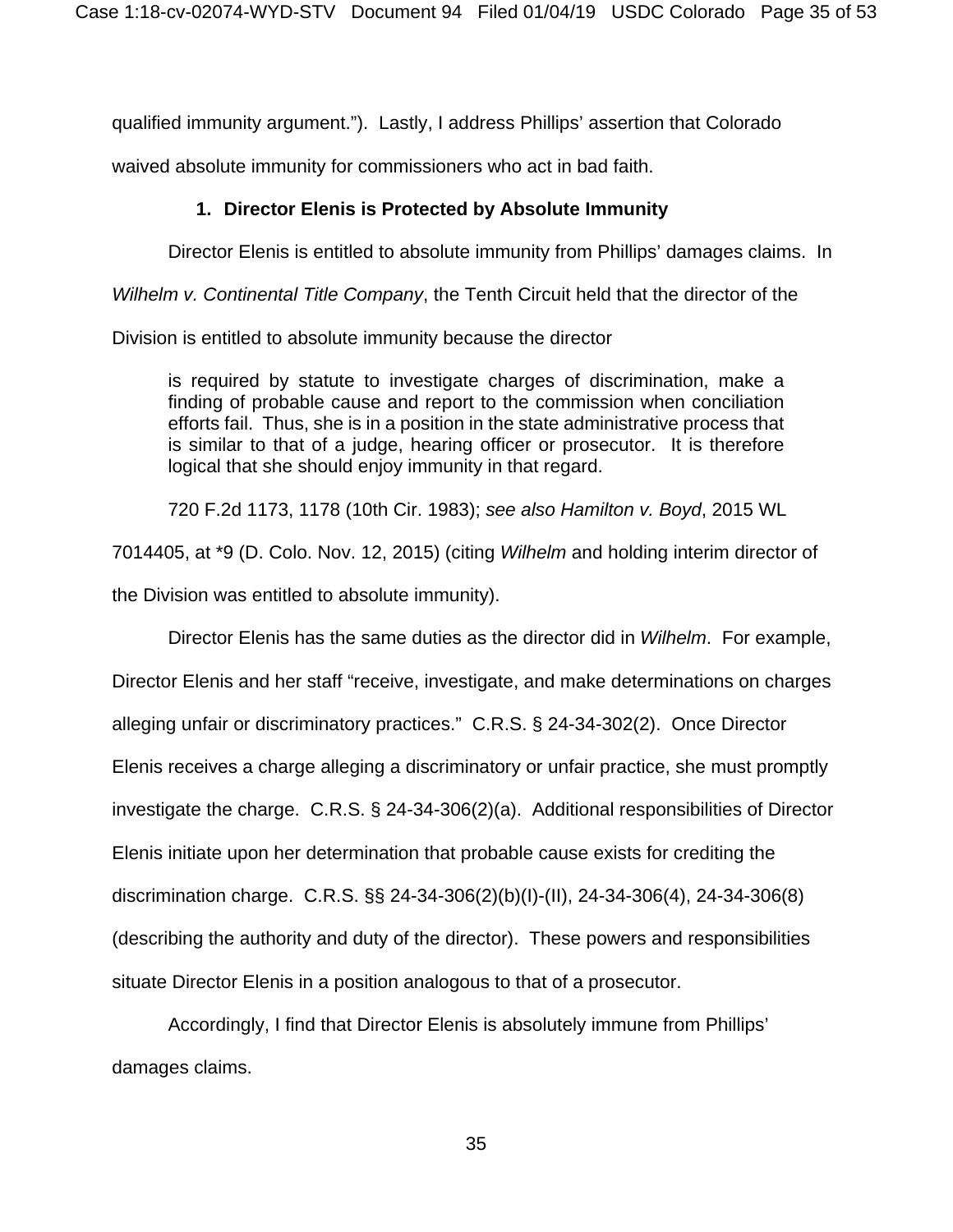qualified immunity argument."). Lastly, I address Phillips' assertion that Colorado waived absolute immunity for commissioners who act in bad faith.

### 1. Director Elenis is Protected by Absolute Immunity

Director Elenis is entitled to absolute immunity from Phillips' damages claims. In *Wilhelm v. Continental Title Company*, the Tenth Circuit held that the director of the Division is entitled to absolute immunity because the director

> is required by statute to investigate charges of discrimination, make a finding of probable cause and report to the commission when conciliation efforts fail. Thus, she is in a position in the state administrative process that is similar to that of a judge, hearing officer or prosecutor. It is therefore logical that she should enjoy immunity in that regard.

720 F.2d 1173, 1178 (10th Cir. 1983); *see also Hamilton v. Boyd*, 2015 WL 7014405, at *9 (D. Colo. Nov. 12, 2015) (citing *Wilhelm* and holding interim director of the Division was entitled to absolute immunity).

Director Elenis has the same duties as the director did in *Wilhelm*. For example, Director Elenis and her staff "receive, investigate, and make determinations on charges alleging unfair or discriminatory practices." C.R.S. § 24-34-302(2). Once Director Elenis receives a charge alleging a discriminatory or unfair practice, she must promptly investigate the charge. C.R.S. § 24-34-306(2)(a). Additional responsibilities of Director Elenis initiate upon her determination that probable cause exists for crediting the discrimination charge. C.R.S. §§ 24-34-306(2)(b)(I)-(II), 24-34-306(4), 24-34-306(8) (describing the authority and duty of the director). These powers and responsibilities situate Director Elenis in a position analogous to that of a prosecutor.

Accordingly, I find that Director Elenis is absolutely immune from Phillips' damages claims.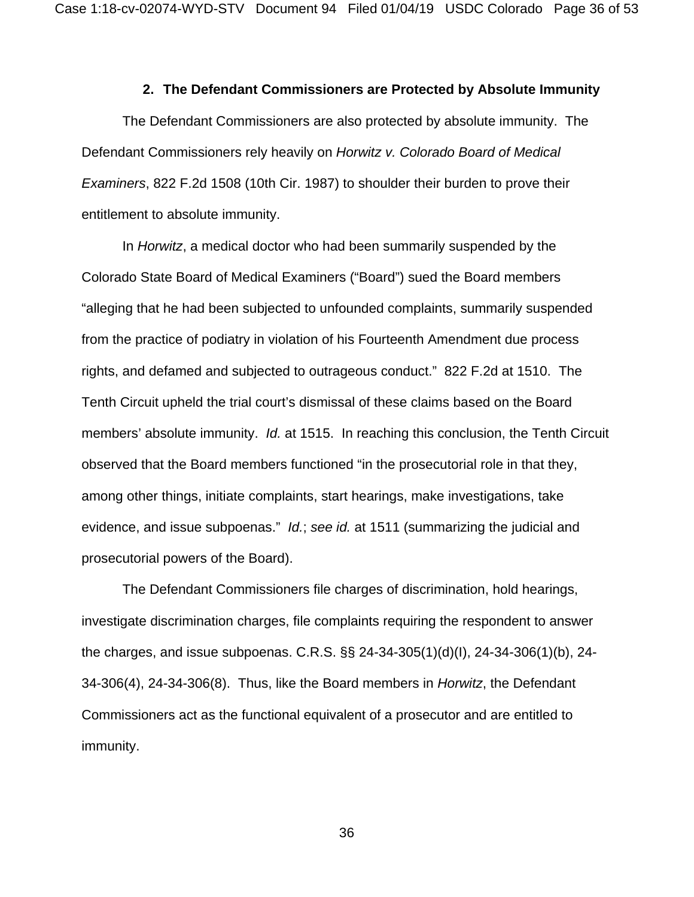### 2. The Defendant Commissioners are Protected by Absolute Immunity

The Defendant Commissioners are also protected by absolute immunity. The Defendant Commissioners rely heavily on *Horwitz v. Colorado Board of Medical Examiners*, 822 F.2d 1508 (10th Cir. 1987) to shoulder their burden to prove their entitlement to absolute immunity.

In *Horwitz*, a medical doctor who had been summarily suspended by the Colorado State Board of Medical Examiners ("Board") sued the Board members "alleging that he had been subjected to unfounded complaints, summarily suspended from the practice of podiatry in violation of his Fourteenth Amendment due process rights, and defamed and subjected to outrageous conduct." 822 F.2d at 1510. The Tenth Circuit upheld the trial court's dismissal of these claims based on the Board members' absolute immunity. *Id.* at 1515. In reaching this conclusion, the Tenth Circuit observed that the Board members functioned "in the prosecutorial role in that they, among other things, initiate complaints, start hearings, make investigations, take evidence, and issue subpoenas." *Id.*; *see id.* at 1511 (summarizing the judicial and prosecutorial powers of the Board).

The Defendant Commissioners file charges of discrimination, hold hearings, investigate discrimination charges, file complaints requiring the respondent to answer the charges, and issue subpoenas. C.R.S. §§ 24-34-305(1)(d)(I), 24-34-306(1)(b), 24-34-306(4), 24-34-306(8). Thus, like the Board members in *Horwitz*, the Defendant Commissioners act as the functional equivalent of a prosecutor and are entitled to immunity.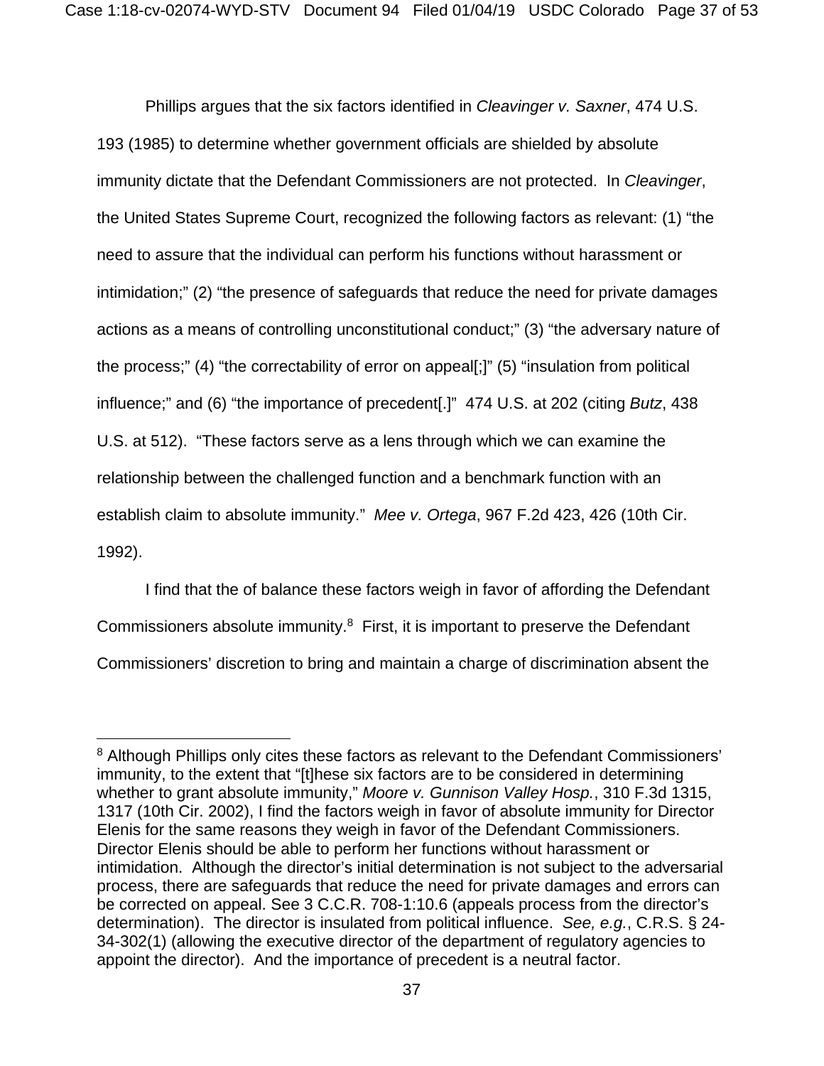Phillips argues that the six factors identified in *Cleavinger v. Saxner*, 474 U.S. 193 (1985) to determine whether government officials are shielded by absolute immunity dictate that the Defendant Commissioners are not protected. In *Cleavinger*, the United States Supreme Court, recognized the following factors as relevant: (1) "the need to assure that the individual can perform his functions without harassment or intimidation;" (2) "the presence of safeguards that reduce the need for private damages actions as a means of controlling unconstitutional conduct;" (3) "the adversary nature of the process;" (4) "the correctability of error on appeal[;]" (5) "insulation from political influence;" and (6) "the importance of precedent[.]" 474 U.S. at 202 (citing *Butz*, 438 U.S. at 512). "These factors serve as a lens through which we can examine the relationship between the challenged function and a benchmark function with an establish claim to absolute immunity." *Mee v. Ortega*, 967 F.2d 423, 426 (10th Cir. 1992).

I find that the of balance these factors weigh in favor of affording the Defendant Commissioners absolute immunity.[8] First, it is important to preserve the Defendant Commissioners' discretion to bring and maintain a charge of discrimination absent the

---

[8] Although Phillips only cites these factors as relevant to the Defendant Commissioners' immunity, to the extent that "[t]hese six factors are to be considered in determining whether to grant absolute immunity," *Moore v. Gunnison Valley Hosp.*, 310 F.3d 1315, 1317 (10th Cir. 2002), I find the factors weigh in favor of absolute immunity for Director Elenis for the same reasons they weigh in favor of the Defendant Commissioners. Director Elenis should be able to perform her functions without harassment or intimidation. Although the director's initial determination is not subject to the adversarial process, there are safeguards that reduce the need for private damages and errors can be corrected on appeal. See 3 C.C.R. 708-1:10.6 (appeals process from the director's determination). The director is insulated from political influence. *See, e.g.*, C.R.S. § 24-34-302(1) (allowing the executive director of the department of regulatory agencies to appoint the director). And the importance of precedent is a neutral factor.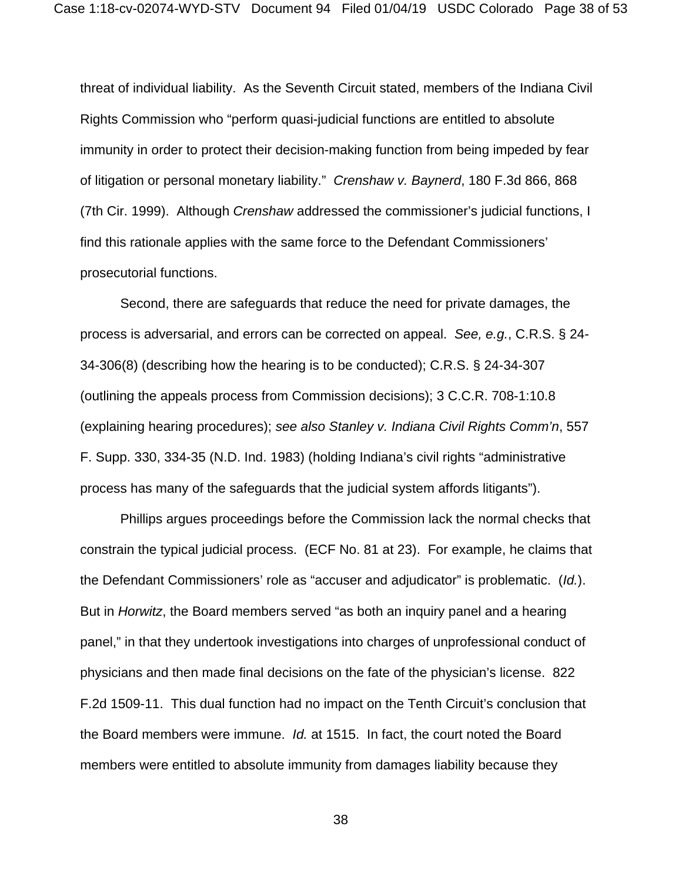threat of individual liability. As the Seventh Circuit stated, members of the Indiana Civil Rights Commission who "perform quasi-judicial functions are entitled to absolute immunity in order to protect their decision-making function from being impeded by fear of litigation or personal monetary liability." *Crenshaw v. Baynerd*, 180 F.3d 866, 868 (7th Cir. 1999). Although *Crenshaw* addressed the commissioner's judicial functions, I find this rationale applies with the same force to the Defendant Commissioners' prosecutorial functions.

Second, there are safeguards that reduce the need for private damages, the process is adversarial, and errors can be corrected on appeal. *See, e.g.*, C.R.S. § 24-34-306(8) (describing how the hearing is to be conducted); C.R.S. § 24-34-307 (outlining the appeals process from Commission decisions); 3 C.C.R. 708-1:10.8 (explaining hearing procedures); *see also Stanley v. Indiana Civil Rights Comm'n*, 557 F. Supp. 330, 334-35 (N.D. Ind. 1983) (holding Indiana's civil rights "administrative process has many of the safeguards that the judicial system affords litigants").

Phillips argues proceedings before the Commission lack the normal checks that constrain the typical judicial process. (ECF No. 81 at 23). For example, he claims that the Defendant Commissioners' role as "accuser and adjudicator" is problematic. (*Id.*). But in *Horwitz*, the Board members served "as both an inquiry panel and a hearing panel," in that they undertook investigations into charges of unprofessional conduct of physicians and then made final decisions on the fate of the physician's license. 822 F.2d 1509-11. This dual function had no impact on the Tenth Circuit's conclusion that the Board members were immune. *Id.* at 1515. In fact, the court noted the Board members were entitled to absolute immunity from damages liability because they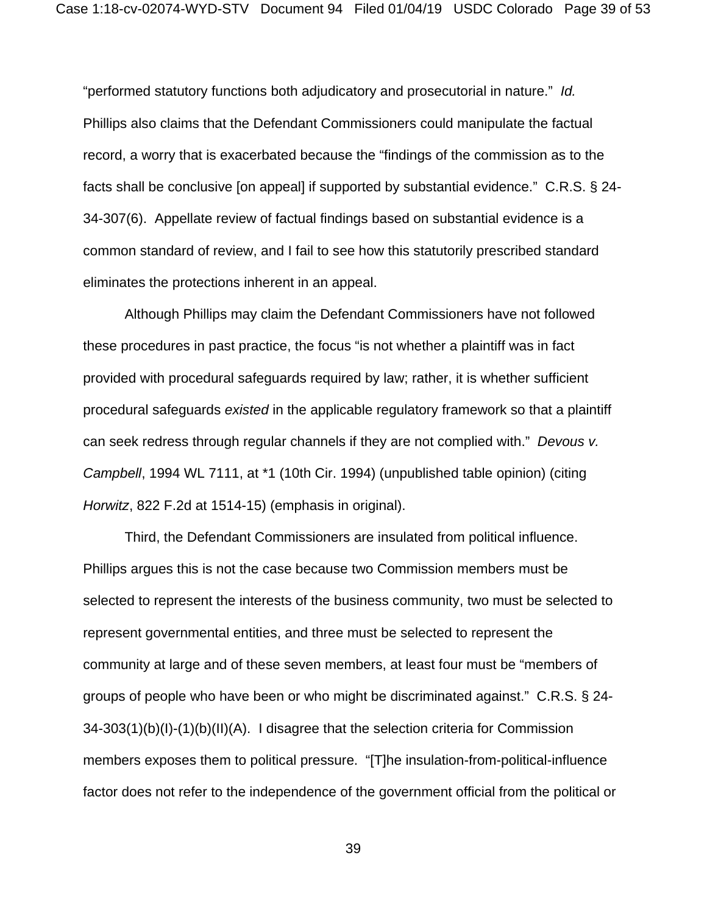"performed statutory functions both adjudicatory and prosecutorial in nature." *Id.* Phillips also claims that the Defendant Commissioners could manipulate the factual record, a worry that is exacerbated because the "findings of the commission as to the facts shall be conclusive [on appeal] if supported by substantial evidence." C.R.S. § 24-34-307(6). Appellate review of factual findings based on substantial evidence is a common standard of review, and I fail to see how this statutorily prescribed standard eliminates the protections inherent in an appeal.

Although Phillips may claim the Defendant Commissioners have not followed these procedures in past practice, the focus "is not whether a plaintiff was in fact provided with procedural safeguards required by law; rather, it is whether sufficient procedural safeguards *existed* in the applicable regulatory framework so that a plaintiff can seek redress through regular channels if they are not complied with." *Devous v. Campbell*, 1994 WL 7111, at *1 (10th Cir. 1994) (unpublished table opinion) (citing *Horwitz*, 822 F.2d at 1514-15) (emphasis in original).

Third, the Defendant Commissioners are insulated from political influence. Phillips argues this is not the case because two Commission members must be selected to represent the interests of the business community, two must be selected to represent governmental entities, and three must be selected to represent the community at large and of these seven members, at least four must be "members of groups of people who have been or who might be discriminated against." C.R.S. § 24-34-303(1)(b)(I)-(1)(b)(II)(A). I disagree that the selection criteria for Commission members exposes them to political pressure. "[T]he insulation-from-political-influence factor does not refer to the independence of the government official from the political or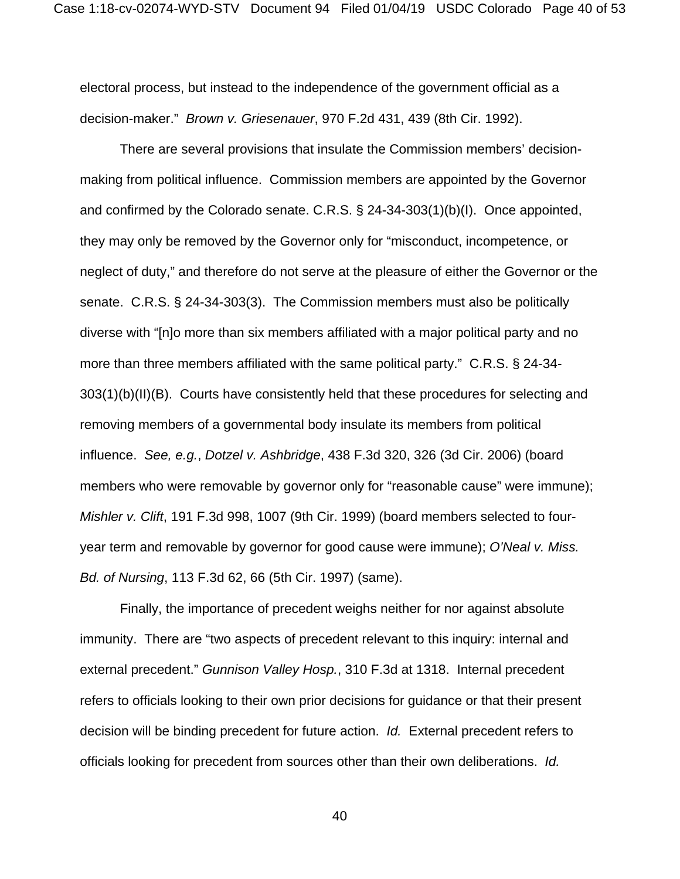electoral process, but instead to the independence of the government official as a decision-maker." *Brown v. Griesenauer*, 970 F.2d 431, 439 (8th Cir. 1992).

There are several provisions that insulate the Commission members' decision-making from political influence. Commission members are appointed by the Governor and confirmed by the Colorado senate. C.R.S. § 24-34-303(1)(b)(I). Once appointed, they may only be removed by the Governor only for "misconduct, incompetence, or neglect of duty," and therefore do not serve at the pleasure of either the Governor or the senate. C.R.S. § 24-34-303(3). The Commission members must also be politically diverse with "[n]o more than six members affiliated with a major political party and no more than three members affiliated with the same political party." C.R.S. § 24-34-303(1)(b)(II)(B). Courts have consistently held that these procedures for selecting and removing members of a governmental body insulate its members from political influence. *See, e.g.*, *Dotzel v. Ashbridge*, 438 F.3d 320, 326 (3d Cir. 2006) (board members who were removable by governor only for "reasonable cause" were immune); *Mishler v. Clift*, 191 F.3d 998, 1007 (9th Cir. 1999) (board members selected to four-year term and removable by governor for good cause were immune); *O'Neal v. Miss. Bd. of Nursing*, 113 F.3d 62, 66 (5th Cir. 1997) (same).

Finally, the importance of precedent weighs neither for nor against absolute immunity. There are "two aspects of precedent relevant to this inquiry: internal and external precedent." *Gunnison Valley Hosp.*, 310 F.3d at 1318. Internal precedent refers to officials looking to their own prior decisions for guidance or that their present decision will be binding precedent for future action. *Id.* External precedent refers to officials looking for precedent from sources other than their own deliberations. *Id.*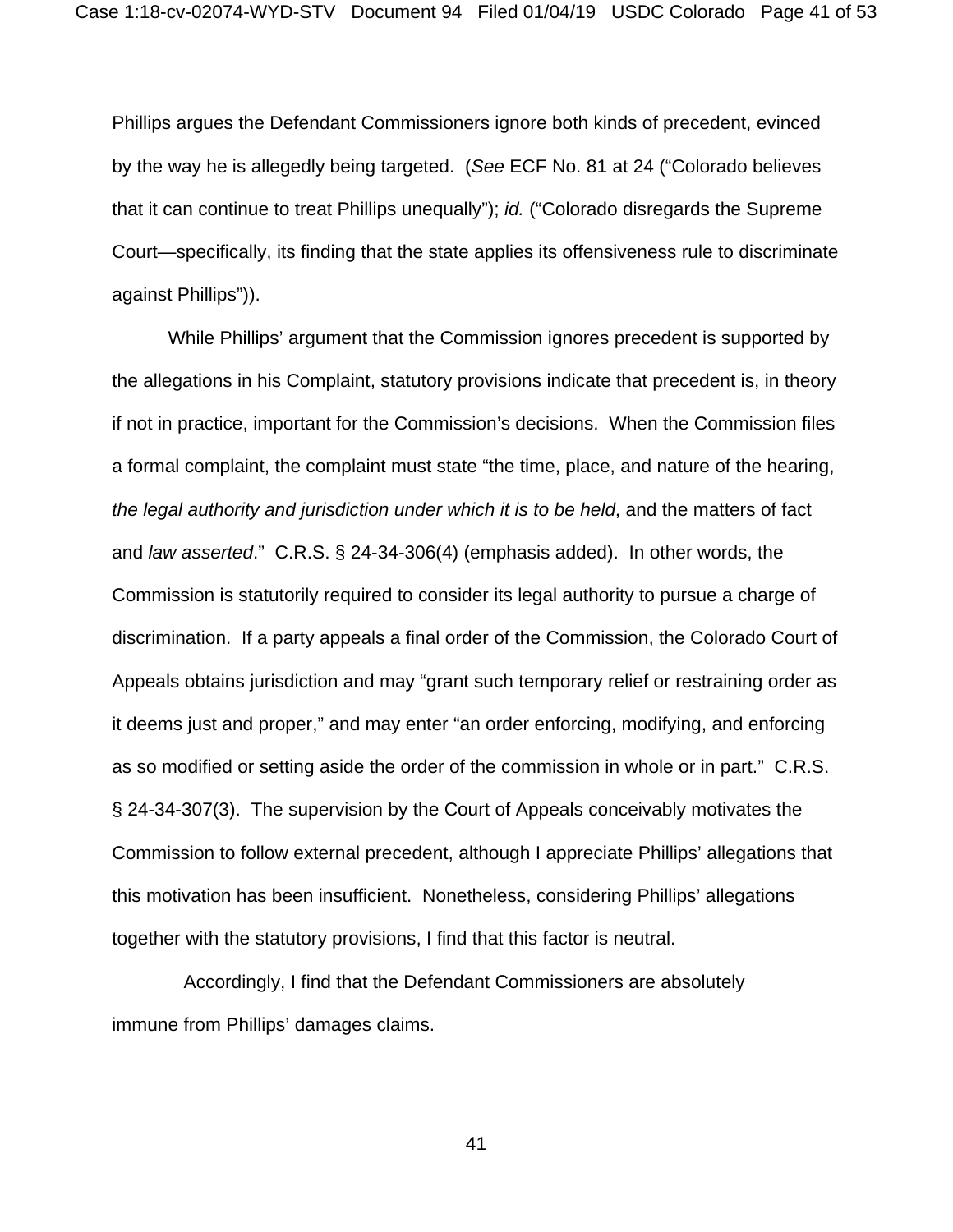Phillips argues the Defendant Commissioners ignore both kinds of precedent, evinced by the way he is allegedly being targeted. (*See* ECF No. 81 at 24 ("Colorado believes that it can continue to treat Phillips unequally"); *id.* ("Colorado disregards the Supreme Court—specifically, its finding that the state applies its offensiveness rule to discriminate against Phillips")).

While Phillips' argument that the Commission ignores precedent is supported by the allegations in his Complaint, statutory provisions indicate that precedent is, in theory if not in practice, important for the Commission's decisions. When the Commission files a formal complaint, the complaint must state "the time, place, and nature of the hearing, *the legal authority and jurisdiction under which it is to be held*, and the matters of fact and *law asserted*." C.R.S. § 24-34-306(4) (emphasis added). In other words, the Commission is statutorily required to consider its legal authority to pursue a charge of discrimination. If a party appeals a final order of the Commission, the Colorado Court of Appeals obtains jurisdiction and may "grant such temporary relief or restraining order as it deems just and proper," and may enter "an order enforcing, modifying, and enforcing as so modified or setting aside the order of the commission in whole or in part." C.R.S. § 24-34-307(3). The supervision by the Court of Appeals conceivably motivates the Commission to follow external precedent, although I appreciate Phillips' allegations that this motivation has been insufficient. Nonetheless, considering Phillips' allegations together with the statutory provisions, I find that this factor is neutral.

Accordingly, I find that the Defendant Commissioners are absolutely immune from Phillips' damages claims.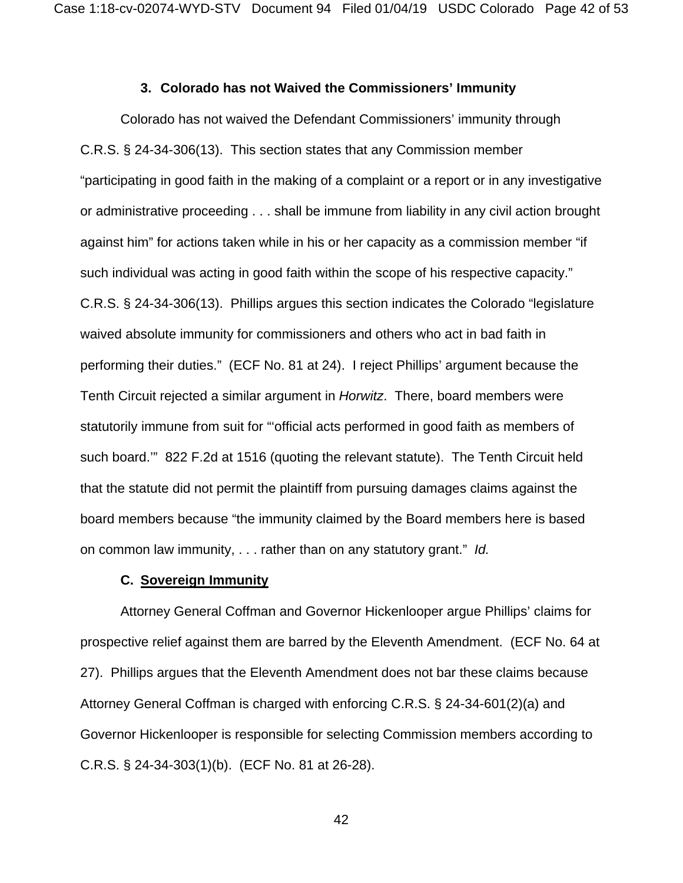### 3. Colorado has not Waived the Commissioners' Immunity

Colorado has not waived the Defendant Commissioners' immunity through C.R.S. § 24-34-306(13). This section states that any Commission member "participating in good faith in the making of a complaint or a report or in any investigative or administrative proceeding . . . shall be immune from liability in any civil action brought against him" for actions taken while in his or her capacity as a commission member "if such individual was acting in good faith within the scope of his respective capacity." C.R.S. § 24-34-306(13). Phillips argues this section indicates the Colorado "legislature waived absolute immunity for commissioners and others who act in bad faith in performing their duties." (ECF No. 81 at 24). I reject Phillips' argument because the Tenth Circuit rejected a similar argument in *Horwitz*. There, board members were statutorily immune from suit for "'official acts performed in good faith as members of such board.'" 822 F.2d at 1516 (quoting the relevant statute). The Tenth Circuit held that the statute did not permit the plaintiff from pursuing damages claims against the board members because "the immunity claimed by the Board members here is based on common law immunity, . . . rather than on any statutory grant." *Id.*

### C. Sovereign Immunity

Attorney General Coffman and Governor Hickenlooper argue Phillips' claims for prospective relief against them are barred by the Eleventh Amendment. (ECF No. 64 at 27). Phillips argues that the Eleventh Amendment does not bar these claims because Attorney General Coffman is charged with enforcing C.R.S. § 24-34-601(2)(a) and Governor Hickenlooper is responsible for selecting Commission members according to C.R.S. § 24-34-303(1)(b). (ECF No. 81 at 26-28).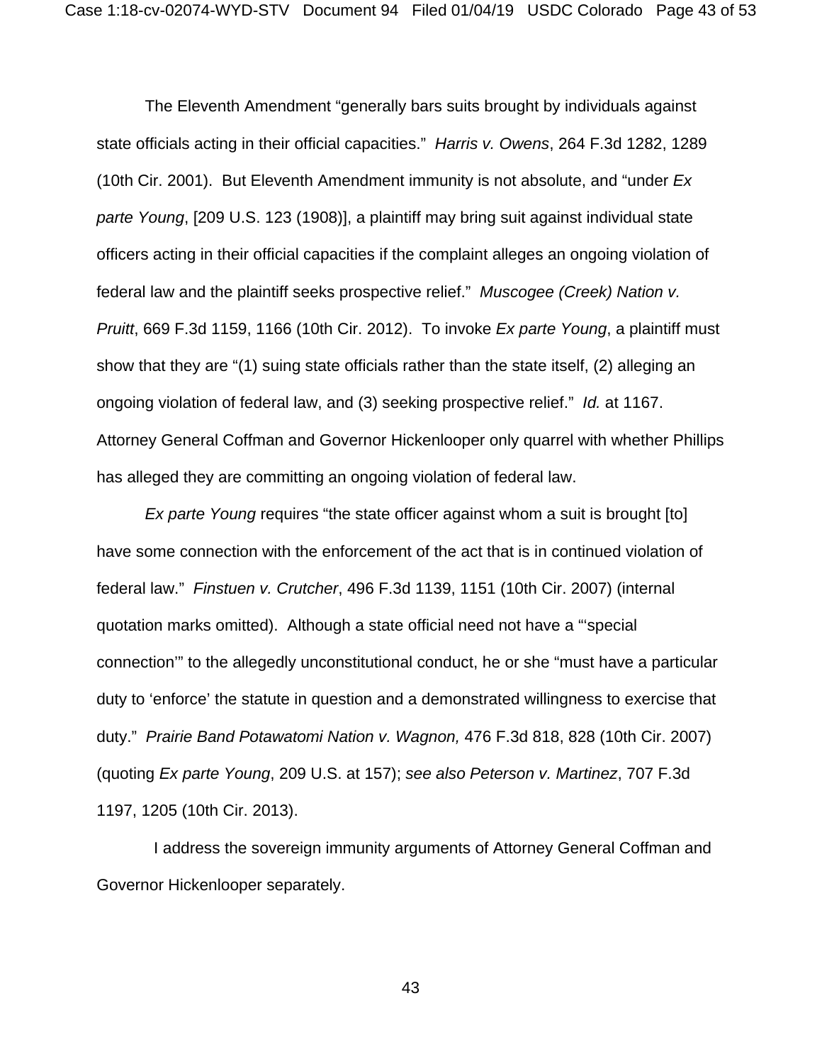The Eleventh Amendment "generally bars suits brought by individuals against state officials acting in their official capacities." *Harris v. Owens*, 264 F.3d 1282, 1289 (10th Cir. 2001). But Eleventh Amendment immunity is not absolute, and "under *Ex parte Young*, [209 U.S. 123 (1908)], a plaintiff may bring suit against individual state officers acting in their official capacities if the complaint alleges an ongoing violation of federal law and the plaintiff seeks prospective relief." *Muscogee (Creek) Nation v. Pruitt*, 669 F.3d 1159, 1166 (10th Cir. 2012). To invoke *Ex parte Young*, a plaintiff must show that they are "(1) suing state officials rather than the state itself, (2) alleging an ongoing violation of federal law, and (3) seeking prospective relief." *Id.* at 1167. Attorney General Coffman and Governor Hickenlooper only quarrel with whether Phillips has alleged they are committing an ongoing violation of federal law.

*Ex parte Young* requires "the state officer against whom a suit is brought [to] have some connection with the enforcement of the act that is in continued violation of federal law." *Finstuen v. Crutcher*, 496 F.3d 1139, 1151 (10th Cir. 2007) (internal quotation marks omitted). Although a state official need not have a "'special connection'" to the allegedly unconstitutional conduct, he or she "must have a particular duty to 'enforce' the statute in question and a demonstrated willingness to exercise that duty." *Prairie Band Potawatomi Nation v. Wagnon,* 476 F.3d 818, 828 (10th Cir. 2007) (quoting *Ex parte Young*, 209 U.S. at 157); *see also Peterson v. Martinez*, 707 F.3d 1197, 1205 (10th Cir. 2013).

I address the sovereign immunity arguments of Attorney General Coffman and Governor Hickenlooper separately.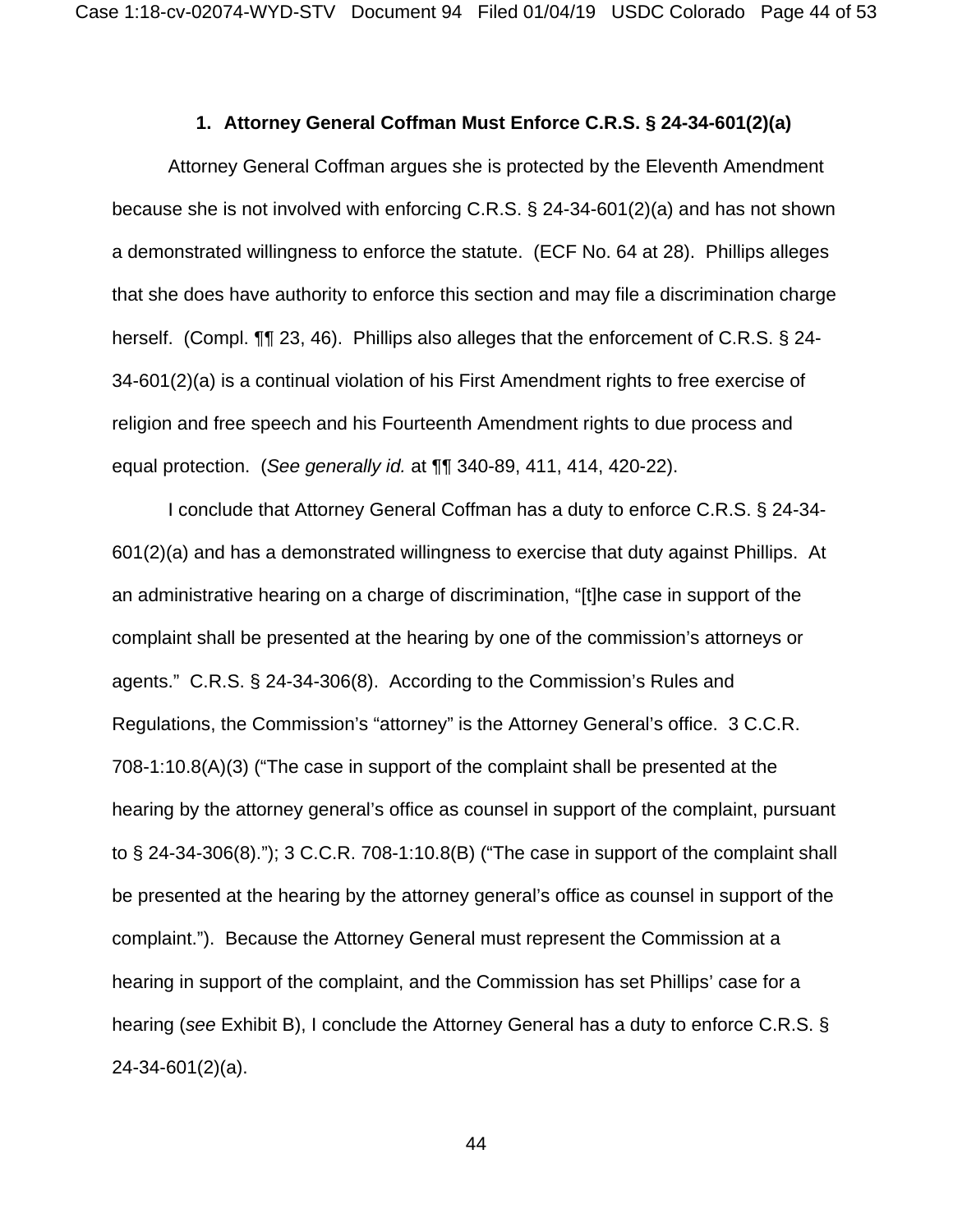### 1. Attorney General Coffman Must Enforce C.R.S. § 24-34-601(2)(a)

Attorney General Coffman argues she is protected by the Eleventh Amendment because she is not involved with enforcing C.R.S. § 24-34-601(2)(a) and has not shown a demonstrated willingness to enforce the statute. (ECF No. 64 at 28). Phillips alleges that she does have authority to enforce this section and may file a discrimination charge herself. (Compl. ¶¶ 23, 46). Phillips also alleges that the enforcement of C.R.S. § 24-34-601(2)(a) is a continual violation of his First Amendment rights to free exercise of religion and free speech and his Fourteenth Amendment rights to due process and equal protection. (*See generally id.* at ¶¶ 340-89, 411, 414, 420-22).

I conclude that Attorney General Coffman has a duty to enforce C.R.S. § 24-34-601(2)(a) and has a demonstrated willingness to exercise that duty against Phillips. At an administrative hearing on a charge of discrimination, "[t]he case in support of the complaint shall be presented at the hearing by one of the commission's attorneys or agents." C.R.S. § 24-34-306(8). According to the Commission's Rules and Regulations, the Commission's "attorney" is the Attorney General's office. 3 C.C.R. 708-1:10.8(A)(3) ("The case in support of the complaint shall be presented at the hearing by the attorney general's office as counsel in support of the complaint, pursuant to § 24-34-306(8)."); 3 C.C.R. 708-1:10.8(B) ("The case in support of the complaint shall be presented at the hearing by the attorney general's office as counsel in support of the complaint."). Because the Attorney General must represent the Commission at a hearing in support of the complaint, and the Commission has set Phillips' case for a hearing (*see* Exhibit B), I conclude the Attorney General has a duty to enforce C.R.S. § 24-34-601(2)(a).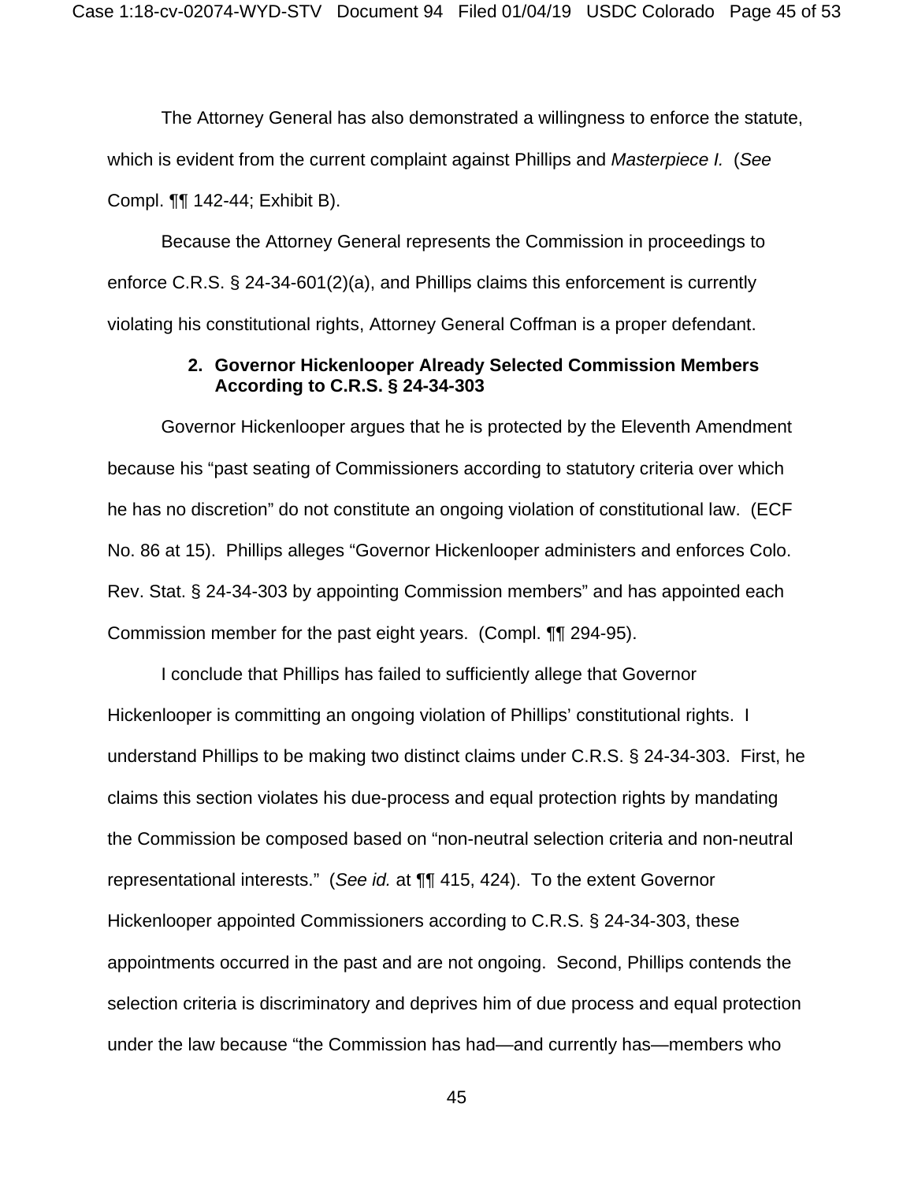The Attorney General has also demonstrated a willingness to enforce the statute, which is evident from the current complaint against Phillips and *Masterpiece I.* (*See* Compl. ¶¶ 142-44; Exhibit B).

Because the Attorney General represents the Commission in proceedings to enforce C.R.S. § 24-34-601(2)(a), and Phillips claims this enforcement is currently violating his constitutional rights, Attorney General Coffman is a proper defendant.

#### 2. Governor Hickenlooper Already Selected Commission Members According to C.R.S. § 24-34-303

Governor Hickenlooper argues that he is protected by the Eleventh Amendment because his "past seating of Commissioners according to statutory criteria over which he has no discretion" do not constitute an ongoing violation of constitutional law. (ECF No. 86 at 15). Phillips alleges "Governor Hickenlooper administers and enforces Colo. Rev. Stat. § 24-34-303 by appointing Commission members" and has appointed each Commission member for the past eight years. (Compl. ¶¶ 294-95).

I conclude that Phillips has failed to sufficiently allege that Governor Hickenlooper is committing an ongoing violation of Phillips' constitutional rights. I understand Phillips to be making two distinct claims under C.R.S. § 24-34-303. First, he claims this section violates his due-process and equal protection rights by mandating the Commission be composed based on "non-neutral selection criteria and non-neutral representational interests." (*See id.* at ¶¶ 415, 424). To the extent Governor Hickenlooper appointed Commissioners according to C.R.S. § 24-34-303, these appointments occurred in the past and are not ongoing. Second, Phillips contends the selection criteria is discriminatory and deprives him of due process and equal protection under the law because "the Commission has had—and currently has—members who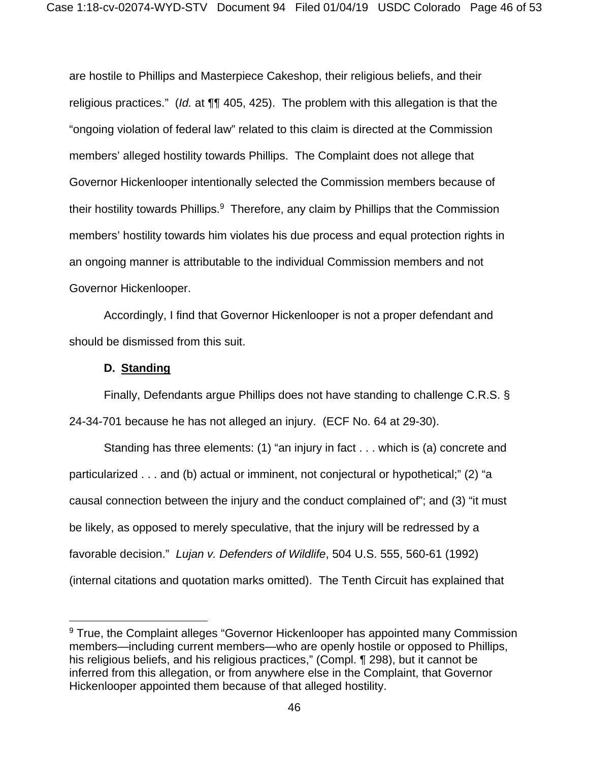are hostile to Phillips and Masterpiece Cakeshop, their religious beliefs, and their religious practices." (*Id.* at ¶¶ 405, 425). The problem with this allegation is that the "ongoing violation of federal law" related to this claim is directed at the Commission members' alleged hostility towards Phillips. The Complaint does not allege that Governor Hickenlooper intentionally selected the Commission members because of their hostility towards Phillips.[9] Therefore, any claim by Phillips that the Commission members' hostility towards him violates his due process and equal protection rights in an ongoing manner is attributable to the individual Commission members and not Governor Hickenlooper.

Accordingly, I find that Governor Hickenlooper is not a proper defendant and should be dismissed from this suit.

### D. Standing

Finally, Defendants argue Phillips does not have standing to challenge C.R.S. § 24-34-701 because he has not alleged an injury. (ECF No. 64 at 29-30).

Standing has three elements: (1) "an injury in fact . . . which is (a) concrete and particularized . . . and (b) actual or imminent, not conjectural or hypothetical;" (2) "a causal connection between the injury and the conduct complained of"; and (3) "it must be likely, as opposed to merely speculative, that the injury will be redressed by a favorable decision." *Lujan v. Defenders of Wildlife*, 504 U.S. 555, 560-61 (1992) (internal citations and quotation marks omitted). The Tenth Circuit has explained that

---

[9] True, the Complaint alleges "Governor Hickenlooper has appointed many Commission members—including current members—who are openly hostile or opposed to Phillips, his religious beliefs, and his religious practices," (Compl. ¶ 298), but it cannot be inferred from this allegation, or from anywhere else in the Complaint, that Governor Hickenlooper appointed them because of that alleged hostility.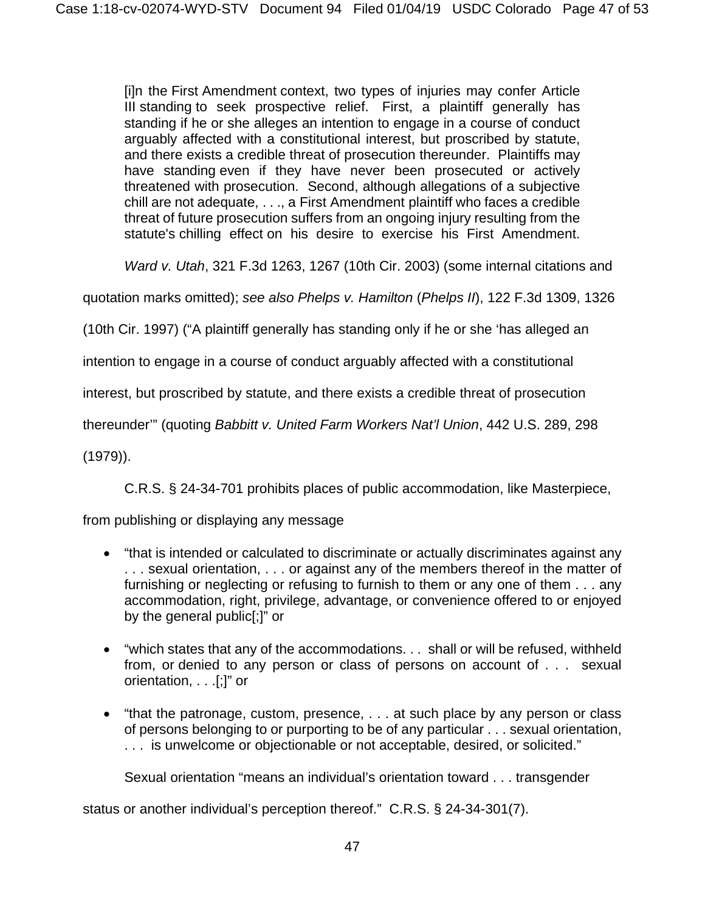> [i]n the First Amendment context, two types of injuries may confer Article III standing to seek prospective relief. First, a plaintiff generally has standing if he or she alleges an intention to engage in a course of conduct arguably affected with a constitutional interest, but proscribed by statute, and there exists a credible threat of prosecution thereunder. Plaintiffs may have standing even if they have never been prosecuted or actively threatened with prosecution. Second, although allegations of a subjective chill are not adequate, . . ., a First Amendment plaintiff who faces a credible threat of future prosecution suffers from an ongoing injury resulting from the statute's chilling effect on his desire to exercise his First Amendment.

*Ward v. Utah*, 321 F.3d 1263, 1267 (10th Cir. 2003) (some internal citations and quotation marks omitted); *see also Phelps v. Hamilton* (*Phelps II*), 122 F.3d 1309, 1326 (10th Cir. 1997) ("A plaintiff generally has standing only if he or she 'has alleged an intention to engage in a course of conduct arguably affected with a constitutional interest, but proscribed by statute, and there exists a credible threat of prosecution thereunder'" (quoting *Babbitt v. United Farm Workers Nat'l Union*, 442 U.S. 289, 298 (1979)).

C.R.S. § 24-34-701 prohibits places of public accommodation, like Masterpiece, from publishing or displaying any message

- "that is intended or calculated to discriminate or actually discriminates against any . . . sexual orientation, . . . or against any of the members thereof in the matter of furnishing or neglecting or refusing to furnish to them or any one of them . . . any accommodation, right, privilege, advantage, or convenience offered to or enjoyed by the general public[;]" or
- "which states that any of the accommodations. . . shall or will be refused, withheld from, or denied to any person or class of persons on account of . . . sexual orientation, . . .[;]" or
- "that the patronage, custom, presence, . . . at such place by any person or class of persons belonging to or purporting to be of any particular . . . sexual orientation, . . . is unwelcome or objectionable or not acceptable, desired, or solicited."

Sexual orientation "means an individual's orientation toward . . . transgender status or another individual's perception thereof." C.R.S. § 24-34-301(7).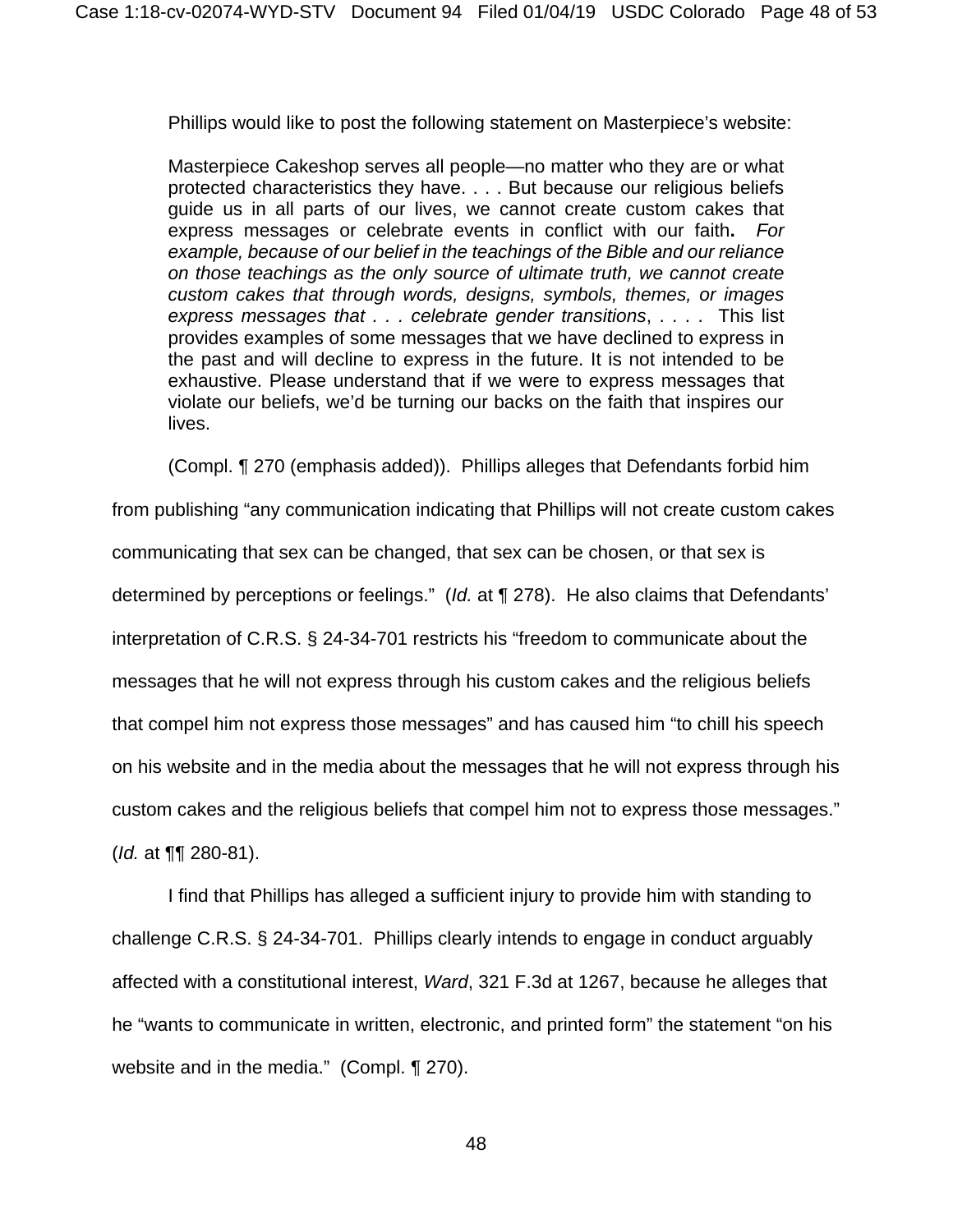Phillips would like to post the following statement on Masterpiece's website:

> Masterpiece Cakeshop serves all people—no matter who they are or what protected characteristics they have. . . . But because our religious beliefs guide us in all parts of our lives, we cannot create custom cakes that express messages or celebrate events in conflict with our faith**.** *For example, because of our belief in the teachings of the Bible and our reliance on those teachings as the only source of ultimate truth, we cannot create custom cakes that through words, designs, symbols, themes, or images express messages that . . . celebrate gender transitions*, . . . . This list provides examples of some messages that we have declined to express in the past and will decline to express in the future. It is not intended to be exhaustive. Please understand that if we were to express messages that violate our beliefs, we'd be turning our backs on the faith that inspires our lives.

(Compl. ¶ 270 (emphasis added)). Phillips alleges that Defendants forbid him from publishing "any communication indicating that Phillips will not create custom cakes communicating that sex can be changed, that sex can be chosen, or that sex is determined by perceptions or feelings." (*Id.* at ¶ 278). He also claims that Defendants' interpretation of C.R.S. § 24-34-701 restricts his "freedom to communicate about the messages that he will not express through his custom cakes and the religious beliefs that compel him not express those messages" and has caused him "to chill his speech on his website and in the media about the messages that he will not express through his custom cakes and the religious beliefs that compel him not to express those messages." (*Id.* at ¶¶ 280-81).

I find that Phillips has alleged a sufficient injury to provide him with standing to challenge C.R.S. § 24-34-701. Phillips clearly intends to engage in conduct arguably affected with a constitutional interest, *Ward*, 321 F.3d at 1267, because he alleges that he "wants to communicate in written, electronic, and printed form" the statement "on his website and in the media." (Compl. ¶ 270).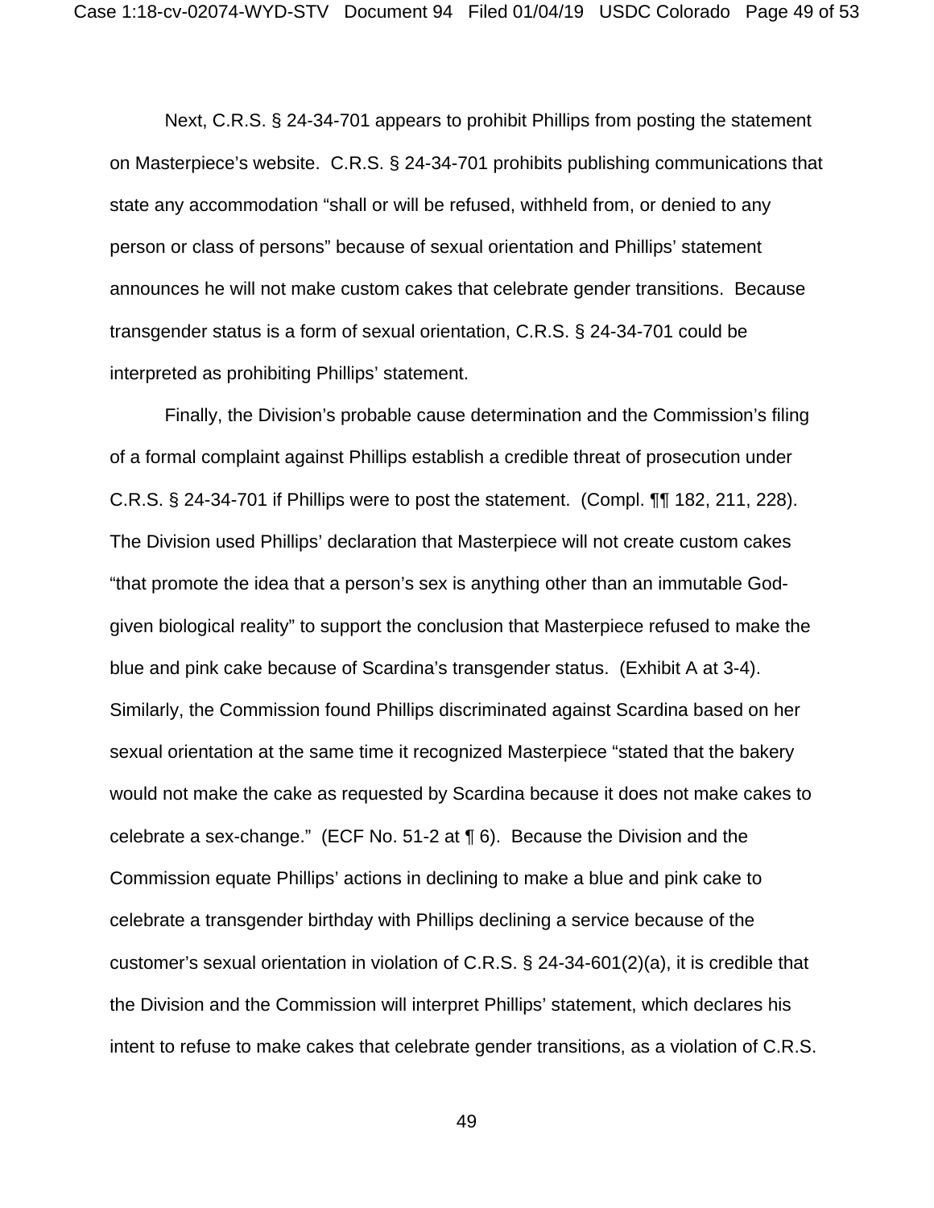Next, C.R.S. § 24-34-701 appears to prohibit Phillips from posting the statement on Masterpiece's website. C.R.S. § 24-34-701 prohibits publishing communications that state any accommodation "shall or will be refused, withheld from, or denied to any person or class of persons" because of sexual orientation and Phillips' statement announces he will not make custom cakes that celebrate gender transitions. Because transgender status is a form of sexual orientation, C.R.S. § 24-34-701 could be interpreted as prohibiting Phillips' statement.

Finally, the Division's probable cause determination and the Commission's filing of a formal complaint against Phillips establish a credible threat of prosecution under C.R.S. § 24-34-701 if Phillips were to post the statement. (Compl. ¶¶ 182, 211, 228). The Division used Phillips' declaration that Masterpiece will not create custom cakes "that promote the idea that a person's sex is anything other than an immutable God-given biological reality" to support the conclusion that Masterpiece refused to make the blue and pink cake because of Scardina's transgender status. (Exhibit A at 3-4). Similarly, the Commission found Phillips discriminated against Scardina based on her sexual orientation at the same time it recognized Masterpiece "stated that the bakery would not make the cake as requested by Scardina because it does not make cakes to celebrate a sex-change." (ECF No. 51-2 at ¶ 6). Because the Division and the Commission equate Phillips' actions in declining to make a blue and pink cake to celebrate a transgender birthday with Phillips declining a service because of the customer's sexual orientation in violation of C.R.S. § 24-34-601(2)(a), it is credible that the Division and the Commission will interpret Phillips' statement, which declares his intent to refuse to make cakes that celebrate gender transitions, as a violation of C.R.S.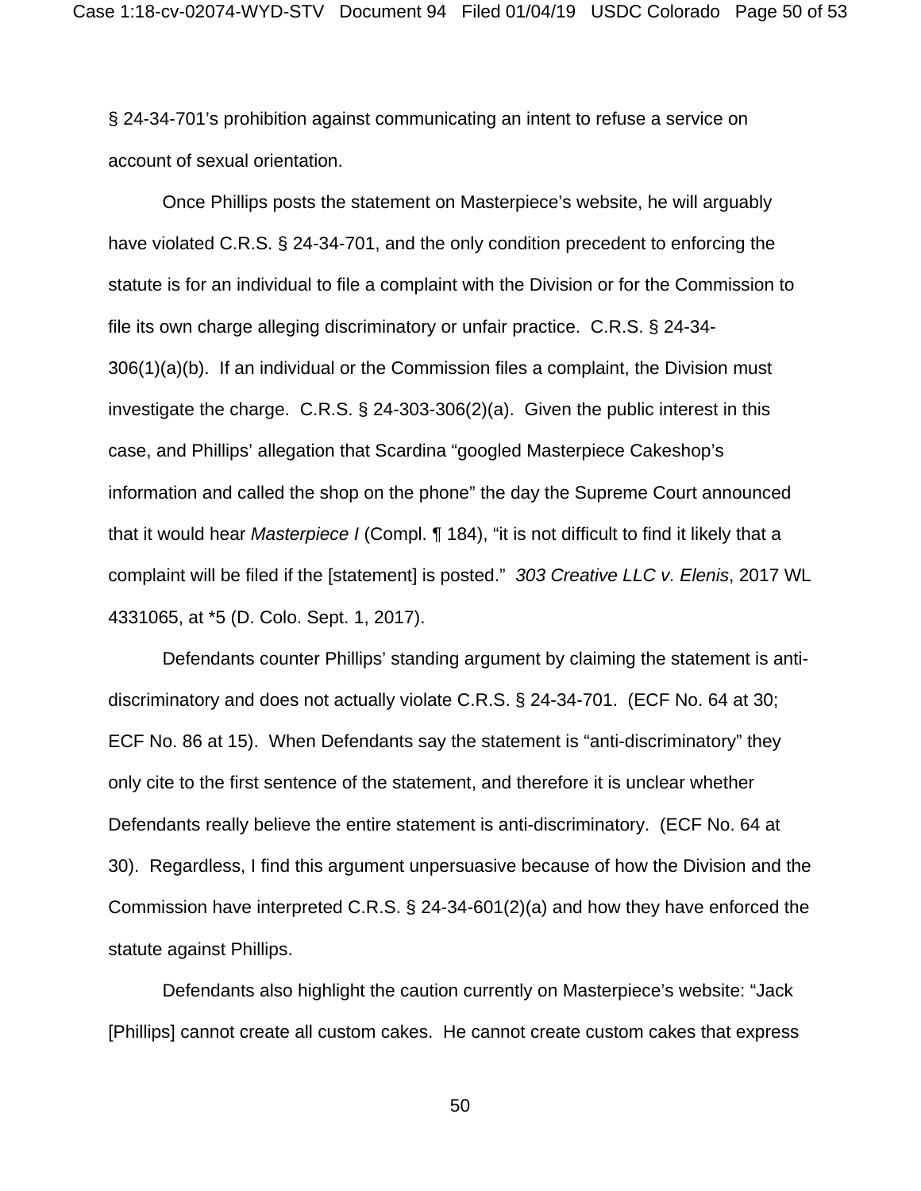§ 24-34-701's prohibition against communicating an intent to refuse a service on account of sexual orientation.

Once Phillips posts the statement on Masterpiece's website, he will arguably have violated C.R.S. § 24-34-701, and the only condition precedent to enforcing the statute is for an individual to file a complaint with the Division or for the Commission to file its own charge alleging discriminatory or unfair practice. C.R.S. § 24-34-306(1)(a)(b). If an individual or the Commission files a complaint, the Division must investigate the charge. C.R.S. § 24-303-306(2)(a). Given the public interest in this case, and Phillips' allegation that Scardina "googled Masterpiece Cakeshop's information and called the shop on the phone" the day the Supreme Court announced that it would hear *Masterpiece I* (Compl. ¶ 184), "it is not difficult to find it likely that a complaint will be filed if the [statement] is posted." *303 Creative LLC v. Elenis*, 2017 WL 4331065, at *5 (D. Colo. Sept. 1, 2017).

Defendants counter Phillips' standing argument by claiming the statement is anti-discriminatory and does not actually violate C.R.S. § 24-34-701. (ECF No. 64 at 30; ECF No. 86 at 15). When Defendants say the statement is "anti-discriminatory" they only cite to the first sentence of the statement, and therefore it is unclear whether Defendants really believe the entire statement is anti-discriminatory. (ECF No. 64 at 30). Regardless, I find this argument unpersuasive because of how the Division and the Commission have interpreted C.R.S. § 24-34-601(2)(a) and how they have enforced the statute against Phillips.

Defendants also highlight the caution currently on Masterpiece's website: "Jack [Phillips] cannot create all custom cakes. He cannot create custom cakes that express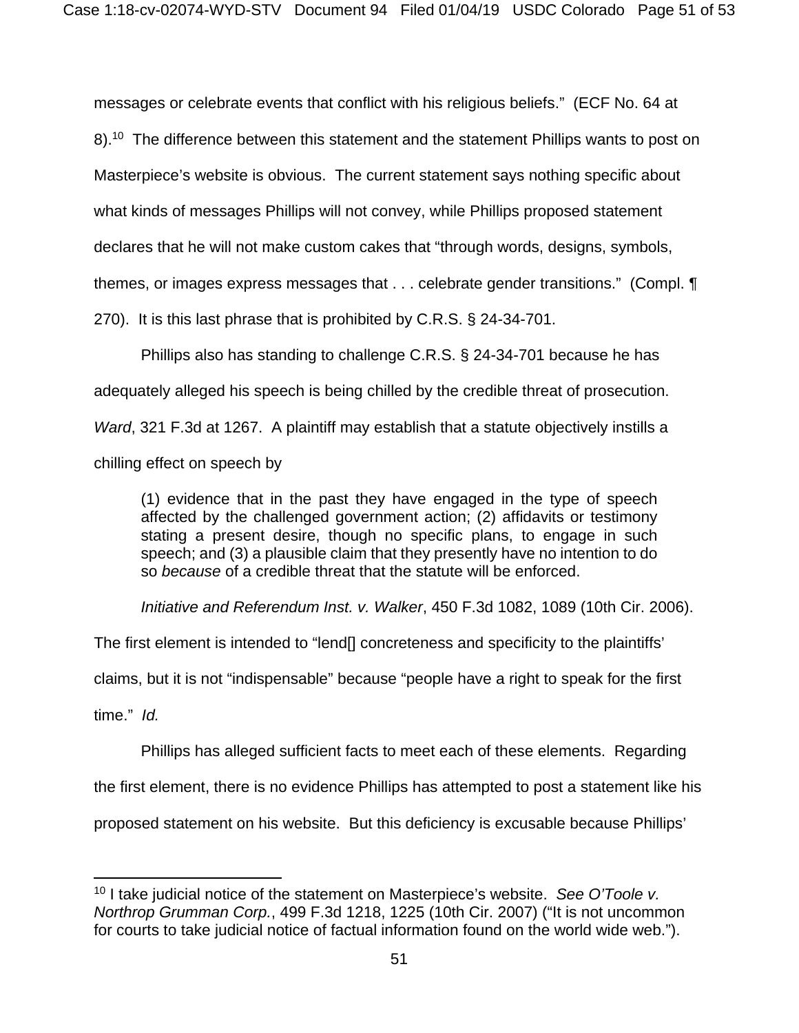messages or celebrate events that conflict with his religious beliefs." (ECF No. 64 at 8).[10] The difference between this statement and the statement Phillips wants to post on Masterpiece's website is obvious. The current statement says nothing specific about what kinds of messages Phillips will not convey, while Phillips proposed statement declares that he will not make custom cakes that "through words, designs, symbols, themes, or images express messages that . . . celebrate gender transitions." (Compl. ¶ 270). It is this last phrase that is prohibited by C.R.S. § 24-34-701.

Phillips also has standing to challenge C.R.S. § 24-34-701 because he has adequately alleged his speech is being chilled by the credible threat of prosecution. *Ward*, 321 F.3d at 1267. A plaintiff may establish that a statute objectively instills a chilling effect on speech by

> (1) evidence that in the past they have engaged in the type of speech affected by the challenged government action; (2) affidavits or testimony stating a present desire, though no specific plans, to engage in such speech; and (3) a plausible claim that they presently have no intention to do so *because* of a credible threat that the statute will be enforced.

*Initiative and Referendum Inst. v. Walker*, 450 F.3d 1082, 1089 (10th Cir. 2006). The first element is intended to "lend[] concreteness and specificity to the plaintiffs' claims, but it is not "indispensable" because "people have a right to speak for the first time." *Id.*

Phillips has alleged sufficient facts to meet each of these elements. Regarding the first element, there is no evidence Phillips has attempted to post a statement like his proposed statement on his website. But this deficiency is excusable because Phillips'

---

[10] I take judicial notice of the statement on Masterpiece's website. *See O'Toole v. Northrop Grumman Corp.*, 499 F.3d 1218, 1225 (10th Cir. 2007) ("It is not uncommon for courts to take judicial notice of factual information found on the world wide web.").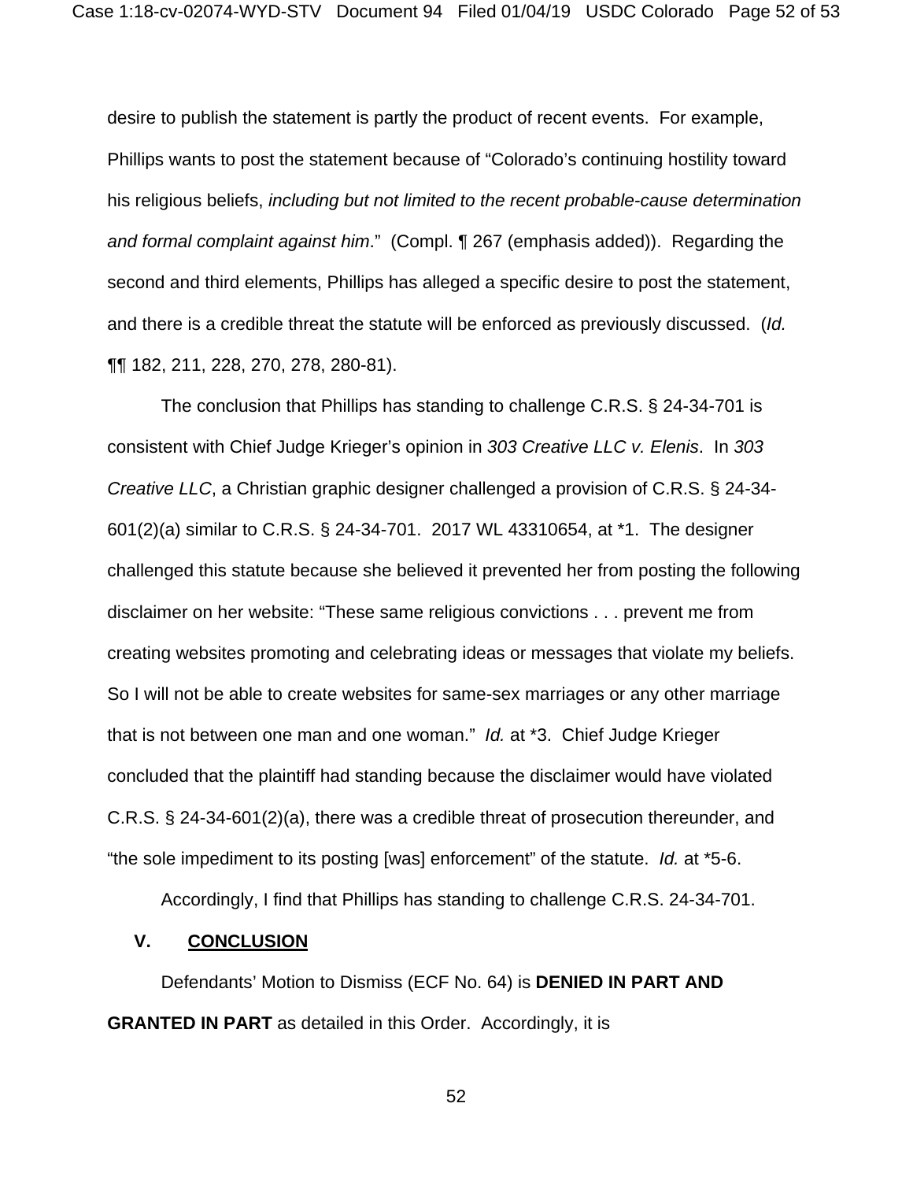desire to publish the statement is partly the product of recent events. For example, Phillips wants to post the statement because of "Colorado's continuing hostility toward his religious beliefs, *including but not limited to the recent probable-cause determination and formal complaint against him*." (Compl. ¶ 267 (emphasis added)). Regarding the second and third elements, Phillips has alleged a specific desire to post the statement, and there is a credible threat the statute will be enforced as previously discussed. (*Id.* ¶¶ 182, 211, 228, 270, 278, 280-81).

The conclusion that Phillips has standing to challenge C.R.S. § 24-34-701 is consistent with Chief Judge Krieger's opinion in *303 Creative LLC v. Elenis*. In *303 Creative LLC*, a Christian graphic designer challenged a provision of C.R.S. § 24-34-601(2)(a) similar to C.R.S. § 24-34-701. 2017 WL 43310654, at *1. The designer challenged this statute because she believed it prevented her from posting the following disclaimer on her website: "These same religious convictions . . . prevent me from creating websites promoting and celebrating ideas or messages that violate my beliefs. So I will not be able to create websites for same-sex marriages or any other marriage that is not between one man and one woman." *Id.* at *3. Chief Judge Krieger concluded that the plaintiff had standing because the disclaimer would have violated C.R.S. § 24-34-601(2)(a), there was a credible threat of prosecution thereunder, and "the sole impediment to its posting [was] enforcement" of the statute. *Id.* at *5-6.

Accordingly, I find that Phillips has standing to challenge C.R.S. 24-34-701.

## V. CONCLUSION

Defendants' Motion to Dismiss (ECF No. 64) is **DENIED IN PART AND GRANTED IN PART** as detailed in this Order. Accordingly, it is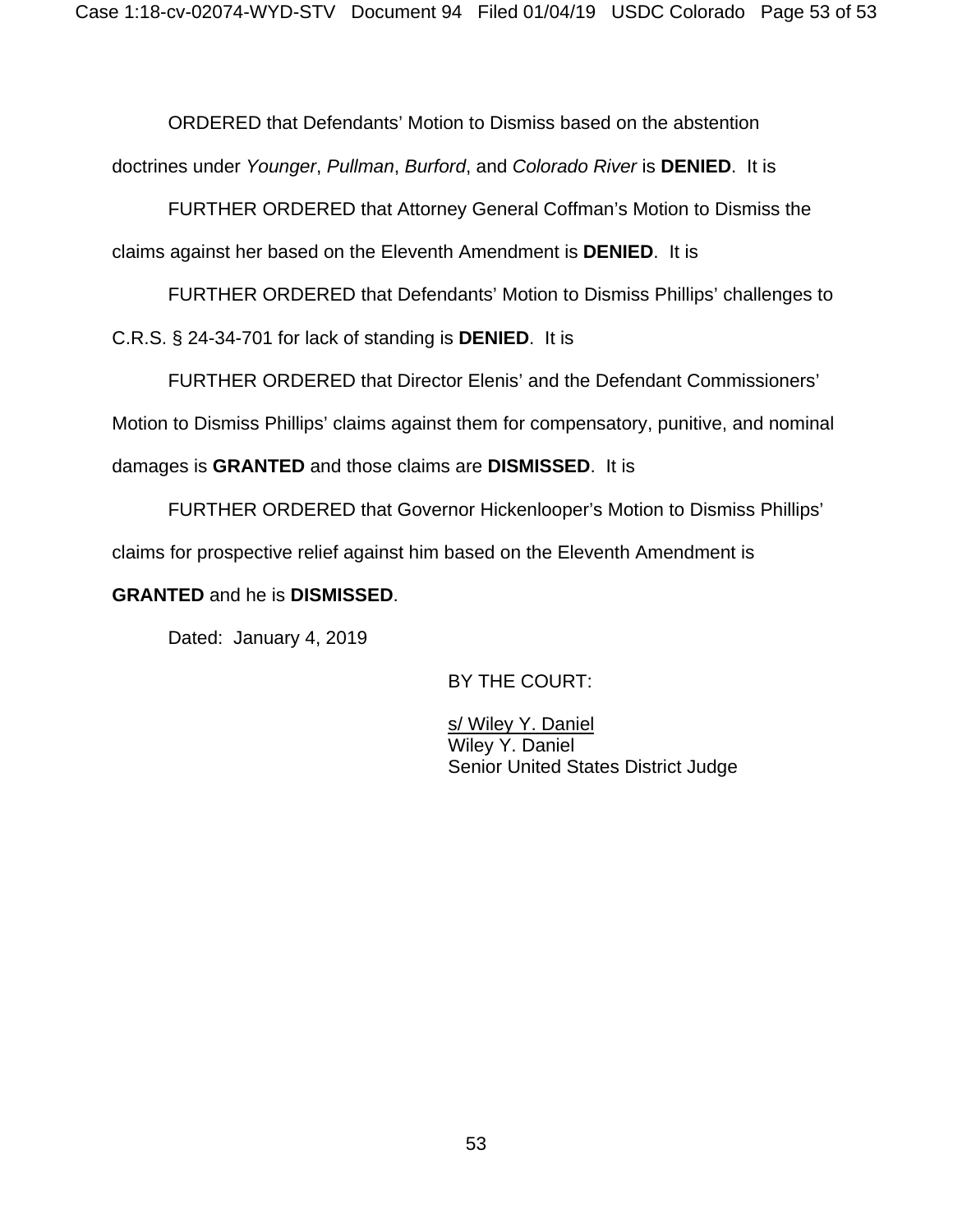ORDERED that Defendants' Motion to Dismiss based on the abstention doctrines under *Younger*, *Pullman*, *Burford*, and *Colorado River* is **DENIED**. It is

FURTHER ORDERED that Attorney General Coffman's Motion to Dismiss the claims against her based on the Eleventh Amendment is **DENIED**. It is

FURTHER ORDERED that Defendants' Motion to Dismiss Phillips' challenges to C.R.S. § 24-34-701 for lack of standing is **DENIED**. It is

FURTHER ORDERED that Director Elenis' and the Defendant Commissioners' Motion to Dismiss Phillips' claims against them for compensatory, punitive, and nominal damages is **GRANTED** and those claims are **DISMISSED**. It is

FURTHER ORDERED that Governor Hickenlooper's Motion to Dismiss Phillips' claims for prospective relief against him based on the Eleventh Amendment is **GRANTED** and he is **DISMISSED**.

Dated: January 4, 2019

BY THE COURT:

s/ Wiley Y. Daniel
Wiley Y. Daniel
Senior United States District Judge